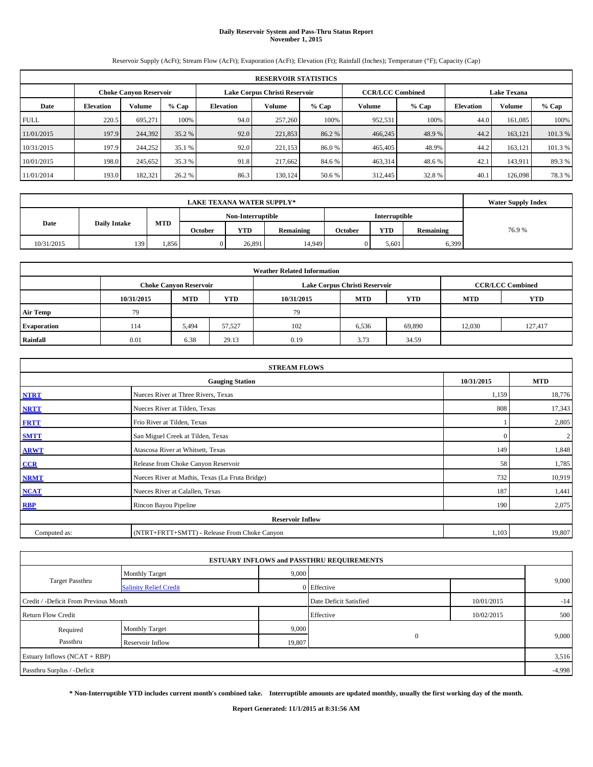# Daily Reservoir System and Pass-Thru Status Report
## November 1, 2015

Reservoir Supply (AcFt); Stream Flow (AcFt); Evaporation (AcFt); Elevation (Ft); Rainfall (Inches); Temperature (°F); Capacity (Cap)

| RESERVOIR STATISTICS | | | | | | | | | | | |
|---|---|---|---|---|---|---|---|---|---|---|---|
| | Choke Canyon Reservoir | | | Lake Corpus Christi Reservoir | | | CCR/LCC Combined | | Lake Texana | | |
| Date | Elevation | Volume | % Cap | Elevation | Volume | % Cap | Volume | % Cap | Elevation | Volume | % Cap |
| FULL | 220.5 | 695,271 | 100% | 94.0 | 257,260 | 100% | 952,531 | 100% | 44.0 | 161,085 | 100% |
| 11/01/2015 | 197.9 | 244,392 | 35.2 % | 92.0 | 221,853 | 86.2 % | 466,245 | 48.9 % | 44.2 | 163,121 | 101.3 % |
| 10/31/2015 | 197.9 | 244,252 | 35.1 % | 92.0 | 221,153 | 86.0 % | 465,405 | 48.9% | 44.2 | 163,121 | 101.3 % |
| 10/01/2015 | 198.0 | 245,652 | 35.3 % | 91.8 | 217,662 | 84.6 % | 463,314 | 48.6 % | 42.1 | 143,911 | 89.3 % |
| 11/01/2014 | 193.0 | 182,321 | 26.2 % | 86.3 | 130,124 | 50.6 % | 312,445 | 32.8 % | 40.1 | 126,098 | 78.3 % |

| LAKE TEXANA WATER SUPPLY* | | | | | | | | | Water Supply Index |
|---|---|---|---|---|---|---|---|---|---|
| Date | Daily Intake | MTD | Non-Interruptible | | | Interruptible | | | |
| | | | October | YTD | Remaining | October | YTD | Remaining | |
| 10/31/2015 | 139 | 1,856 | 0 | 26,891 | 14,949 | 0 | 5,601 | 6,399 | 76.9 % |

| Weather Related Information | | | | | | | | |
|---|---|---|---|---|---|---|---|---|
| | Choke Canyon Reservoir | | | Lake Corpus Christi Reservoir | | | CCR/LCC Combined | |
| | 10/31/2015 | MTD | YTD | 10/31/2015 | MTD | YTD | MTD | YTD |
| Air Temp | 79 | | | 79 | | | | |
| Evaporation | 114 | 5,494 | 57,527 | 102 | 6,536 | 69,890 | 12,030 | 127,417 |
| Rainfall | 0.01 | 6.38 | 29.13 | 0.19 | 3.73 | 34.59 | | |

| STREAM FLOWS | | | |
|---|---|---|---|
| | Gauging Station | 10/31/2015 | MTD |
| NTRT | Nueces River at Three Rivers, Texas | 1,159 | 18,776 |
| NRTT | Nueces River at Tilden, Texas | 808 | 17,343 |
| FRTT | Frio River at Tilden, Texas | 1 | 2,805 |
| SMTT | San Miguel Creek at Tilden, Texas | 0 | 2 |
| ARWT | Atascosa River at Whitsett, Texas | 149 | 1,848 |
| CCR | Release from Choke Canyon Reservoir | 58 | 1,785 |
| NRMT | Nueces River at Mathis, Texas (La Fruta Bridge) | 732 | 10,919 |
| NCAT | Nueces River at Calallen, Texas | 187 | 1,441 |
| RBP | Rincon Bayou Pipeline | 190 | 2,075 |
| Reservoir Inflow | | | |
| Computed as: | (NTRT+FRTT+SMTT) - Release From Choke Canyon | 1,103 | 19,807 |

| ESTUARY INFLOWS and PASSTHRU REQUIREMENTS | | | | | |
|---|---|---|---|---|---|
| Target Passthru | Monthly Target | 9,000 | | | 9,000 |
| | Salinity Relief Credit | 0 | Effective | | |
| Credit / -Deficit From Previous Month | | | Date Deficit Satisfied | 10/01/2015 | -14 |
| Return Flow Credit | | | Effective | 10/02/2015 | 500 |
| Required Passthru | Monthly Target | 9,000 | 0 | | 9,000 |
| | Reservoir Inflow | 19,807 | | | |
| Estuary Inflows (NCAT + RBP) | | | | | 3,516 |
| Passthru Surplus / -Deficit | | | | | -4,998 |

**\* Non-Interruptible YTD includes current month's combined take. Interruptible amounts are updated monthly, usually the first working day of the month.**

**Report Generated: 11/1/2015 at 8:31:56 AM**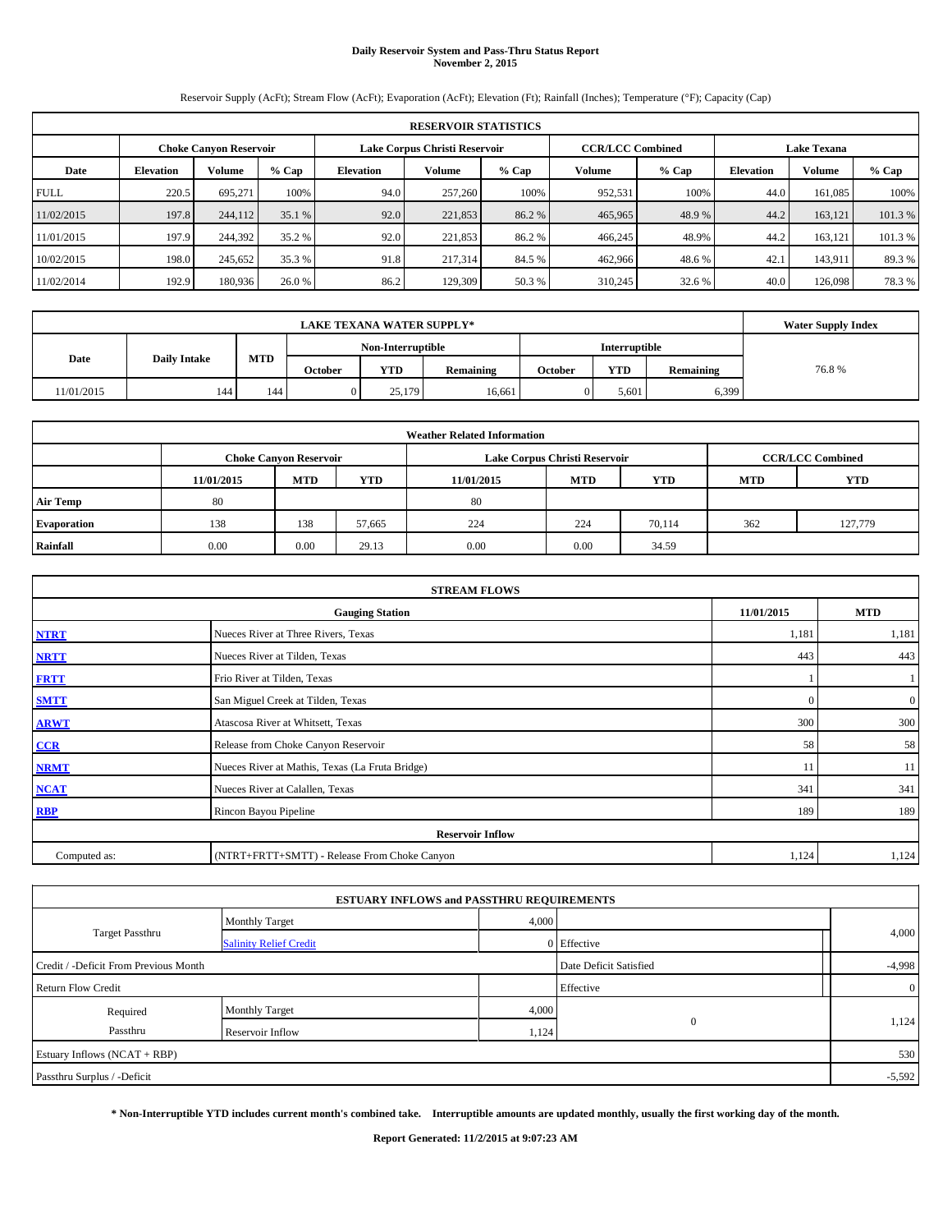# Daily Reservoir System and Pass-Thru Status Report
## November 2, 2015

Reservoir Supply (AcFt); Stream Flow (AcFt); Evaporation (AcFt); Elevation (Ft); Rainfall (Inches); Temperature (°F); Capacity (Cap)

| RESERVOIR STATISTICS | | | | | | | | | | | |
|---|---|---|---|---|---|---|---|---|---|---|---|
| | Choke Canyon Reservoir | | | Lake Corpus Christi Reservoir | | | CCR/LCC Combined | | Lake Texana | | |
| Date | Elevation | Volume | % Cap | Elevation | Volume | % Cap | Volume | % Cap | Elevation | Volume | % Cap |
| FULL | 220.5 | 695,271 | 100% | 94.0 | 257,260 | 100% | 952,531 | 100% | 44.0 | 161,085 | 100% |
| 11/02/2015 | 197.8 | 244,112 | 35.1 % | 92.0 | 221,853 | 86.2 % | 465,965 | 48.9 % | 44.2 | 163,121 | 101.3 % |
| 11/01/2015 | 197.9 | 244,392 | 35.2 % | 92.0 | 221,853 | 86.2 % | 466,245 | 48.9% | 44.2 | 163,121 | 101.3 % |
| 10/02/2015 | 198.0 | 245,652 | 35.3 % | 91.8 | 217,314 | 84.5 % | 462,966 | 48.6 % | 42.1 | 143,911 | 89.3 % |
| 11/02/2014 | 192.9 | 180,936 | 26.0 % | 86.2 | 129,309 | 50.3 % | 310,245 | 32.6 % | 40.0 | 126,098 | 78.3 % |

| LAKE TEXANA WATER SUPPLY* | | | | | | | | | Water Supply Index |
|---|---|---|---|---|---|---|---|---|---|
| Date | Daily Intake | MTD | Non-Interruptible | | | Interruptible | | | |
| | | | October | YTD | Remaining | October | YTD | Remaining | |
| 11/01/2015 | 144 | 144 | 0 | 25,179 | 16,661 | 0 | 5,601 | 6,399 | 76.8 % |

| Weather Related Information | | | | | | | | |
|---|---|---|---|---|---|---|---|---|
| | Choke Canyon Reservoir | | | Lake Corpus Christi Reservoir | | | CCR/LCC Combined | |
| | 11/01/2015 | MTD | YTD | 11/01/2015 | MTD | YTD | MTD | YTD |
| Air Temp | 80 | | | 80 | | | | |
| Evaporation | 138 | 138 | 57,665 | 224 | 224 | 70,114 | 362 | 127,779 |
| Rainfall | 0.00 | 0.00 | 29.13 | 0.00 | 0.00 | 34.59 | | |

| STREAM FLOWS | | | |
|---|---|---|---|
| | Gauging Station | 11/01/2015 | MTD |
| NTRT | Nueces River at Three Rivers, Texas | 1,181 | 1,181 |
| NRTT | Nueces River at Tilden, Texas | 443 | 443 |
| FRTT | Frio River at Tilden, Texas | 1 | 1 |
| SMTT | San Miguel Creek at Tilden, Texas | 0 | 0 |
| ARWT | Atascosa River at Whitsett, Texas | 300 | 300 |
| CCR | Release from Choke Canyon Reservoir | 58 | 58 |
| NRMT | Nueces River at Mathis, Texas (La Fruta Bridge) | 11 | 11 |
| NCAT | Nueces River at Calallen, Texas | 341 | 341 |
| RBP | Rincon Bayou Pipeline | 189 | 189 |
| Reservoir Inflow | | | |
| Computed as: | (NTRT+FRTT+SMTT) - Release From Choke Canyon | 1,124 | 1,124 |

| ESTUARY INFLOWS and PASSTHRU REQUIREMENTS | | | | |
|---|---|---|---|---|
| Target Passthru | Monthly Target | 4,000 | | 4,000 |
| | Salinity Relief Credit | 0 | Effective | |
| Credit / -Deficit From Previous Month | | | Date Deficit Satisfied | -4,998 |
| Return Flow Credit | | | Effective | 0 |
| Required Passthru | Monthly Target | 4,000 | 0 | 1,124 |
| | Reservoir Inflow | 1,124 | | |
| Estuary Inflows (NCAT + RBP) | | | | 530 |
| Passthru Surplus / -Deficit | | | | -5,592 |

**\* Non-Interruptible YTD includes current month's combined take. Interruptible amounts are updated monthly, usually the first working day of the month.**

**Report Generated: 11/2/2015 at 9:07:23 AM**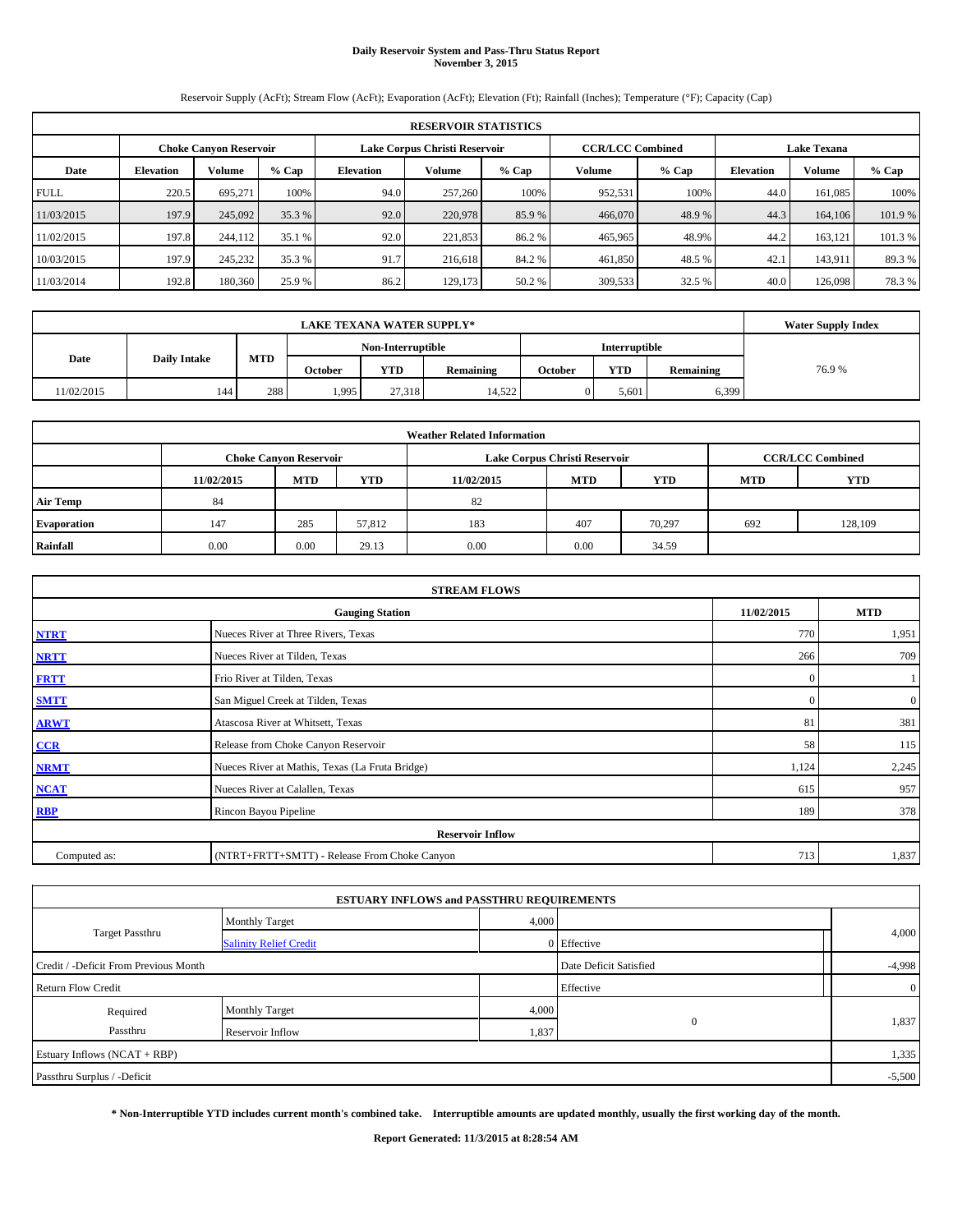# Daily Reservoir System and Pass-Thru Status Report
## November 3, 2015

Reservoir Supply (AcFt); Stream Flow (AcFt); Evaporation (AcFt); Elevation (Ft); Rainfall (Inches); Temperature (°F); Capacity (Cap)

| RESERVOIR STATISTICS | | | | | | | | | | | |
|---|---|---|---|---|---|---|---|---|---|---|---|
| | Choke Canyon Reservoir | | | Lake Corpus Christi Reservoir | | | CCR/LCC Combined | | Lake Texana | | |
| Date | Elevation | Volume | % Cap | Elevation | Volume | % Cap | Volume | % Cap | Elevation | Volume | % Cap |
| FULL | 220.5 | 695,271 | 100% | 94.0 | 257,260 | 100% | 952,531 | 100% | 44.0 | 161,085 | 100% |
| 11/03/2015 | 197.9 | 245,092 | 35.3 % | 92.0 | 220,978 | 85.9 % | 466,070 | 48.9 % | 44.3 | 164,106 | 101.9 % |
| 11/02/2015 | 197.8 | 244,112 | 35.1 % | 92.0 | 221,853 | 86.2 % | 465,965 | 48.9% | 44.2 | 163,121 | 101.3 % |
| 10/03/2015 | 197.9 | 245,232 | 35.3 % | 91.7 | 216,618 | 84.2 % | 461,850 | 48.5 % | 42.1 | 143,911 | 89.3 % |
| 11/03/2014 | 192.8 | 180,360 | 25.9 % | 86.2 | 129,173 | 50.2 % | 309,533 | 32.5 % | 40.0 | 126,098 | 78.3 % |

| LAKE TEXANA WATER SUPPLY* | | | | | | | | | Water Supply Index |
|---|---|---|---|---|---|---|---|---|---|
| Date | Daily Intake | MTD | Non-Interruptible | | | Interruptible | | | |
| | | | October | YTD | Remaining | October | YTD | Remaining | |
| 11/02/2015 | 144 | 288 | 1,995 | 27,318 | 14,522 | 0 | 5,601 | 6,399 | 76.9 % |

| Weather Related Information | | | | | | | | |
|---|---|---|---|---|---|---|---|---|
| | Choke Canyon Reservoir | | | Lake Corpus Christi Reservoir | | | CCR/LCC Combined | |
| | 11/02/2015 | MTD | YTD | 11/02/2015 | MTD | YTD | MTD | YTD |
| Air Temp | 84 | | | 82 | | | | |
| Evaporation | 147 | 285 | 57,812 | 183 | 407 | 70,297 | 692 | 128,109 |
| Rainfall | 0.00 | 0.00 | 29.13 | 0.00 | 0.00 | 34.59 | | |

| STREAM FLOWS | | | |
|---|---|---|---|
| | Gauging Station | 11/02/2015 | MTD |
| NTRT | Nueces River at Three Rivers, Texas | 770 | 1,951 |
| NRTT | Nueces River at Tilden, Texas | 266 | 709 |
| FRTT | Frio River at Tilden, Texas | 0 | 1 |
| SMTT | San Miguel Creek at Tilden, Texas | 0 | 0 |
| ARWT | Atascosa River at Whitsett, Texas | 81 | 381 |
| CCR | Release from Choke Canyon Reservoir | 58 | 115 |
| NRMT | Nueces River at Mathis, Texas (La Fruta Bridge) | 1,124 | 2,245 |
| NCAT | Nueces River at Calallen, Texas | 615 | 957 |
| RBP | Rincon Bayou Pipeline | 189 | 378 |
| Reservoir Inflow | | | |
| Computed as: | (NTRT+FRTT+SMTT) - Release From Choke Canyon | 713 | 1,837 |

| ESTUARY INFLOWS and PASSTHRU REQUIREMENTS | | | | |
|---|---|---|---|---|
| Target Passthru | Monthly Target | 4,000 | | 4,000 |
| | Salinity Relief Credit | 0 | Effective | |
| Credit / -Deficit From Previous Month | | | Date Deficit Satisfied | -4,998 |
| Return Flow Credit | | | Effective | 0 |
| Required Passthru | Monthly Target | 4,000 | 0 | 1,837 |
| | Reservoir Inflow | 1,837 | | |
| Estuary Inflows (NCAT + RBP) | | | | 1,335 |
| Passthru Surplus / -Deficit | | | | -5,500 |

**\* Non-Interruptible YTD includes current month's combined take. Interruptible amounts are updated monthly, usually the first working day of the month.**

**Report Generated: 11/3/2015 at 8:28:54 AM**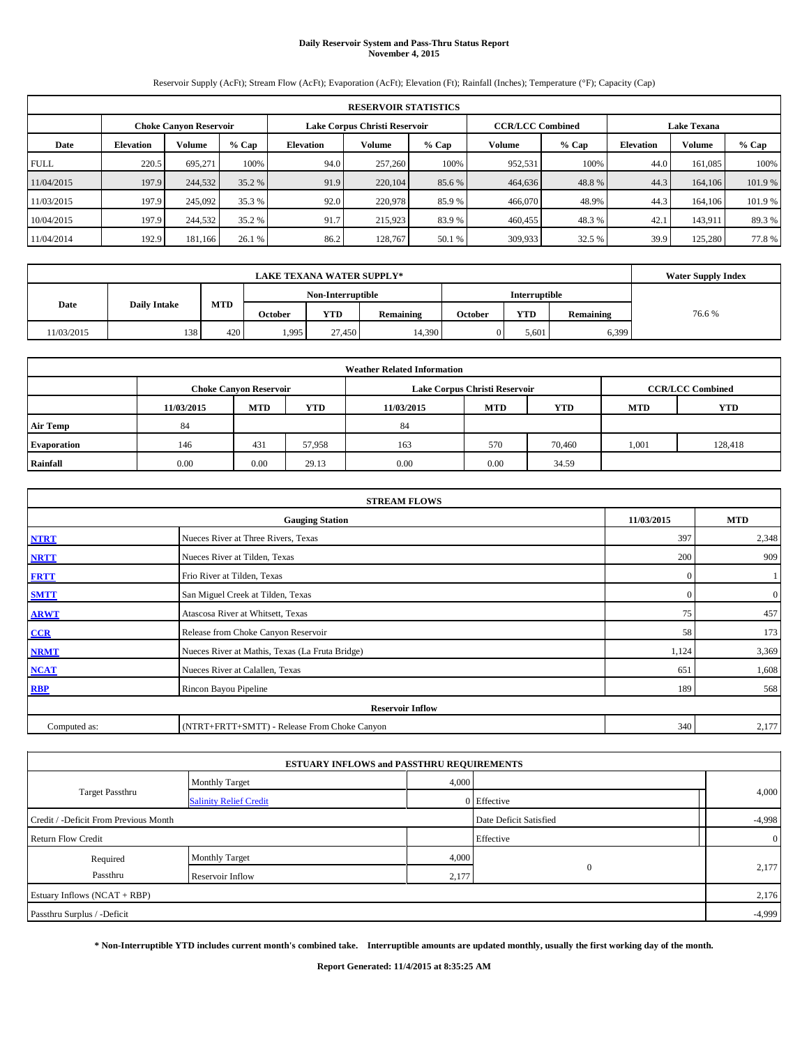# Daily Reservoir System and Pass-Thru Status Report
## November 4, 2015

Reservoir Supply (AcFt); Stream Flow (AcFt); Evaporation (AcFt); Elevation (Ft); Rainfall (Inches); Temperature (°F); Capacity (Cap)

| RESERVOIR STATISTICS | | | | | | | | | | | |
|---|---|---|---|---|---|---|---|---|---|---|---|
| | Choke Canyon Reservoir | | | Lake Corpus Christi Reservoir | | | CCR/LCC Combined | | Lake Texana | | |
| Date | Elevation | Volume | % Cap | Elevation | Volume | % Cap | Volume | % Cap | Elevation | Volume | % Cap |
| FULL | 220.5 | 695,271 | 100% | 94.0 | 257,260 | 100% | 952,531 | 100% | 44.0 | 161,085 | 100% |
| 11/04/2015 | 197.9 | 244,532 | 35.2 % | 91.9 | 220,104 | 85.6 % | 464,636 | 48.8 % | 44.3 | 164,106 | 101.9 % |
| 11/03/2015 | 197.9 | 245,092 | 35.3 % | 92.0 | 220,978 | 85.9 % | 466,070 | 48.9% | 44.3 | 164,106 | 101.9 % |
| 10/04/2015 | 197.9 | 244,532 | 35.2 % | 91.7 | 215,923 | 83.9 % | 460,455 | 48.3 % | 42.1 | 143,911 | 89.3 % |
| 11/04/2014 | 192.9 | 181,166 | 26.1 % | 86.2 | 128,767 | 50.1 % | 309,933 | 32.5 % | 39.9 | 125,280 | 77.8 % |

| LAKE TEXANA WATER SUPPLY* | | | | | | | | | Water Supply Index |
|---|---|---|---|---|---|---|---|---|---|
| Date | Daily Intake | MTD | Non-Interruptible | | | Interruptible | | | |
| | | | October | YTD | Remaining | October | YTD | Remaining | |
| 11/03/2015 | 138 | 420 | 1,995 | 27,450 | 14,390 | 0 | 5,601 | 6,399 | 76.6 % |

| Weather Related Information | | | | | | | | |
|---|---|---|---|---|---|---|---|---|
| | Choke Canyon Reservoir | | | Lake Corpus Christi Reservoir | | | CCR/LCC Combined | |
| | 11/03/2015 | MTD | YTD | 11/03/2015 | MTD | YTD | MTD | YTD |
| Air Temp | 84 | | | 84 | | | | |
| Evaporation | 146 | 431 | 57,958 | 163 | 570 | 70,460 | 1,001 | 128,418 |
| Rainfall | 0.00 | 0.00 | 29.13 | 0.00 | 0.00 | 34.59 | | |

| STREAM FLOWS | | | |
|---|---|---|---|
| | Gauging Station | 11/03/2015 | MTD |
| NTRT | Nueces River at Three Rivers, Texas | 397 | 2,348 |
| NRTT | Nueces River at Tilden, Texas | 200 | 909 |
| FRTT | Frio River at Tilden, Texas | 0 | 1 |
| SMTT | San Miguel Creek at Tilden, Texas | 0 | 0 |
| ARWT | Atascosa River at Whitsett, Texas | 75 | 457 |
| CCR | Release from Choke Canyon Reservoir | 58 | 173 |
| NRMT | Nueces River at Mathis, Texas (La Fruta Bridge) | 1,124 | 3,369 |
| NCAT | Nueces River at Calallen, Texas | 651 | 1,608 |
| RBP | Rincon Bayou Pipeline | 189 | 568 |
| Reservoir Inflow | | | |
| Computed as: | (NTRT+FRTT+SMTT) - Release From Choke Canyon | 340 | 2,177 |

| ESTUARY INFLOWS and PASSTHRU REQUIREMENTS | | | | |
|---|---|---|---|---|
| Target Passthru | Monthly Target | 4,000 | | 4,000 |
| | Salinity Relief Credit | 0 | Effective | |
| Credit / -Deficit From Previous Month | | | Date Deficit Satisfied | -4,998 |
| Return Flow Credit | | | Effective | 0 |
| Required Passthru | Monthly Target | 4,000 | 0 | 2,177 |
| | Reservoir Inflow | 2,177 | | |
| Estuary Inflows (NCAT + RBP) | | | | 2,176 |
| Passthru Surplus / -Deficit | | | | -4,999 |

**\* Non-Interruptible YTD includes current month's combined take. Interruptible amounts are updated monthly, usually the first working day of the month.**

**Report Generated: 11/4/2015 at 8:35:25 AM**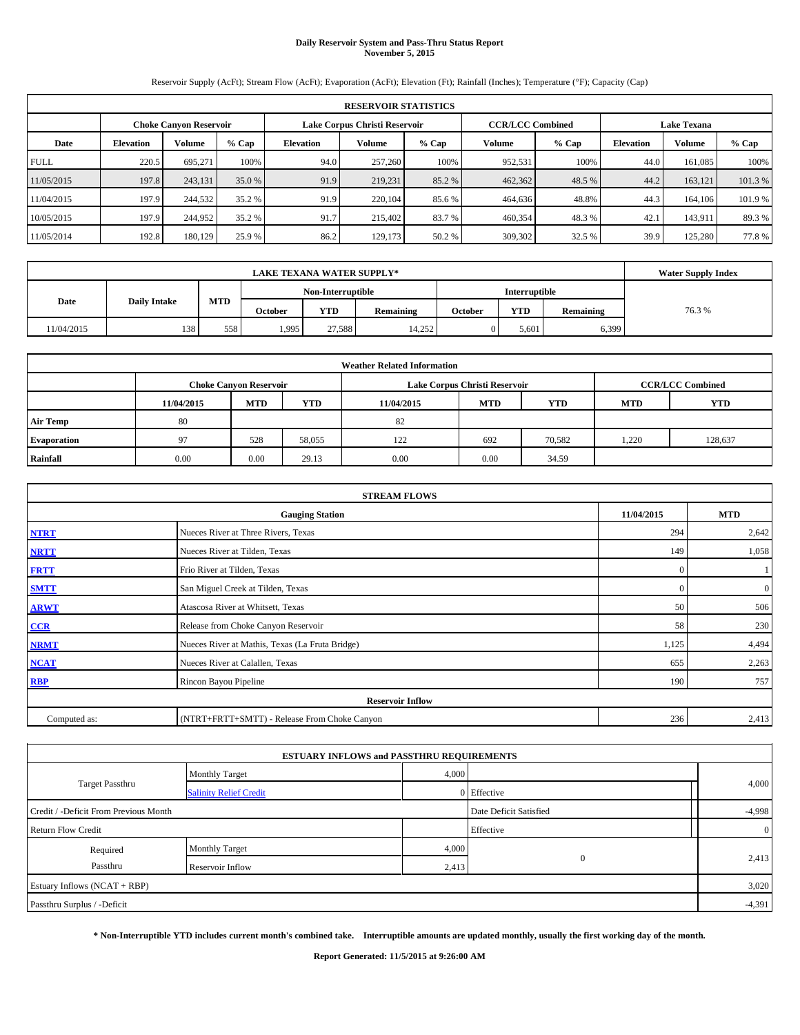# Daily Reservoir System and Pass-Thru Status Report
**November 5, 2015**

Reservoir Supply (AcFt); Stream Flow (AcFt); Evaporation (AcFt); Elevation (Ft); Rainfall (Inches); Temperature (°F); Capacity (Cap)

| RESERVOIR STATISTICS | | | | | | | | | | | |
|---|---|---|---|---|---|---|---|---|---|---|---|
| | Choke Canyon Reservoir | | | Lake Corpus Christi Reservoir | | | CCR/LCC Combined | | Lake Texana | | |
| Date | Elevation | Volume | % Cap | Elevation | Volume | % Cap | Volume | % Cap | Elevation | Volume | % Cap |
| FULL | 220.5 | 695,271 | 100% | 94.0 | 257,260 | 100% | 952,531 | 100% | 44.0 | 161,085 | 100% |
| 11/05/2015 | 197.8 | 243,131 | 35.0 % | 91.9 | 219,231 | 85.2 % | 462,362 | 48.5 % | 44.2 | 163,121 | 101.3 % |
| 11/04/2015 | 197.9 | 244,532 | 35.2 % | 91.9 | 220,104 | 85.6 % | 464,636 | 48.8% | 44.3 | 164,106 | 101.9 % |
| 10/05/2015 | 197.9 | 244,952 | 35.2 % | 91.7 | 215,402 | 83.7 % | 460,354 | 48.3 % | 42.1 | 143,911 | 89.3 % |
| 11/05/2014 | 192.8 | 180,129 | 25.9 % | 86.2 | 129,173 | 50.2 % | 309,302 | 32.5 % | 39.9 | 125,280 | 77.8 % |

| LAKE TEXANA WATER SUPPLY* | | | | | | | | | Water Supply Index |
|---|---|---|---|---|---|---|---|---|---|
| Date | Daily Intake | MTD | Non-Interruptible | | | Interruptible | | | |
| | | | October | YTD | Remaining | October | YTD | Remaining | |
| 11/04/2015 | 138 | 558 | 1,995 | 27,588 | 14,252 | 0 | 5,601 | 6,399 | 76.3 % |

| Weather Related Information | | | | | | | | |
|---|---|---|---|---|---|---|---|---|
| | Choke Canyon Reservoir | | | Lake Corpus Christi Reservoir | | | CCR/LCC Combined | |
| | 11/04/2015 | MTD | YTD | 11/04/2015 | MTD | YTD | MTD | YTD |
| Air Temp | 80 | | | 82 | | | | |
| Evaporation | 97 | 528 | 58,055 | 122 | 692 | 70,582 | 1,220 | 128,637 |
| Rainfall | 0.00 | 0.00 | 29.13 | 0.00 | 0.00 | 34.59 | | |

| STREAM FLOWS | | | |
|---|---|---|---|
| | Gauging Station | 11/04/2015 | MTD |
| NTRT | Nueces River at Three Rivers, Texas | 294 | 2,642 |
| NRTT | Nueces River at Tilden, Texas | 149 | 1,058 |
| FRTT | Frio River at Tilden, Texas | 0 | 1 |
| SMTT | San Miguel Creek at Tilden, Texas | 0 | 0 |
| ARWT | Atascosa River at Whitsett, Texas | 50 | 506 |
| CCR | Release from Choke Canyon Reservoir | 58 | 230 |
| NRMT | Nueces River at Mathis, Texas (La Fruta Bridge) | 1,125 | 4,494 |
| NCAT | Nueces River at Calallen, Texas | 655 | 2,263 |
| RBP | Rincon Bayou Pipeline | 190 | 757 |
| Reservoir Inflow | | | |
| Computed as: | (NTRT+FRTT+SMTT) - Release From Choke Canyon | 236 | 2,413 |

| ESTUARY INFLOWS and PASSTHRU REQUIREMENTS | | | | |
|---|---|---|---|---|
| Target Passthru | Monthly Target | 4,000 | | 4,000 |
| | Salinity Relief Credit | 0 | Effective | |
| Credit / -Deficit From Previous Month | | | Date Deficit Satisfied | -4,998 |
| Return Flow Credit | | | Effective | 0 |
| Required Passthru | Monthly Target | 4,000 | 0 | 2,413 |
| | Reservoir Inflow | 2,413 | | |
| Estuary Inflows (NCAT + RBP) | | | | 3,020 |
| Passthru Surplus / -Deficit | | | | -4,391 |

**\* Non-Interruptible YTD includes current month's combined take. Interruptible amounts are updated monthly, usually the first working day of the month.**

**Report Generated: 11/5/2015 at 9:26:00 AM**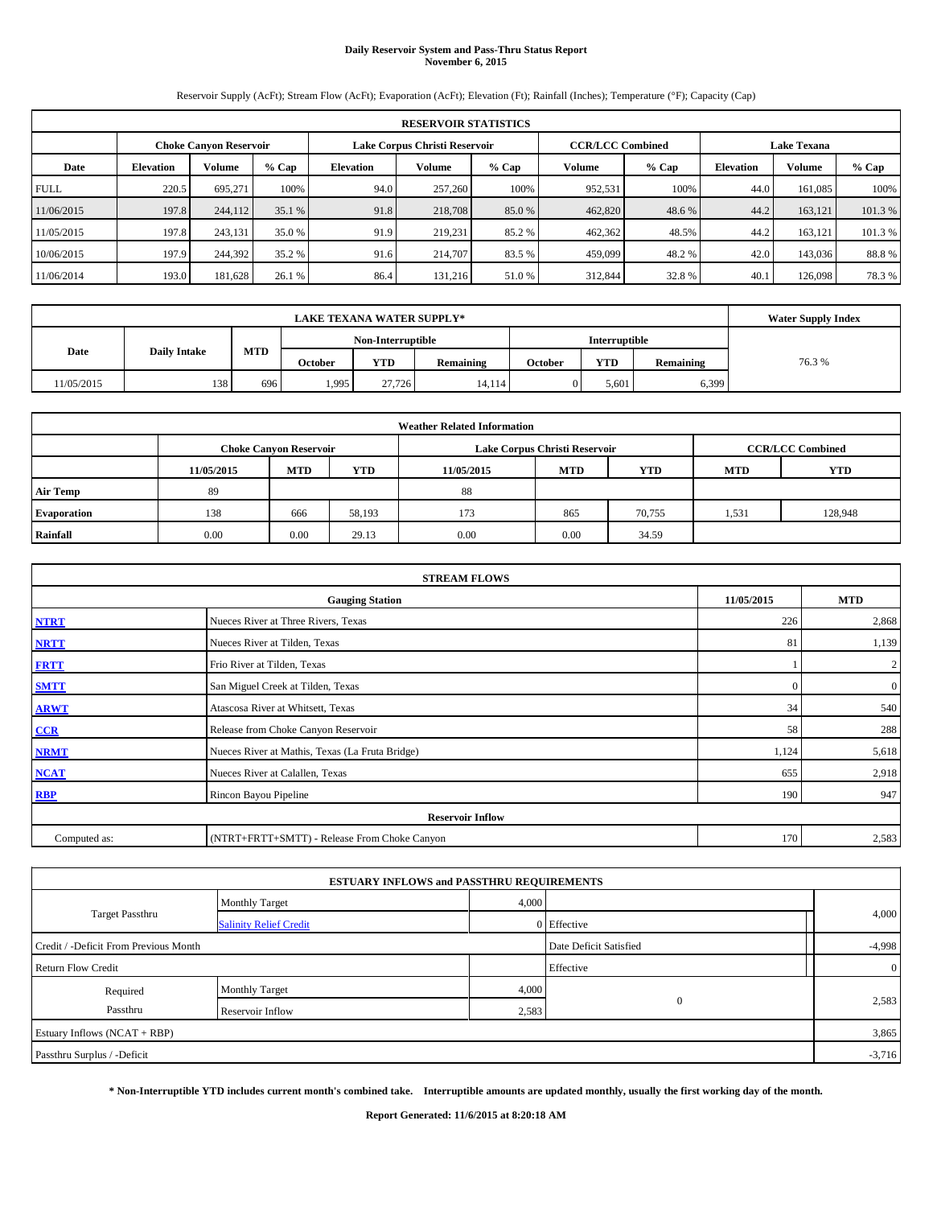# Daily Reservoir System and Pass-Thru Status Report
## November 6, 2015

Reservoir Supply (AcFt); Stream Flow (AcFt); Evaporation (AcFt); Elevation (Ft); Rainfall (Inches); Temperature (°F); Capacity (Cap)

| RESERVOIR STATISTICS | | | | | | | | | | | |
|---|---|---|---|---|---|---|---|---|---|---|---|
| | Choke Canyon Reservoir | | | Lake Corpus Christi Reservoir | | | CCR/LCC Combined | | Lake Texana | | |
| Date | Elevation | Volume | % Cap | Elevation | Volume | % Cap | Volume | % Cap | Elevation | Volume | % Cap |
| FULL | 220.5 | 695,271 | 100% | 94.0 | 257,260 | 100% | 952,531 | 100% | 44.0 | 161,085 | 100% |
| 11/06/2015 | 197.8 | 244,112 | 35.1 % | 91.8 | 218,708 | 85.0 % | 462,820 | 48.6 % | 44.2 | 163,121 | 101.3 % |
| 11/05/2015 | 197.8 | 243,131 | 35.0 % | 91.9 | 219,231 | 85.2 % | 462,362 | 48.5% | 44.2 | 163,121 | 101.3 % |
| 10/06/2015 | 197.9 | 244,392 | 35.2 % | 91.6 | 214,707 | 83.5 % | 459,099 | 48.2 % | 42.0 | 143,036 | 88.8 % |
| 11/06/2014 | 193.0 | 181,628 | 26.1 % | 86.4 | 131,216 | 51.0 % | 312,844 | 32.8 % | 40.1 | 126,098 | 78.3 % |

| LAKE TEXANA WATER SUPPLY* | | | | | | | | | Water Supply Index |
|---|---|---|---|---|---|---|---|---|---|
| Date | Daily Intake | MTD | Non-Interruptible | | | Interruptible | | | |
| | | | October | YTD | Remaining | October | YTD | Remaining | |
| 11/05/2015 | 138 | 696 | 1,995 | 27,726 | 14,114 | 0 | 5,601 | 6,399 | 76.3 % |

| Weather Related Information | | | | | | | | |
|---|---|---|---|---|---|---|---|---|
| | Choke Canyon Reservoir | | | Lake Corpus Christi Reservoir | | | CCR/LCC Combined | |
| | 11/05/2015 | MTD | YTD | 11/05/2015 | MTD | YTD | MTD | YTD |
| Air Temp | 89 | | | 88 | | | | |
| Evaporation | 138 | 666 | 58,193 | 173 | 865 | 70,755 | 1,531 | 128,948 |
| Rainfall | 0.00 | 0.00 | 29.13 | 0.00 | 0.00 | 34.59 | | |

| STREAM FLOWS | | | |
|---|---|---|---|
| | Gauging Station | 11/05/2015 | MTD |
| NTRT | Nueces River at Three Rivers, Texas | 226 | 2,868 |
| NRTT | Nueces River at Tilden, Texas | 81 | 1,139 |
| FRTT | Frio River at Tilden, Texas | 1 | 2 |
| SMTT | San Miguel Creek at Tilden, Texas | 0 | 0 |
| ARWT | Atascosa River at Whitsett, Texas | 34 | 540 |
| CCR | Release from Choke Canyon Reservoir | 58 | 288 |
| NRMT | Nueces River at Mathis, Texas (La Fruta Bridge) | 1,124 | 5,618 |
| NCAT | Nueces River at Calallen, Texas | 655 | 2,918 |
| RBP | Rincon Bayou Pipeline | 190 | 947 |
| Reservoir Inflow | | | |
| Computed as: | (NTRT+FRTT+SMTT) - Release From Choke Canyon | 170 | 2,583 |

| ESTUARY INFLOWS and PASSTHRU REQUIREMENTS | | | | |
|---|---|---|---|---|
| Target Passthru | Monthly Target | 4,000 | | 4,000 |
| | Salinity Relief Credit | 0 | Effective | |
| Credit / -Deficit From Previous Month | | | Date Deficit Satisfied | -4,998 |
| Return Flow Credit | | | Effective | 0 |
| Required Passthru | Monthly Target | 4,000 | 0 | 2,583 |
| | Reservoir Inflow | 2,583 | | |
| Estuary Inflows (NCAT + RBP) | | | | 3,865 |
| Passthru Surplus / -Deficit | | | | -3,716 |

**\* Non-Interruptible YTD includes current month's combined take. Interruptible amounts are updated monthly, usually the first working day of the month.**

**Report Generated: 11/6/2015 at 8:20:18 AM**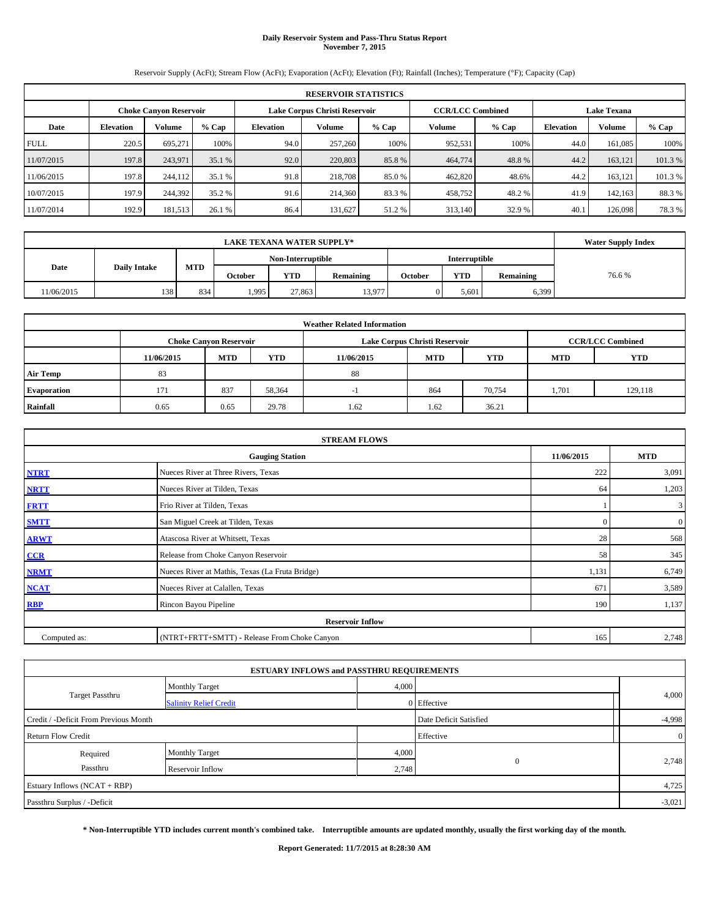# Daily Reservoir System and Pass-Thru Status Report
## November 7, 2015

Reservoir Supply (AcFt); Stream Flow (AcFt); Evaporation (AcFt); Elevation (Ft); Rainfall (Inches); Temperature (°F); Capacity (Cap)

| RESERVOIR STATISTICS | | | | | | | | | | | |
|---|---|---|---|---|---|---|---|---|---|---|---|
| | Choke Canyon Reservoir | | | Lake Corpus Christi Reservoir | | | CCR/LCC Combined | | Lake Texana | | |
| Date | Elevation | Volume | % Cap | Elevation | Volume | % Cap | Volume | % Cap | Elevation | Volume | % Cap |
| FULL | 220.5 | 695,271 | 100% | 94.0 | 257,260 | 100% | 952,531 | 100% | 44.0 | 161,085 | 100% |
| 11/07/2015 | 197.8 | 243,971 | 35.1 % | 92.0 | 220,803 | 85.8 % | 464,774 | 48.8 % | 44.2 | 163,121 | 101.3 % |
| 11/06/2015 | 197.8 | 244,112 | 35.1 % | 91.8 | 218,708 | 85.0 % | 462,820 | 48.6% | 44.2 | 163,121 | 101.3 % |
| 10/07/2015 | 197.9 | 244,392 | 35.2 % | 91.6 | 214,360 | 83.3 % | 458,752 | 48.2 % | 41.9 | 142,163 | 88.3 % |
| 11/07/2014 | 192.9 | 181,513 | 26.1 % | 86.4 | 131,627 | 51.2 % | 313,140 | 32.9 % | 40.1 | 126,098 | 78.3 % |

| LAKE TEXANA WATER SUPPLY* | | | | | | | | | Water Supply Index |
|---|---|---|---|---|---|---|---|---|---|
| Date | Daily Intake | MTD | Non-Interruptible | | | Interruptible | | | |
| | | | October | YTD | Remaining | October | YTD | Remaining | |
| 11/06/2015 | 138 | 834 | 1,995 | 27,863 | 13,977 | 0 | 5,601 | 6,399 | 76.6 % |

| Weather Related Information | | | | | | | | |
|---|---|---|---|---|---|---|---|---|
| | Choke Canyon Reservoir | | | Lake Corpus Christi Reservoir | | | CCR/LCC Combined | |
| | 11/06/2015 | MTD | YTD | 11/06/2015 | MTD | YTD | MTD | YTD |
| Air Temp | 83 | | | 88 | | | | |
| Evaporation | 171 | 837 | 58,364 | -1 | 864 | 70,754 | 1,701 | 129,118 |
| Rainfall | 0.65 | 0.65 | 29.78 | 1.62 | 1.62 | 36.21 | | |

| STREAM FLOWS | | | |
|---|---|---|---|
| | Gauging Station | 11/06/2015 | MTD |
| NTRT | Nueces River at Three Rivers, Texas | 222 | 3,091 |
| NRTT | Nueces River at Tilden, Texas | 64 | 1,203 |
| FRTT | Frio River at Tilden, Texas | 1 | 3 |
| SMTT | San Miguel Creek at Tilden, Texas | 0 | 0 |
| ARWT | Atascosa River at Whitsett, Texas | 28 | 568 |
| CCR | Release from Choke Canyon Reservoir | 58 | 345 |
| NRMT | Nueces River at Mathis, Texas (La Fruta Bridge) | 1,131 | 6,749 |
| NCAT | Nueces River at Calallen, Texas | 671 | 3,589 |
| RBP | Rincon Bayou Pipeline | 190 | 1,137 |
| Reservoir Inflow | | | |
| Computed as: | (NTRT+FRTT+SMTT) - Release From Choke Canyon | 165 | 2,748 |

| ESTUARY INFLOWS and PASSTHRU REQUIREMENTS | | | | |
|---|---|---|---|---|
| Target Passthru | Monthly Target | 4,000 | | 4,000 |
| | Salinity Relief Credit | 0 | Effective | |
| Credit / -Deficit From Previous Month | | | Date Deficit Satisfied | -4,998 |
| Return Flow Credit | | | Effective | 0 |
| Required Passthru | Monthly Target | 4,000 | 0 | 2,748 |
| | Reservoir Inflow | 2,748 | | |
| Estuary Inflows (NCAT + RBP) | | | | 4,725 |
| Passthru Surplus / -Deficit | | | | -3,021 |

**\* Non-Interruptible YTD includes current month's combined take. Interruptible amounts are updated monthly, usually the first working day of the month.**

**Report Generated: 11/7/2015 at 8:28:30 AM**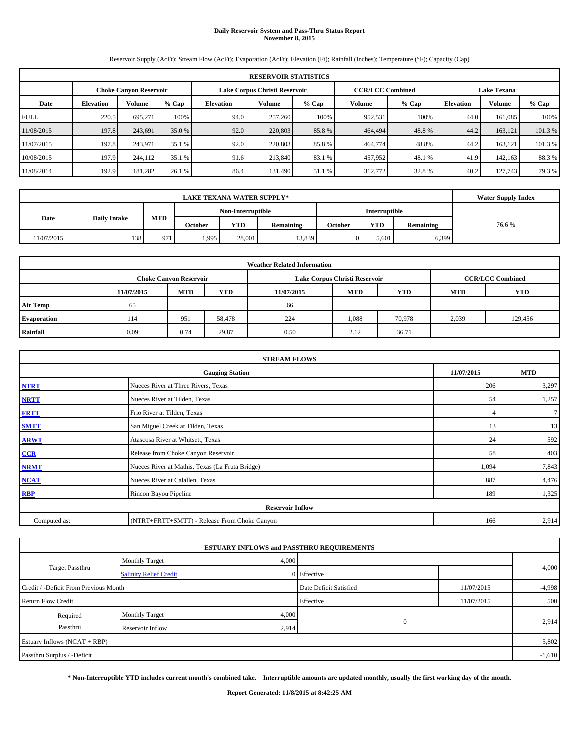# Daily Reservoir System and Pass-Thru Status Report
## November 8, 2015

Reservoir Supply (AcFt); Stream Flow (AcFt); Evaporation (AcFt); Elevation (Ft); Rainfall (Inches); Temperature (°F); Capacity (Cap)

| RESERVOIR STATISTICS | | | | | | | | | | | |
|---|---|---|---|---|---|---|---|---|---|---|---|
| | Choke Canyon Reservoir | | | Lake Corpus Christi Reservoir | | | CCR/LCC Combined | | Lake Texana | | |
| Date | Elevation | Volume | % Cap | Elevation | Volume | % Cap | Volume | % Cap | Elevation | Volume | % Cap |
| FULL | 220.5 | 695,271 | 100% | 94.0 | 257,260 | 100% | 952,531 | 100% | 44.0 | 161,085 | 100% |
| 11/08/2015 | 197.8 | 243,691 | 35.0 % | 92.0 | 220,803 | 85.8 % | 464,494 | 48.8 % | 44.2 | 163,121 | 101.3 % |
| 11/07/2015 | 197.8 | 243,971 | 35.1 % | 92.0 | 220,803 | 85.8 % | 464,774 | 48.8% | 44.2 | 163,121 | 101.3 % |
| 10/08/2015 | 197.9 | 244,112 | 35.1 % | 91.6 | 213,840 | 83.1 % | 457,952 | 48.1 % | 41.9 | 142,163 | 88.3 % |
| 11/08/2014 | 192.9 | 181,282 | 26.1 % | 86.4 | 131,490 | 51.1 % | 312,772 | 32.8 % | 40.2 | 127,743 | 79.3 % |

| LAKE TEXANA WATER SUPPLY* | | | | | | | | | Water Supply Index |
|---|---|---|---|---|---|---|---|---|---|
| Date | Daily Intake | MTD | Non-Interruptible | | | Interruptible | | | |
| | | | October | YTD | Remaining | October | YTD | Remaining | |
| 11/07/2015 | 138 | 971 | 1,995 | 28,001 | 13,839 | 0 | 5,601 | 6,399 | 76.6 % |

| Weather Related Information | | | | | | | | |
|---|---|---|---|---|---|---|---|---|
| | Choke Canyon Reservoir | | | Lake Corpus Christi Reservoir | | | CCR/LCC Combined | |
| | 11/07/2015 | MTD | YTD | 11/07/2015 | MTD | YTD | MTD | YTD |
| Air Temp | 65 | | | 66 | | | | |
| Evaporation | 114 | 951 | 58,478 | 224 | 1,088 | 70,978 | 2,039 | 129,456 |
| Rainfall | 0.09 | 0.74 | 29.87 | 0.50 | 2.12 | 36.71 | | |

| STREAM FLOWS | | | |
|---|---|---|---|
| | Gauging Station | 11/07/2015 | MTD |
| NTRT | Nueces River at Three Rivers, Texas | 206 | 3,297 |
| NRTT | Nueces River at Tilden, Texas | 54 | 1,257 |
| FRTT | Frio River at Tilden, Texas | 4 | 7 |
| SMTT | San Miguel Creek at Tilden, Texas | 13 | 13 |
| ARWT | Atascosa River at Whitsett, Texas | 24 | 592 |
| CCR | Release from Choke Canyon Reservoir | 58 | 403 |
| NRMT | Nueces River at Mathis, Texas (La Fruta Bridge) | 1,094 | 7,843 |
| NCAT | Nueces River at Calallen, Texas | 887 | 4,476 |
| RBP | Rincon Bayou Pipeline | 189 | 1,325 |
| Reservoir Inflow | | | |
| Computed as: | (NTRT+FRTT+SMTT) - Release From Choke Canyon | 166 | 2,914 |

| ESTUARY INFLOWS and PASSTHRU REQUIREMENTS | | | | | |
|---|---|---|---|---|---|
| Target Passthru | Monthly Target | 4,000 | | | 4,000 |
| | Salinity Relief Credit | 0 | Effective | | |
| Credit / -Deficit From Previous Month | | | Date Deficit Satisfied | 11/07/2015 | -4,998 |
| Return Flow Credit | | | Effective | 11/07/2015 | 500 |
| Required Passthru | Monthly Target | 4,000 | 0 | | 2,914 |
| | Reservoir Inflow | 2,914 | | | |
| Estuary Inflows (NCAT + RBP) | | | | | 5,802 |
| Passthru Surplus / -Deficit | | | | | -1,610 |

**\* Non-Interruptible YTD includes current month's combined take. Interruptible amounts are updated monthly, usually the first working day of the month.**

**Report Generated: 11/8/2015 at 8:42:25 AM**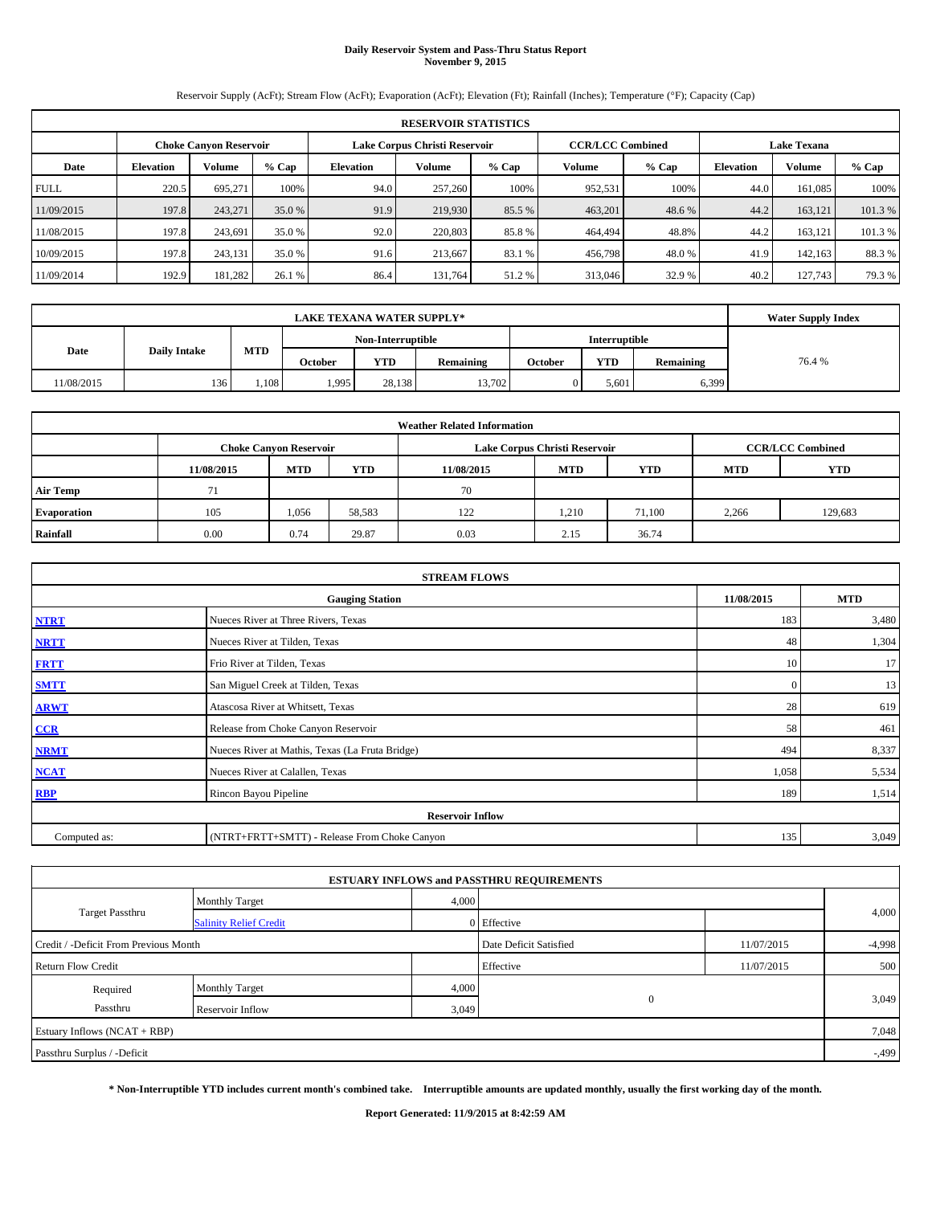**Daily Reservoir System and Pass-Thru Status Report**
**November 9, 2015**

Reservoir Supply (AcFt); Stream Flow (AcFt); Evaporation (AcFt); Elevation (Ft); Rainfall (Inches); Temperature (°F); Capacity (Cap)

| RESERVOIR STATISTICS | | | | | | | | | | | |
|---|---|---|---|---|---|---|---|---|---|---|---|
| | Choke Canyon Reservoir | | | Lake Corpus Christi Reservoir | | | CCR/LCC Combined | | Lake Texana | | |
| Date | Elevation | Volume | % Cap | Elevation | Volume | % Cap | Volume | % Cap | Elevation | Volume | % Cap |
| FULL | 220.5 | 695,271 | 100% | 94.0 | 257,260 | 100% | 952,531 | 100% | 44.0 | 161,085 | 100% |
| 11/09/2015 | 197.8 | 243,271 | 35.0 % | 91.9 | 219,930 | 85.5 % | 463,201 | 48.6 % | 44.2 | 163,121 | 101.3 % |
| 11/08/2015 | 197.8 | 243,691 | 35.0 % | 92.0 | 220,803 | 85.8 % | 464,494 | 48.8% | 44.2 | 163,121 | 101.3 % |
| 10/09/2015 | 197.8 | 243,131 | 35.0 % | 91.6 | 213,667 | 83.1 % | 456,798 | 48.0 % | 41.9 | 142,163 | 88.3 % |
| 11/09/2014 | 192.9 | 181,282 | 26.1 % | 86.4 | 131,764 | 51.2 % | 313,046 | 32.9 % | 40.2 | 127,743 | 79.3 % |

| LAKE TEXANA WATER SUPPLY* | | | | | | | | | Water Supply Index |
|---|---|---|---|---|---|---|---|---|---|
| Date | Daily Intake | MTD | Non-Interruptible | | | Interruptible | | | |
| | | | October | YTD | Remaining | October | YTD | Remaining | 76.4 % |
| 11/08/2015 | 136 | 1,108 | 1,995 | 28,138 | 13,702 | 0 | 5,601 | 6,399 | |

| Weather Related Information | | | | | | | | |
|---|---|---|---|---|---|---|---|---|
| | Choke Canyon Reservoir | | | Lake Corpus Christi Reservoir | | | CCR/LCC Combined | |
| | 11/08/2015 | MTD | YTD | 11/08/2015 | MTD | YTD | MTD | YTD |
| Air Temp | 71 | | | 70 | | | | |
| Evaporation | 105 | 1,056 | 58,583 | 122 | 1,210 | 71,100 | 2,266 | 129,683 |
| Rainfall | 0.00 | 0.74 | 29.87 | 0.03 | 2.15 | 36.74 | | |

| STREAM FLOWS | | | |
|---|---|---|---|
| | Gauging Station | 11/08/2015 | MTD |
| NTRT | Nueces River at Three Rivers, Texas | 183 | 3,480 |
| NRTT | Nueces River at Tilden, Texas | 48 | 1,304 |
| FRTT | Frio River at Tilden, Texas | 10 | 17 |
| SMTT | San Miguel Creek at Tilden, Texas | 0 | 13 |
| ARWT | Atascosa River at Whitsett, Texas | 28 | 619 |
| CCR | Release from Choke Canyon Reservoir | 58 | 461 |
| NRMT | Nueces River at Mathis, Texas (La Fruta Bridge) | 494 | 8,337 |
| NCAT | Nueces River at Calallen, Texas | 1,058 | 5,534 |
| RBP | Rincon Bayou Pipeline | 189 | 1,514 |
| Reservoir Inflow | | | |
| Computed as: | (NTRT+FRTT+SMTT) - Release From Choke Canyon | 135 | 3,049 |

| ESTUARY INFLOWS and PASSTHRU REQUIREMENTS | | | | | |
|---|---|---|---|---|---|
| Target Passthru | Monthly Target | 4,000 | | | 4,000 |
| | Salinity Relief Credit | 0 | Effective | | |
| Credit / -Deficit From Previous Month | | | Date Deficit Satisfied | 11/07/2015 | -4,998 |
| Return Flow Credit | | | Effective | 11/07/2015 | 500 |
| Required Passthru | Monthly Target | 4,000 | 0 | | 3,049 |
| | Reservoir Inflow | 3,049 | | | |
| Estuary Inflows (NCAT + RBP) | | | | | 7,048 |
| Passthru Surplus / -Deficit | | | | | -,499 |

**\* Non-Interruptible YTD includes current month's combined take. Interruptible amounts are updated monthly, usually the first working day of the month.**

**Report Generated: 11/9/2015 at 8:42:59 AM**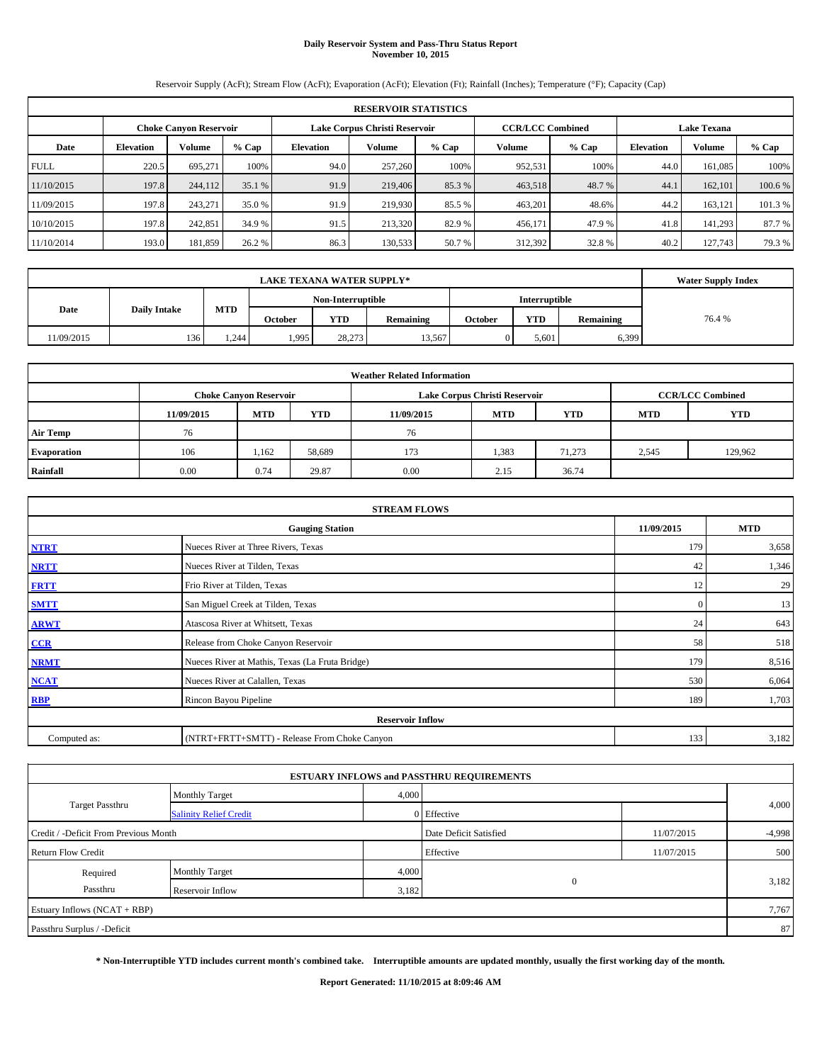# Daily Reservoir System and Pass-Thru Status Report
## November 10, 2015

Reservoir Supply (AcFt); Stream Flow (AcFt); Evaporation (AcFt); Elevation (Ft); Rainfall (Inches); Temperature (°F); Capacity (Cap)

| RESERVOIR STATISTICS | | | | | | | | | | | |
|---|---|---|---|---|---|---|---|---|---|---|---|
| | Choke Canyon Reservoir | | | Lake Corpus Christi Reservoir | | | CCR/LCC Combined | | Lake Texana | | |
| Date | Elevation | Volume | % Cap | Elevation | Volume | % Cap | Volume | % Cap | Elevation | Volume | % Cap |
| FULL | 220.5 | 695,271 | 100% | 94.0 | 257,260 | 100% | 952,531 | 100% | 44.0 | 161,085 | 100% |
| 11/10/2015 | 197.8 | 244,112 | 35.1 % | 91.9 | 219,406 | 85.3 % | 463,518 | 48.7 % | 44.1 | 162,101 | 100.6 % |
| 11/09/2015 | 197.8 | 243,271 | 35.0 % | 91.9 | 219,930 | 85.5 % | 463,201 | 48.6% | 44.2 | 163,121 | 101.3 % |
| 10/10/2015 | 197.8 | 242,851 | 34.9 % | 91.5 | 213,320 | 82.9 % | 456,171 | 47.9 % | 41.8 | 141,293 | 87.7 % |
| 11/10/2014 | 193.0 | 181,859 | 26.2 % | 86.3 | 130,533 | 50.7 % | 312,392 | 32.8 % | 40.2 | 127,743 | 79.3 % |

| LAKE TEXANA WATER SUPPLY* | | | | | | | | | Water Supply Index |
|---|---|---|---|---|---|---|---|---|---|
| Date | Daily Intake | MTD | Non-Interruptible | | | Interruptible | | | |
| | | | October | YTD | Remaining | October | YTD | Remaining | |
| 11/09/2015 | 136 | 1,244 | 1,995 | 28,273 | 13,567 | 0 | 5,601 | 6,399 | 76.4 % |

| Weather Related Information | | | | | | | | |
|---|---|---|---|---|---|---|---|---|
| | Choke Canyon Reservoir | | | Lake Corpus Christi Reservoir | | | CCR/LCC Combined | |
| | 11/09/2015 | MTD | YTD | 11/09/2015 | MTD | YTD | MTD | YTD |
| Air Temp | 76 | | | 76 | | | | |
| Evaporation | 106 | 1,162 | 58,689 | 173 | 1,383 | 71,273 | 2,545 | 129,962 |
| Rainfall | 0.00 | 0.74 | 29.87 | 0.00 | 2.15 | 36.74 | | |

| STREAM FLOWS | | | |
|---|---|---|---|
| | Gauging Station | 11/09/2015 | MTD |
| NTRT | Nueces River at Three Rivers, Texas | 179 | 3,658 |
| NRTT | Nueces River at Tilden, Texas | 42 | 1,346 |
| FRTT | Frio River at Tilden, Texas | 12 | 29 |
| SMTT | San Miguel Creek at Tilden, Texas | 0 | 13 |
| ARWT | Atascosa River at Whitsett, Texas | 24 | 643 |
| CCR | Release from Choke Canyon Reservoir | 58 | 518 |
| NRMT | Nueces River at Mathis, Texas (La Fruta Bridge) | 179 | 8,516 |
| NCAT | Nueces River at Calallen, Texas | 530 | 6,064 |
| RBP | Rincon Bayou Pipeline | 189 | 1,703 |
| | Reservoir Inflow | | |
| Computed as: | (NTRT+FRTT+SMTT) - Release From Choke Canyon | 133 | 3,182 |

| ESTUARY INFLOWS and PASSTHRU REQUIREMENTS | | | | | |
|---|---|---|---|---|---|
| Target Passthru | Monthly Target | 4,000 | | | 4,000 |
| | Salinity Relief Credit | 0 | Effective | | |
| Credit / -Deficit From Previous Month | | | Date Deficit Satisfied | 11/07/2015 | -4,998 |
| Return Flow Credit | | | Effective | 11/07/2015 | 500 |
| Required Passthru | Monthly Target | 4,000 | 0 | | 3,182 |
| | Reservoir Inflow | 3,182 | | | |
| Estuary Inflows (NCAT + RBP) | | | | | 7,767 |
| Passthru Surplus / -Deficit | | | | | 87 |

**\* Non-Interruptible YTD includes current month's combined take. Interruptible amounts are updated monthly, usually the first working day of the month.**

**Report Generated: 11/10/2015 at 8:09:46 AM**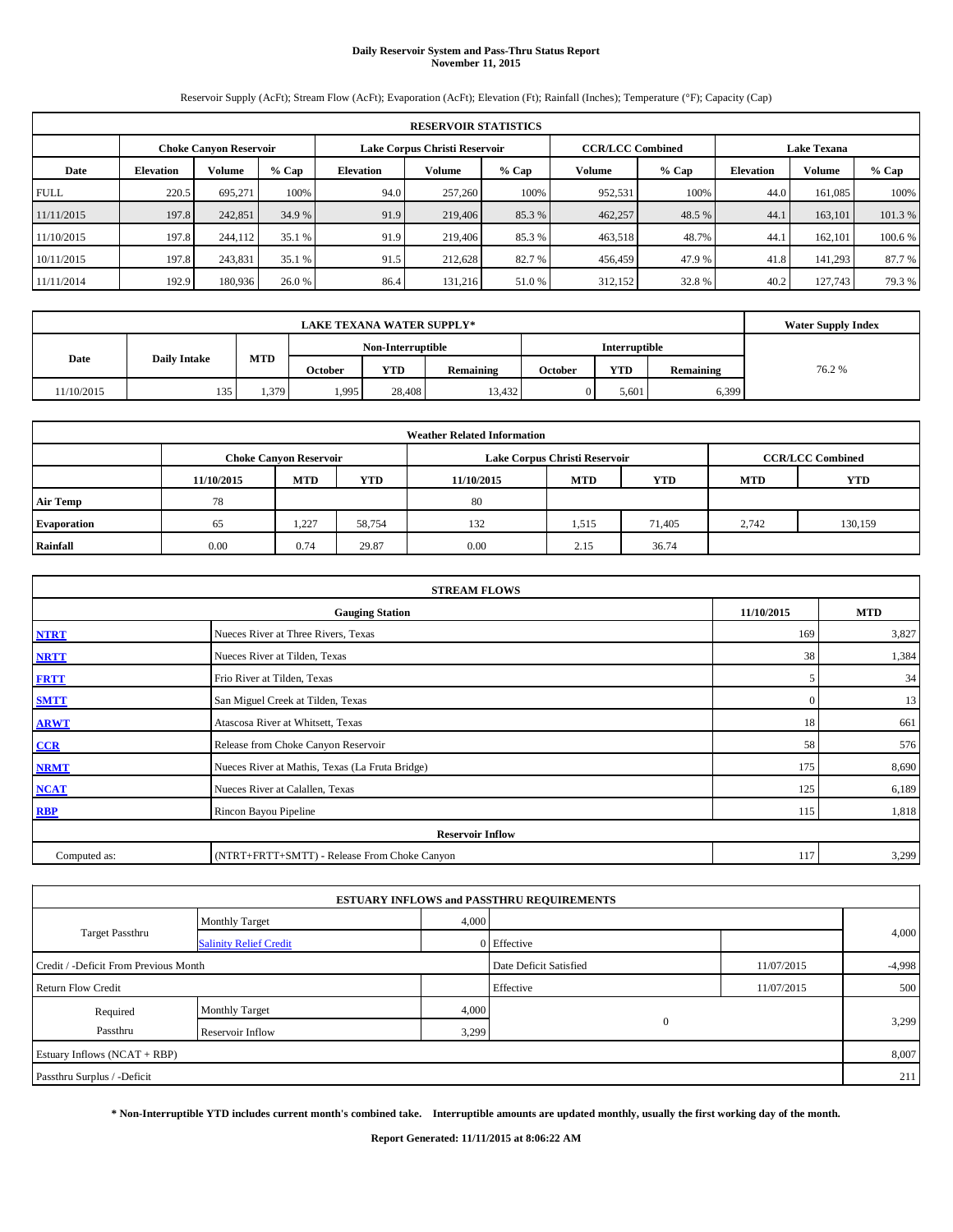# Daily Reservoir System and Pass-Thru Status Report
## November 11, 2015

Reservoir Supply (AcFt); Stream Flow (AcFt); Evaporation (AcFt); Elevation (Ft); Rainfall (Inches); Temperature (°F); Capacity (Cap)

| RESERVOIR STATISTICS | | | | | | | | | | | |
|---|---|---|---|---|---|---|---|---|---|---|---|
| | Choke Canyon Reservoir | | | Lake Corpus Christi Reservoir | | | CCR/LCC Combined | | Lake Texana | | |
| Date | Elevation | Volume | % Cap | Elevation | Volume | % Cap | Volume | % Cap | Elevation | Volume | % Cap |
| FULL | 220.5 | 695,271 | 100% | 94.0 | 257,260 | 100% | 952,531 | 100% | 44.0 | 161,085 | 100% |
| 11/11/2015 | 197.8 | 242,851 | 34.9 % | 91.9 | 219,406 | 85.3 % | 462,257 | 48.5 % | 44.1 | 163,101 | 101.3 % |
| 11/10/2015 | 197.8 | 244,112 | 35.1 % | 91.9 | 219,406 | 85.3 % | 463,518 | 48.7% | 44.1 | 162,101 | 100.6 % |
| 10/11/2015 | 197.8 | 243,831 | 35.1 % | 91.5 | 212,628 | 82.7 % | 456,459 | 47.9 % | 41.8 | 141,293 | 87.7 % |
| 11/11/2014 | 192.9 | 180,936 | 26.0 % | 86.4 | 131,216 | 51.0 % | 312,152 | 32.8 % | 40.2 | 127,743 | 79.3 % |

| LAKE TEXANA WATER SUPPLY* | | | | | | | | | Water Supply Index |
|---|---|---|---|---|---|---|---|---|---|
| | | | Non-Interruptible | | | Interruptible | | | |
| Date | Daily Intake | MTD | October | YTD | Remaining | October | YTD | Remaining | |
| 11/10/2015 | 135 | 1,379 | 1,995 | 28,408 | 13,432 | 0 | 5,601 | 6,399 | 76.2 % |

| Weather Related Information | | | | | | | | |
|---|---|---|---|---|---|---|---|---|
| | Choke Canyon Reservoir | | | Lake Corpus Christi Reservoir | | | CCR/LCC Combined | |
| | 11/10/2015 | MTD | YTD | 11/10/2015 | MTD | YTD | MTD | YTD |
| Air Temp | 78 | | | 80 | | | | |
| Evaporation | 65 | 1,227 | 58,754 | 132 | 1,515 | 71,405 | 2,742 | 130,159 |
| Rainfall | 0.00 | 0.74 | 29.87 | 0.00 | 2.15 | 36.74 | | |

| STREAM FLOWS | | | |
|---|---|---|---|
| | Gauging Station | 11/10/2015 | MTD |
| NTRT | Nueces River at Three Rivers, Texas | 169 | 3,827 |
| NRTT | Nueces River at Tilden, Texas | 38 | 1,384 |
| FRTT | Frio River at Tilden, Texas | 5 | 34 |
| SMTT | San Miguel Creek at Tilden, Texas | 0 | 13 |
| ARWT | Atascosa River at Whitsett, Texas | 18 | 661 |
| CCR | Release from Choke Canyon Reservoir | 58 | 576 |
| NRMT | Nueces River at Mathis, Texas (La Fruta Bridge) | 175 | 8,690 |
| NCAT | Nueces River at Calallen, Texas | 125 | 6,189 |
| RBP | Rincon Bayou Pipeline | 115 | 1,818 |
| Reservoir Inflow | | | |
| Computed as: | (NTRT+FRTT+SMTT) - Release From Choke Canyon | 117 | 3,299 |

| ESTUARY INFLOWS and PASSTHRU REQUIREMENTS | | | | | |
|---|---|---|---|---|---|
| Target Passthru | Monthly Target | 4,000 | | | 4,000 |
| | Salinity Relief Credit | 0 | Effective | | |
| Credit / -Deficit From Previous Month | | | Date Deficit Satisfied | 11/07/2015 | -4,998 |
| Return Flow Credit | | | Effective | 11/07/2015 | 500 |
| Required Passthru | Monthly Target | 4,000 | 0 | | 3,299 |
| | Reservoir Inflow | 3,299 | | | |
| Estuary Inflows (NCAT + RBP) | | | | | 8,007 |
| Passthru Surplus / -Deficit | | | | | 211 |

**\* Non-Interruptible YTD includes current month's combined take. Interruptible amounts are updated monthly, usually the first working day of the month.**

**Report Generated: 11/11/2015 at 8:06:22 AM**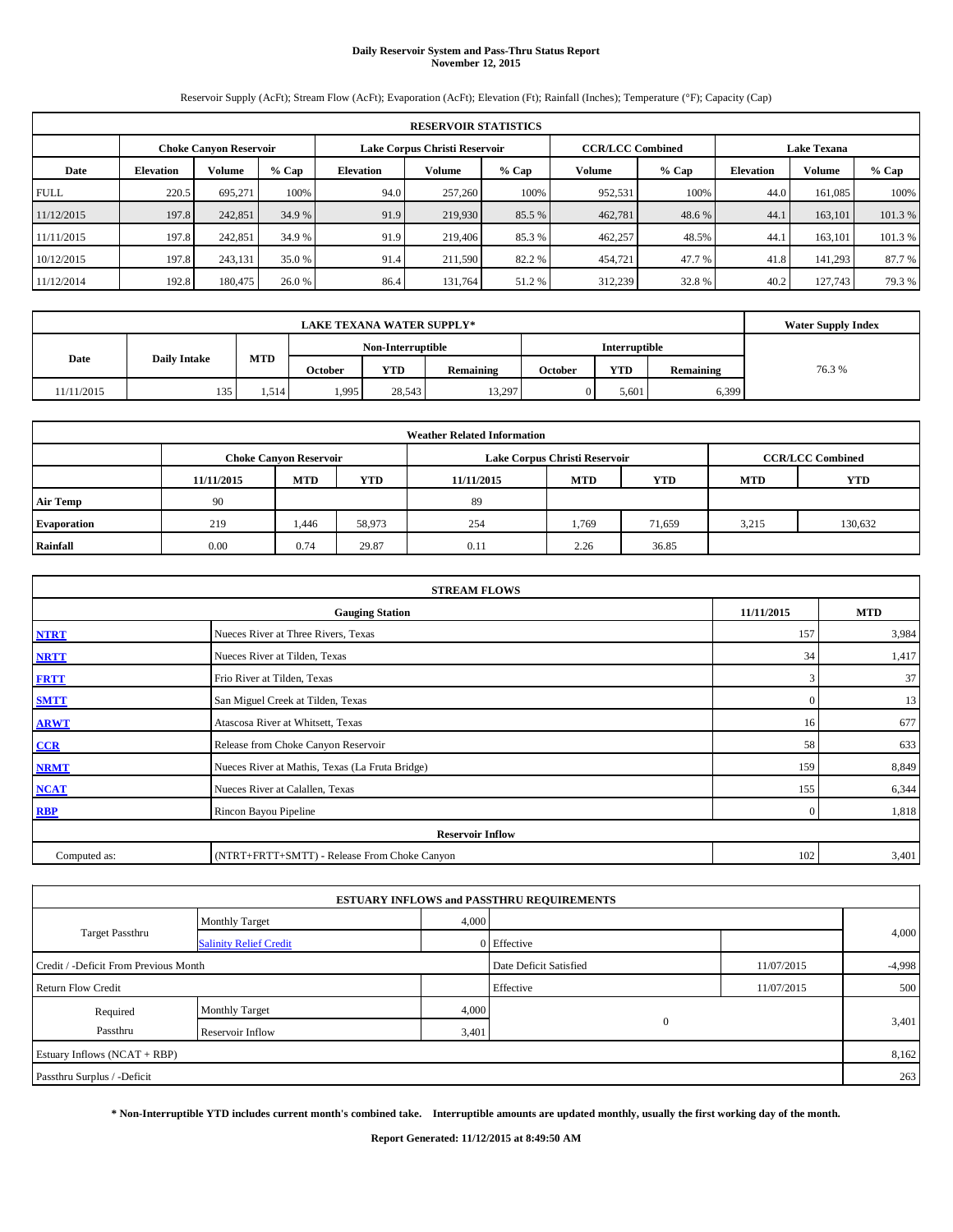# Daily Reservoir System and Pass-Thru Status Report
## November 12, 2015

Reservoir Supply (AcFt); Stream Flow (AcFt); Evaporation (AcFt); Elevation (Ft); Rainfall (Inches); Temperature (°F); Capacity (Cap)

| RESERVOIR STATISTICS | | | | | | | | | | | |
|---|---|---|---|---|---|---|---|---|---|---|---|
| | Choke Canyon Reservoir | | | Lake Corpus Christi Reservoir | | | CCR/LCC Combined | | Lake Texana | | |
| Date | Elevation | Volume | % Cap | Elevation | Volume | % Cap | Volume | % Cap | Elevation | Volume | % Cap |
| FULL | 220.5 | 695,271 | 100% | 94.0 | 257,260 | 100% | 952,531 | 100% | 44.0 | 161,085 | 100% |
| 11/12/2015 | 197.8 | 242,851 | 34.9 % | 91.9 | 219,930 | 85.5 % | 462,781 | 48.6 % | 44.1 | 163,101 | 101.3 % |
| 11/11/2015 | 197.8 | 242,851 | 34.9 % | 91.9 | 219,406 | 85.3 % | 462,257 | 48.5% | 44.1 | 163,101 | 101.3 % |
| 10/12/2015 | 197.8 | 243,131 | 35.0 % | 91.4 | 211,590 | 82.2 % | 454,721 | 47.7 % | 41.8 | 141,293 | 87.7 % |
| 11/12/2014 | 192.8 | 180,475 | 26.0 % | 86.4 | 131,764 | 51.2 % | 312,239 | 32.8 % | 40.2 | 127,743 | 79.3 % |

| LAKE TEXANA WATER SUPPLY* | | | | | | | | | Water Supply Index |
|---|---|---|---|---|---|---|---|---|---|
| | | | Non-Interruptible | | | Interruptible | | | |
| Date | Daily Intake | MTD | October | YTD | Remaining | October | YTD | Remaining | |
| 11/11/2015 | 135 | 1,514 | 1,995 | 28,543 | 13,297 | 0 | 5,601 | 6,399 | 76.3 % |

| Weather Related Information | | | | | | | | |
|---|---|---|---|---|---|---|---|---|
| | Choke Canyon Reservoir | | | Lake Corpus Christi Reservoir | | | CCR/LCC Combined | |
| | 11/11/2015 | MTD | YTD | 11/11/2015 | MTD | YTD | MTD | YTD |
| Air Temp | 90 | | | 89 | | | | |
| Evaporation | 219 | 1,446 | 58,973 | 254 | 1,769 | 71,659 | 3,215 | 130,632 |
| Rainfall | 0.00 | 0.74 | 29.87 | 0.11 | 2.26 | 36.85 | | |

| STREAM FLOWS | | | |
|---|---|---|---|
| | Gauging Station | 11/11/2015 | MTD |
| NTRT | Nueces River at Three Rivers, Texas | 157 | 3,984 |
| NRTT | Nueces River at Tilden, Texas | 34 | 1,417 |
| FRTT | Frio River at Tilden, Texas | 3 | 37 |
| SMTT | San Miguel Creek at Tilden, Texas | 0 | 13 |
| ARWT | Atascosa River at Whitsett, Texas | 16 | 677 |
| CCR | Release from Choke Canyon Reservoir | 58 | 633 |
| NRMT | Nueces River at Mathis, Texas (La Fruta Bridge) | 159 | 8,849 |
| NCAT | Nueces River at Calallen, Texas | 155 | 6,344 |
| RBP | Rincon Bayou Pipeline | 0 | 1,818 |
| Reservoir Inflow | | | |
| Computed as: | (NTRT+FRTT+SMTT) - Release From Choke Canyon | 102 | 3,401 |

| ESTUARY INFLOWS and PASSTHRU REQUIREMENTS | | | | | |
|---|---|---|---|---|---|
| Target Passthru | Monthly Target | 4,000 | | | 4,000 |
| | Salinity Relief Credit | 0 | Effective | | |
| Credit / -Deficit From Previous Month | | | Date Deficit Satisfied | 11/07/2015 | -4,998 |
| Return Flow Credit | | | Effective | 11/07/2015 | 500 |
| Required Passthru | Monthly Target | 4,000 | 0 | | 3,401 |
| | Reservoir Inflow | 3,401 | | | |
| Estuary Inflows (NCAT + RBP) | | | | | 8,162 |
| Passthru Surplus / -Deficit | | | | | 263 |

**\* Non-Interruptible YTD includes current month's combined take. Interruptible amounts are updated monthly, usually the first working day of the month.**

**Report Generated: 11/12/2015 at 8:49:50 AM**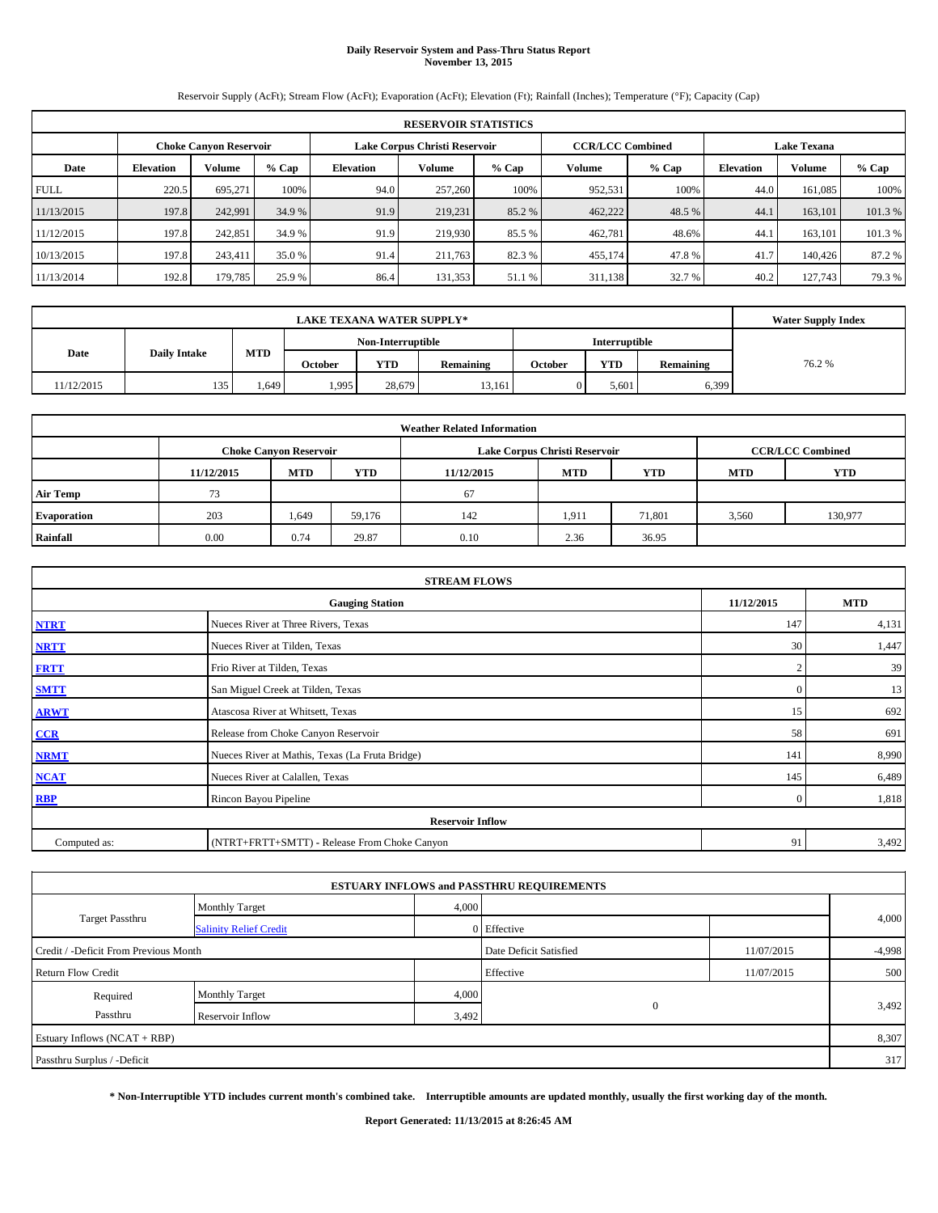# Daily Reservoir System and Pass-Thru Status Report
**November 13, 2015**

Reservoir Supply (AcFt); Stream Flow (AcFt); Evaporation (AcFt); Elevation (Ft); Rainfall (Inches); Temperature (°F); Capacity (Cap)

| RESERVOIR STATISTICS | | | | | | | | | | | |
|---|---|---|---|---|---|---|---|---|---|---|---|
| | Choke Canyon Reservoir | | | Lake Corpus Christi Reservoir | | | CCR/LCC Combined | | Lake Texana | | |
| Date | Elevation | Volume | % Cap | Elevation | Volume | % Cap | Volume | % Cap | Elevation | Volume | % Cap |
| FULL | 220.5 | 695,271 | 100% | 94.0 | 257,260 | 100% | 952,531 | 100% | 44.0 | 161,085 | 100% |
| 11/13/2015 | 197.8 | 242,991 | 34.9 % | 91.9 | 219,231 | 85.2 % | 462,222 | 48.5 % | 44.1 | 163,101 | 101.3 % |
| 11/12/2015 | 197.8 | 242,851 | 34.9 % | 91.9 | 219,930 | 85.5 % | 462,781 | 48.6% | 44.1 | 163,101 | 101.3 % |
| 10/13/2015 | 197.8 | 243,411 | 35.0 % | 91.4 | 211,763 | 82.3 % | 455,174 | 47.8 % | 41.7 | 140,426 | 87.2 % |
| 11/13/2014 | 192.8 | 179,785 | 25.9 % | 86.4 | 131,353 | 51.1 % | 311,138 | 32.7 % | 40.2 | 127,743 | 79.3 % |

| LAKE TEXANA WATER SUPPLY* | | | | | | | | | Water Supply Index |
|---|---|---|---|---|---|---|---|---|---|
| Date | Daily Intake | MTD | Non-Interruptible | | | Interruptible | | | |
| | | | October | YTD | Remaining | October | YTD | Remaining | |
| 11/12/2015 | 135 | 1,649 | 1,995 | 28,679 | 13,161 | 0 | 5,601 | 6,399 | 76.2 % |

| Weather Related Information | | | | | | | | |
|---|---|---|---|---|---|---|---|---|
| | Choke Canyon Reservoir | | | Lake Corpus Christi Reservoir | | | CCR/LCC Combined | |
| | 11/12/2015 | MTD | YTD | 11/12/2015 | MTD | YTD | MTD | YTD |
| Air Temp | 73 | | | 67 | | | | |
| Evaporation | 203 | 1,649 | 59,176 | 142 | 1,911 | 71,801 | 3,560 | 130,977 |
| Rainfall | 0.00 | 0.74 | 29.87 | 0.10 | 2.36 | 36.95 | | |

| STREAM FLOWS | | | |
|---|---|---|---|
| | Gauging Station | 11/12/2015 | MTD |
| NTRT | Nueces River at Three Rivers, Texas | 147 | 4,131 |
| NRTT | Nueces River at Tilden, Texas | 30 | 1,447 |
| FRTT | Frio River at Tilden, Texas | 2 | 39 |
| SMTT | San Miguel Creek at Tilden, Texas | 0 | 13 |
| ARWT | Atascosa River at Whitsett, Texas | 15 | 692 |
| CCR | Release from Choke Canyon Reservoir | 58 | 691 |
| NRMT | Nueces River at Mathis, Texas (La Fruta Bridge) | 141 | 8,990 |
| NCAT | Nueces River at Calallen, Texas | 145 | 6,489 |
| RBP | Rincon Bayou Pipeline | 0 | 1,818 |
| **Reservoir Inflow** | | | |
| Computed as: | (NTRT+FRTT+SMTT) - Release From Choke Canyon | 91 | 3,492 |

| ESTUARY INFLOWS and PASSTHRU REQUIREMENTS | | | | | |
|---|---|---|---|---|---|
| Target Passthru | Monthly Target | 4,000 | | | 4,000 |
| | Salinity Relief Credit | 0 | Effective | | |
| Credit / -Deficit From Previous Month | | | Date Deficit Satisfied | 11/07/2015 | -4,998 |
| Return Flow Credit | | | Effective | 11/07/2015 | 500 |
| Required Passthru | Monthly Target | 4,000 | 0 | | 3,492 |
| | Reservoir Inflow | 3,492 | | | |
| Estuary Inflows (NCAT + RBP) | | | | | 8,307 |
| Passthru Surplus / -Deficit | | | | | 317 |

**\* Non-Interruptible YTD includes current month's combined take. Interruptible amounts are updated monthly, usually the first working day of the month.**

**Report Generated: 11/13/2015 at 8:26:45 AM**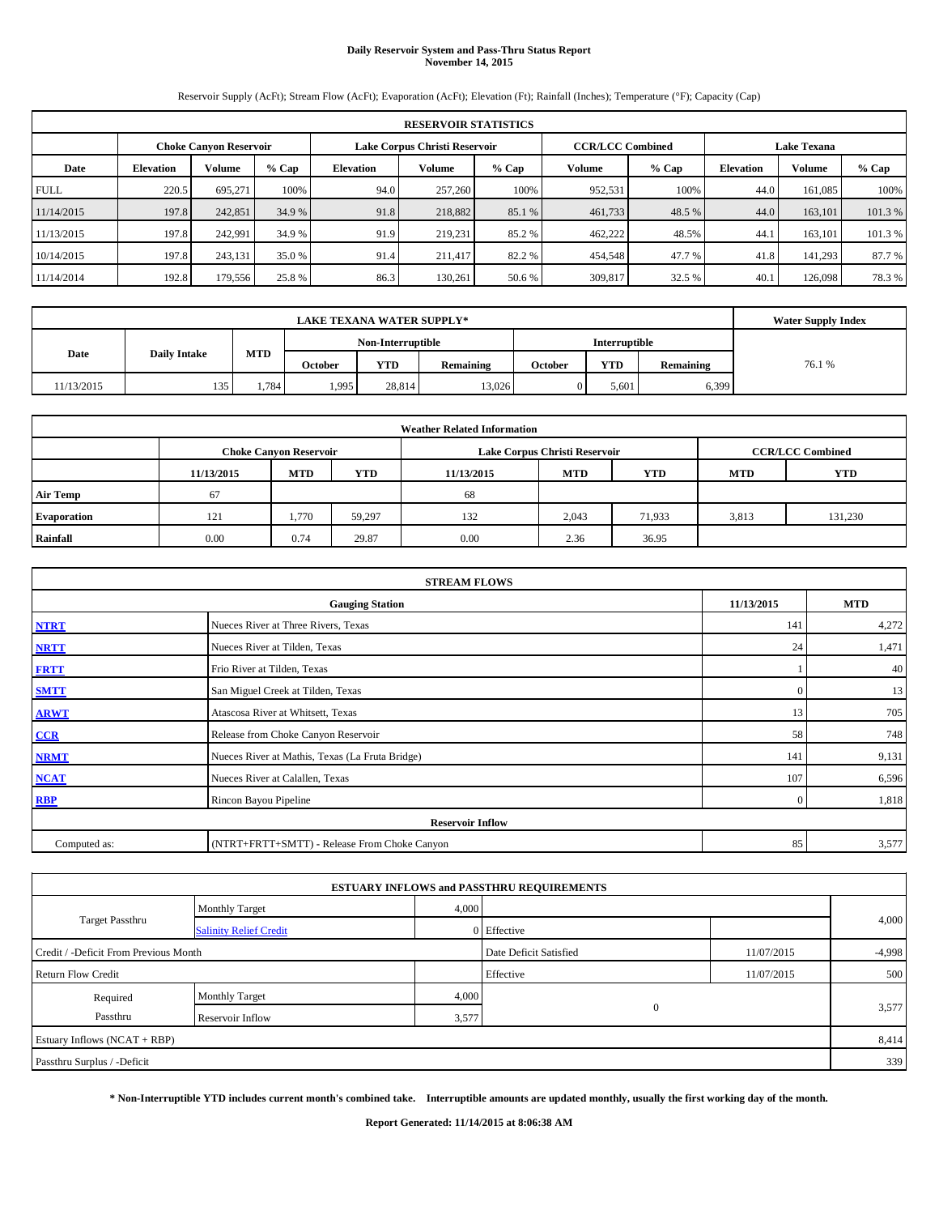# Daily Reservoir System and Pass-Thru Status Report
## November 14, 2015

Reservoir Supply (AcFt); Stream Flow (AcFt); Evaporation (AcFt); Elevation (Ft); Rainfall (Inches); Temperature (°F); Capacity (Cap)

| RESERVOIR STATISTICS | | | | | | | | | | | |
|---|---|---|---|---|---|---|---|---|---|---|---|
| | Choke Canyon Reservoir | | | Lake Corpus Christi Reservoir | | | CCR/LCC Combined | | Lake Texana | | |
| Date | Elevation | Volume | % Cap | Elevation | Volume | % Cap | Volume | % Cap | Elevation | Volume | % Cap |
| FULL | 220.5 | 695,271 | 100% | 94.0 | 257,260 | 100% | 952,531 | 100% | 44.0 | 161,085 | 100% |
| 11/14/2015 | 197.8 | 242,851 | 34.9 % | 91.8 | 218,882 | 85.1 % | 461,733 | 48.5 % | 44.0 | 163,101 | 101.3 % |
| 11/13/2015 | 197.8 | 242,991 | 34.9 % | 91.9 | 219,231 | 85.2 % | 462,222 | 48.5% | 44.1 | 163,101 | 101.3 % |
| 10/14/2015 | 197.8 | 243,131 | 35.0 % | 91.4 | 211,417 | 82.2 % | 454,548 | 47.7 % | 41.8 | 141,293 | 87.7 % |
| 11/14/2014 | 192.8 | 179,556 | 25.8 % | 86.3 | 130,261 | 50.6 % | 309,817 | 32.5 % | 40.1 | 126,098 | 78.3 % |

| LAKE TEXANA WATER SUPPLY* | | | | | | | | | Water Supply Index |
|---|---|---|---|---|---|---|---|---|---|
| Date | Daily Intake | MTD | Non-Interruptible | | | Interruptible | | | |
| | | | October | YTD | Remaining | October | YTD | Remaining | |
| 11/13/2015 | 135 | 1,784 | 1,995 | 28,814 | 13,026 | 0 | 5,601 | 6,399 | 76.1 % |

| Weather Related Information | | | | | | | | |
|---|---|---|---|---|---|---|---|---|
| | Choke Canyon Reservoir | | | Lake Corpus Christi Reservoir | | | CCR/LCC Combined | |
| | 11/13/2015 | MTD | YTD | 11/13/2015 | MTD | YTD | MTD | YTD |
| Air Temp | 67 | | | 68 | | | | |
| Evaporation | 121 | 1,770 | 59,297 | 132 | 2,043 | 71,933 | 3,813 | 131,230 |
| Rainfall | 0.00 | 0.74 | 29.87 | 0.00 | 2.36 | 36.95 | | |

| STREAM FLOWS | | | |
|---|---|---|---|
| | Gauging Station | 11/13/2015 | MTD |
| NTRT | Nueces River at Three Rivers, Texas | 141 | 4,272 |
| NRTT | Nueces River at Tilden, Texas | 24 | 1,471 |
| FRTT | Frio River at Tilden, Texas | 1 | 40 |
| SMTT | San Miguel Creek at Tilden, Texas | 0 | 13 |
| ARWT | Atascosa River at Whitsett, Texas | 13 | 705 |
| CCR | Release from Choke Canyon Reservoir | 58 | 748 |
| NRMT | Nueces River at Mathis, Texas (La Fruta Bridge) | 141 | 9,131 |
| NCAT | Nueces River at Calallen, Texas | 107 | 6,596 |
| RBP | Rincon Bayou Pipeline | 0 | 1,818 |
| | Reservoir Inflow | | |
| Computed as: | (NTRT+FRTT+SMTT) - Release From Choke Canyon | 85 | 3,577 |

| ESTUARY INFLOWS and PASSTHRU REQUIREMENTS | | | | | |
|---|---|---|---|---|---|
| Target Passthru | Monthly Target | 4,000 | | | 4,000 |
| | Salinity Relief Credit | 0 | Effective | | |
| Credit / -Deficit From Previous Month | | | Date Deficit Satisfied | 11/07/2015 | -4,998 |
| Return Flow Credit | | | Effective | 11/07/2015 | 500 |
| Required Passthru | Monthly Target | 4,000 | 0 | | 3,577 |
| | Reservoir Inflow | 3,577 | | | |
| Estuary Inflows (NCAT + RBP) | | | | | 8,414 |
| Passthru Surplus / -Deficit | | | | | 339 |

**\* Non-Interruptible YTD includes current month's combined take. Interruptible amounts are updated monthly, usually the first working day of the month.**

**Report Generated: 11/14/2015 at 8:06:38 AM**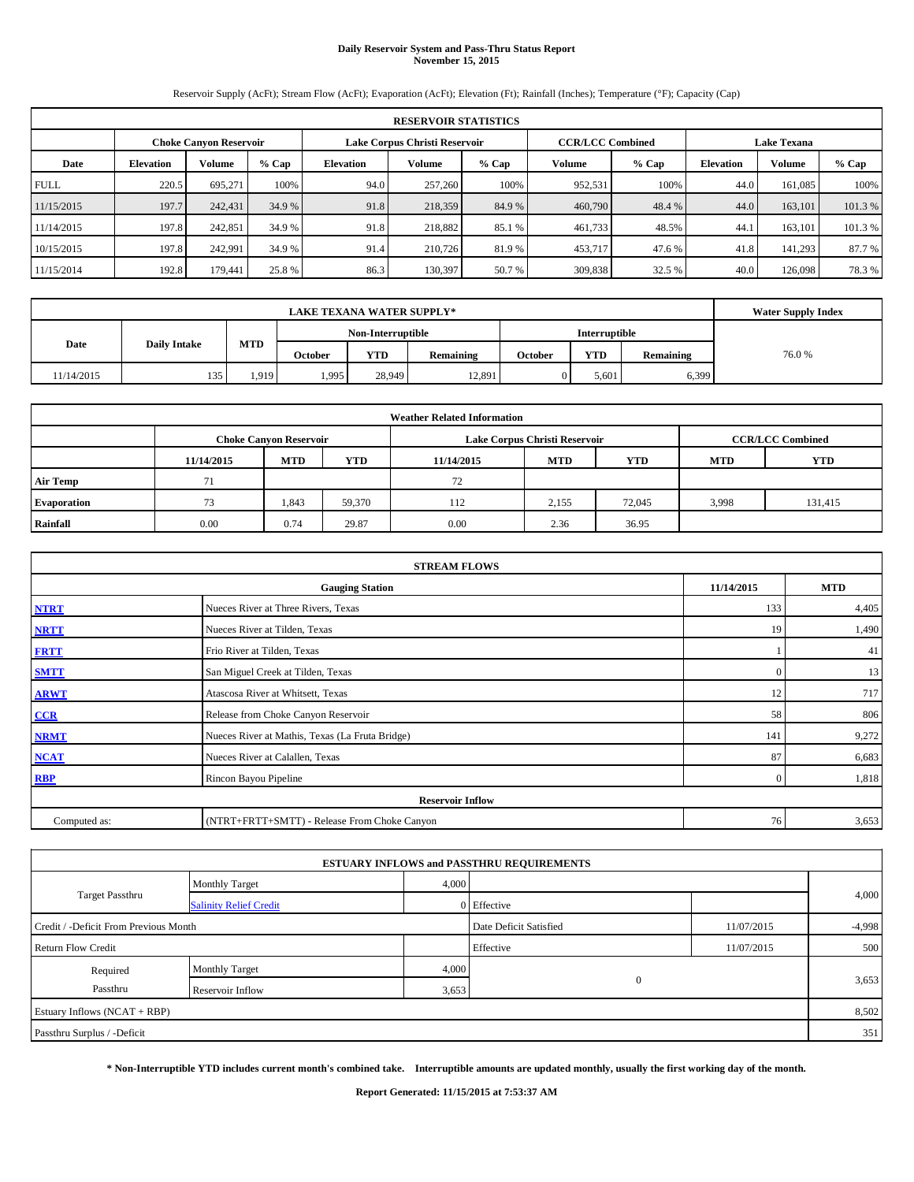# Daily Reservoir System and Pass-Thru Status Report
## November 15, 2015

Reservoir Supply (AcFt); Stream Flow (AcFt); Evaporation (AcFt); Elevation (Ft); Rainfall (Inches); Temperature (°F); Capacity (Cap)

| RESERVOIR STATISTICS | | | | | | | | | | | |
|---|---|---|---|---|---|---|---|---|---|---|---|
| | Choke Canyon Reservoir | | | Lake Corpus Christi Reservoir | | | CCR/LCC Combined | | Lake Texana | | |
| Date | Elevation | Volume | % Cap | Elevation | Volume | % Cap | Volume | % Cap | Elevation | Volume | % Cap |
| FULL | 220.5 | 695,271 | 100% | 94.0 | 257,260 | 100% | 952,531 | 100% | 44.0 | 161,085 | 100% |
| 11/15/2015 | 197.7 | 242,431 | 34.9 % | 91.8 | 218,359 | 84.9 % | 460,790 | 48.4 % | 44.0 | 163,101 | 101.3 % |
| 11/14/2015 | 197.8 | 242,851 | 34.9 % | 91.8 | 218,882 | 85.1 % | 461,733 | 48.5% | 44.1 | 163,101 | 101.3 % |
| 10/15/2015 | 197.8 | 242,991 | 34.9 % | 91.4 | 210,726 | 81.9 % | 453,717 | 47.6 % | 41.8 | 141,293 | 87.7 % |
| 11/15/2014 | 192.8 | 179,441 | 25.8 % | 86.3 | 130,397 | 50.7 % | 309,838 | 32.5 % | 40.0 | 126,098 | 78.3 % |

| LAKE TEXANA WATER SUPPLY* | | | | | | | | | Water Supply Index |
|---|---|---|---|---|---|---|---|---|---|
| Date | Daily Intake | MTD | Non-Interruptible | | | Interruptible | | | 76.0 % |
| | | | October | YTD | Remaining | October | YTD | Remaining | |
| 11/14/2015 | 135 | 1,919 | 1,995 | 28,949 | 12,891 | 0 | 5,601 | 6,399 | |

| Weather Related Information | | | | | | | | |
|---|---|---|---|---|---|---|---|---|
| | Choke Canyon Reservoir | | | Lake Corpus Christi Reservoir | | | CCR/LCC Combined | |
| | 11/14/2015 | MTD | YTD | 11/14/2015 | MTD | YTD | MTD | YTD |
| Air Temp | 71 | | | 72 | | | | |
| Evaporation | 73 | 1,843 | 59,370 | 112 | 2,155 | 72,045 | 3,998 | 131,415 |
| Rainfall | 0.00 | 0.74 | 29.87 | 0.00 | 2.36 | 36.95 | | |

| STREAM FLOWS | | | |
|---|---|---|---|
| | Gauging Station | 11/14/2015 | MTD |
| NTRT | Nueces River at Three Rivers, Texas | 133 | 4,405 |
| NRTT | Nueces River at Tilden, Texas | 19 | 1,490 |
| FRTT | Frio River at Tilden, Texas | 1 | 41 |
| SMTT | San Miguel Creek at Tilden, Texas | 0 | 13 |
| ARWT | Atascosa River at Whitsett, Texas | 12 | 717 |
| CCR | Release from Choke Canyon Reservoir | 58 | 806 |
| NRMT | Nueces River at Mathis, Texas (La Fruta Bridge) | 141 | 9,272 |
| NCAT | Nueces River at Calallen, Texas | 87 | 6,683 |
| RBP | Rincon Bayou Pipeline | 0 | 1,818 |
| | Reservoir Inflow | | |
| Computed as: | (NTRT+FRTT+SMTT) - Release From Choke Canyon | 76 | 3,653 |

| ESTUARY INFLOWS and PASSTHRU REQUIREMENTS | | | | | |
|---|---|---|---|---|---|
| Target Passthru | Monthly Target | 4,000 | | | 4,000 |
| | Salinity Relief Credit | 0 | Effective | | |
| Credit / -Deficit From Previous Month | | | Date Deficit Satisfied | 11/07/2015 | -4,998 |
| Return Flow Credit | | | Effective | 11/07/2015 | 500 |
| Required Passthru | Monthly Target | 4,000 | 0 | | 3,653 |
| | Reservoir Inflow | 3,653 | | | |
| Estuary Inflows (NCAT + RBP) | | | | | 8,502 |
| Passthru Surplus / -Deficit | | | | | 351 |

**\* Non-Interruptible YTD includes current month's combined take. Interruptible amounts are updated monthly, usually the first working day of the month.**

**Report Generated: 11/15/2015 at 7:53:37 AM**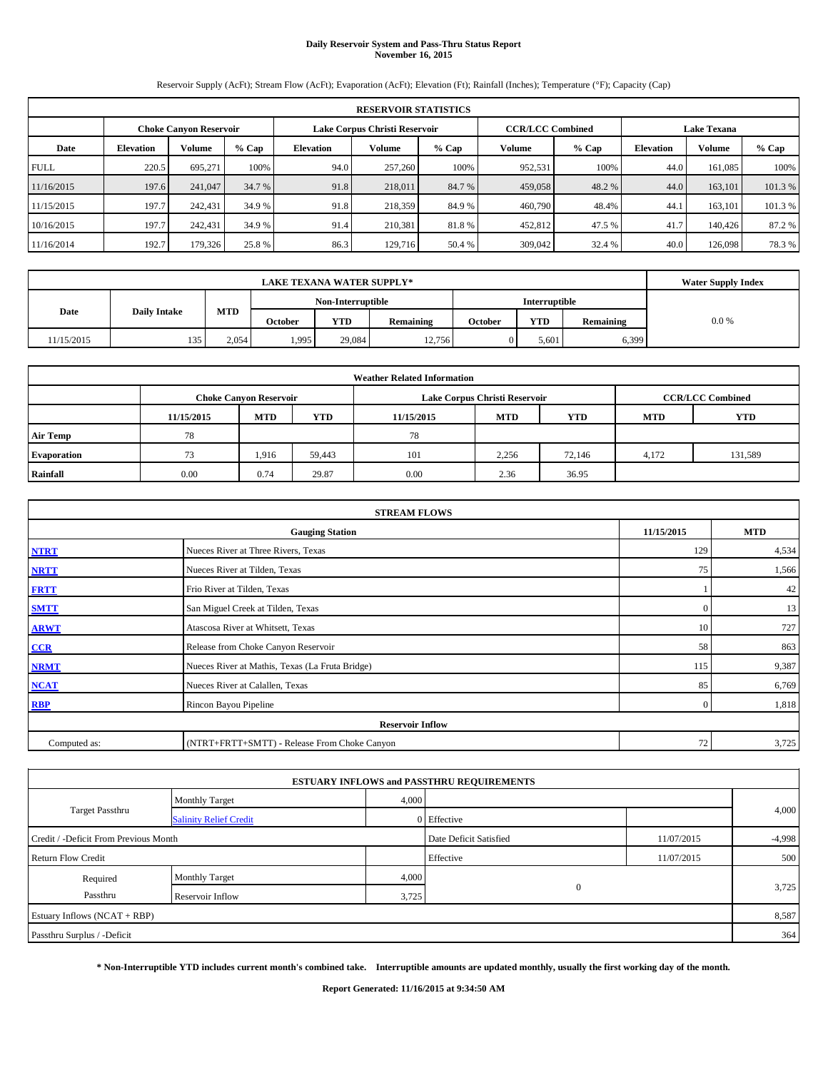# Daily Reservoir System and Pass-Thru Status Report
## November 16, 2015

Reservoir Supply (AcFt); Stream Flow (AcFt); Evaporation (AcFt); Elevation (Ft); Rainfall (Inches); Temperature (°F); Capacity (Cap)

| RESERVOIR STATISTICS | | | | | | | | | | | |
|---|---|---|---|---|---|---|---|---|---|---|---|
| | Choke Canyon Reservoir | | | Lake Corpus Christi Reservoir | | | CCR/LCC Combined | | Lake Texana | | |
| Date | Elevation | Volume | % Cap | Elevation | Volume | % Cap | Volume | % Cap | Elevation | Volume | % Cap |
| FULL | 220.5 | 695,271 | 100% | 94.0 | 257,260 | 100% | 952,531 | 100% | 44.0 | 161,085 | 100% |
| 11/16/2015 | 197.6 | 241,047 | 34.7 % | 91.8 | 218,011 | 84.7 % | 459,058 | 48.2 % | 44.0 | 163,101 | 101.3 % |
| 11/15/2015 | 197.7 | 242,431 | 34.9 % | 91.8 | 218,359 | 84.9 % | 460,790 | 48.4% | 44.1 | 163,101 | 101.3 % |
| 10/16/2015 | 197.7 | 242,431 | 34.9 % | 91.4 | 210,381 | 81.8 % | 452,812 | 47.5 % | 41.7 | 140,426 | 87.2 % |
| 11/16/2014 | 192.7 | 179,326 | 25.8 % | 86.3 | 129,716 | 50.4 % | 309,042 | 32.4 % | 40.0 | 126,098 | 78.3 % |

| LAKE TEXANA WATER SUPPLY* | | | | | | | | | Water Supply Index |
|---|---|---|---|---|---|---|---|---|---|
| Date | Daily Intake | MTD | Non-Interruptible | | | Interruptible | | | |
| | | | October | YTD | Remaining | October | YTD | Remaining | |
| 11/15/2015 | 135 | 2,054 | 1,995 | 29,084 | 12,756 | 0 | 5,601 | 6,399 | 0.0 % |

| Weather Related Information | | | | | | | | |
|---|---|---|---|---|---|---|---|---|
| | Choke Canyon Reservoir | | | Lake Corpus Christi Reservoir | | | CCR/LCC Combined | |
| | 11/15/2015 | MTD | YTD | 11/15/2015 | MTD | YTD | MTD | YTD |
| Air Temp | 78 | | | 78 | | | | |
| Evaporation | 73 | 1,916 | 59,443 | 101 | 2,256 | 72,146 | 4,172 | 131,589 |
| Rainfall | 0.00 | 0.74 | 29.87 | 0.00 | 2.36 | 36.95 | | |

| STREAM FLOWS | | | |
|---|---|---|---|
| | Gauging Station | 11/15/2015 | MTD |
| NTRT | Nueces River at Three Rivers, Texas | 129 | 4,534 |
| NRTT | Nueces River at Tilden, Texas | 75 | 1,566 |
| FRTT | Frio River at Tilden, Texas | 1 | 42 |
| SMTT | San Miguel Creek at Tilden, Texas | 0 | 13 |
| ARWT | Atascosa River at Whitsett, Texas | 10 | 727 |
| CCR | Release from Choke Canyon Reservoir | 58 | 863 |
| NRMT | Nueces River at Mathis, Texas (La Fruta Bridge) | 115 | 9,387 |
| NCAT | Nueces River at Calallen, Texas | 85 | 6,769 |
| RBP | Rincon Bayou Pipeline | 0 | 1,818 |
| Reservoir Inflow | | | |
| Computed as: | (NTRT+FRTT+SMTT) - Release From Choke Canyon | 72 | 3,725 |

| ESTUARY INFLOWS and PASSTHRU REQUIREMENTS | | | | | |
|---|---|---|---|---|---|
| Target Passthru | Monthly Target | 4,000 | | | 4,000 |
| | Salinity Relief Credit | 0 | Effective | | |
| Credit / -Deficit From Previous Month | | | Date Deficit Satisfied | 11/07/2015 | -4,998 |
| Return Flow Credit | | | Effective | 11/07/2015 | 500 |
| Required Passthru | Monthly Target | 4,000 | 0 | | 3,725 |
| | Reservoir Inflow | 3,725 | | | |
| Estuary Inflows (NCAT + RBP) | | | | | 8,587 |
| Passthru Surplus / -Deficit | | | | | 364 |

**\* Non-Interruptible YTD includes current month's combined take. Interruptible amounts are updated monthly, usually the first working day of the month.**

**Report Generated: 11/16/2015 at 9:34:50 AM**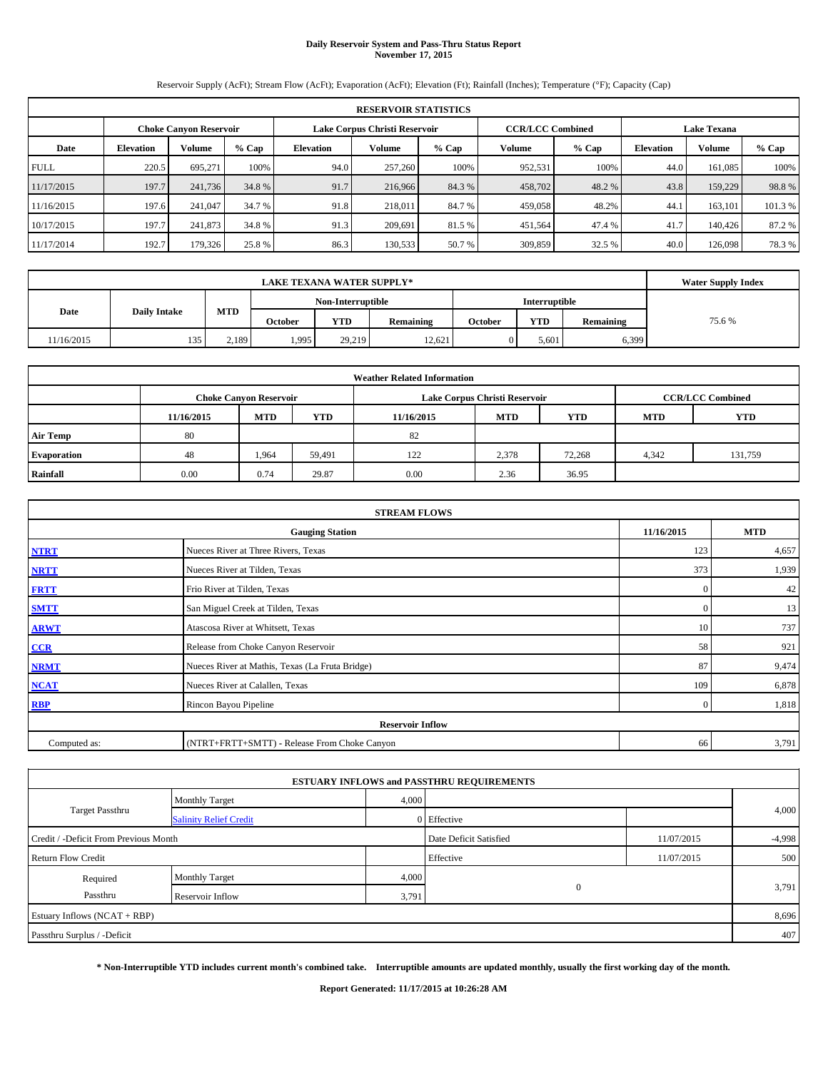# Daily Reservoir System and Pass-Thru Status Report
## November 17, 2015

Reservoir Supply (AcFt); Stream Flow (AcFt); Evaporation (AcFt); Elevation (Ft); Rainfall (Inches); Temperature (°F); Capacity (Cap)

| RESERVOIR STATISTICS | | | | | | | | | | | |
|---|---|---|---|---|---|---|---|---|---|---|---|
| | Choke Canyon Reservoir | | | Lake Corpus Christi Reservoir | | | CCR/LCC Combined | | Lake Texana | | |
| Date | Elevation | Volume | % Cap | Elevation | Volume | % Cap | Volume | % Cap | Elevation | Volume | % Cap |
| FULL | 220.5 | 695,271 | 100% | 94.0 | 257,260 | 100% | 952,531 | 100% | 44.0 | 161,085 | 100% |
| 11/17/2015 | 197.7 | 241,736 | 34.8 % | 91.7 | 216,966 | 84.3 % | 458,702 | 48.2 % | 43.8 | 159,229 | 98.8 % |
| 11/16/2015 | 197.6 | 241,047 | 34.7 % | 91.8 | 218,011 | 84.7 % | 459,058 | 48.2% | 44.1 | 163,101 | 101.3 % |
| 10/17/2015 | 197.7 | 241,873 | 34.8 % | 91.3 | 209,691 | 81.5 % | 451,564 | 47.4 % | 41.7 | 140,426 | 87.2 % |
| 11/17/2014 | 192.7 | 179,326 | 25.8 % | 86.3 | 130,533 | 50.7 % | 309,859 | 32.5 % | 40.0 | 126,098 | 78.3 % |

| LAKE TEXANA WATER SUPPLY* | | | | | | | | | Water Supply Index |
|---|---|---|---|---|---|---|---|---|---|
| Date | Daily Intake | MTD | Non-Interruptible | | | Interruptible | | | |
| | | | October | YTD | Remaining | October | YTD | Remaining | |
| 11/16/2015 | 135 | 2,189 | 1,995 | 29,219 | 12,621 | 0 | 5,601 | 6,399 | 75.6 % |

| Weather Related Information | | | | | | | | |
|---|---|---|---|---|---|---|---|---|
| | Choke Canyon Reservoir | | | Lake Corpus Christi Reservoir | | | CCR/LCC Combined | |
| | 11/16/2015 | MTD | YTD | 11/16/2015 | MTD | YTD | MTD | YTD |
| Air Temp | 80 | | | 82 | | | | |
| Evaporation | 48 | 1,964 | 59,491 | 122 | 2,378 | 72,268 | 4,342 | 131,759 |
| Rainfall | 0.00 | 0.74 | 29.87 | 0.00 | 2.36 | 36.95 | | |

| STREAM FLOWS | | | |
|---|---|---|---|
| | Gauging Station | 11/16/2015 | MTD |
| NTRT | Nueces River at Three Rivers, Texas | 123 | 4,657 |
| NRTT | Nueces River at Tilden, Texas | 373 | 1,939 |
| FRTT | Frio River at Tilden, Texas | 0 | 42 |
| SMTT | San Miguel Creek at Tilden, Texas | 0 | 13 |
| ARWT | Atascosa River at Whitsett, Texas | 10 | 737 |
| CCR | Release from Choke Canyon Reservoir | 58 | 921 |
| NRMT | Nueces River at Mathis, Texas (La Fruta Bridge) | 87 | 9,474 |
| NCAT | Nueces River at Calallen, Texas | 109 | 6,878 |
| RBP | Rincon Bayou Pipeline | 0 | 1,818 |
| Reservoir Inflow | | | |
| Computed as: | (NTRT+FRTT+SMTT) - Release From Choke Canyon | 66 | 3,791 |

| ESTUARY INFLOWS and PASSTHRU REQUIREMENTS | | | | | |
|---|---|---|---|---|---|
| Target Passthru | Monthly Target | 4,000 | | | 4,000 |
| | Salinity Relief Credit | 0 | Effective | | |
| Credit / -Deficit From Previous Month | | | Date Deficit Satisfied | 11/07/2015 | -4,998 |
| Return Flow Credit | | | Effective | 11/07/2015 | 500 |
| Required Passthru | Monthly Target | 4,000 | 0 | | 3,791 |
| | Reservoir Inflow | 3,791 | | | |
| Estuary Inflows (NCAT + RBP) | | | | | 8,696 |
| Passthru Surplus / -Deficit | | | | | 407 |

**\* Non-Interruptible YTD includes current month's combined take. Interruptible amounts are updated monthly, usually the first working day of the month.**

**Report Generated: 11/17/2015 at 10:26:28 AM**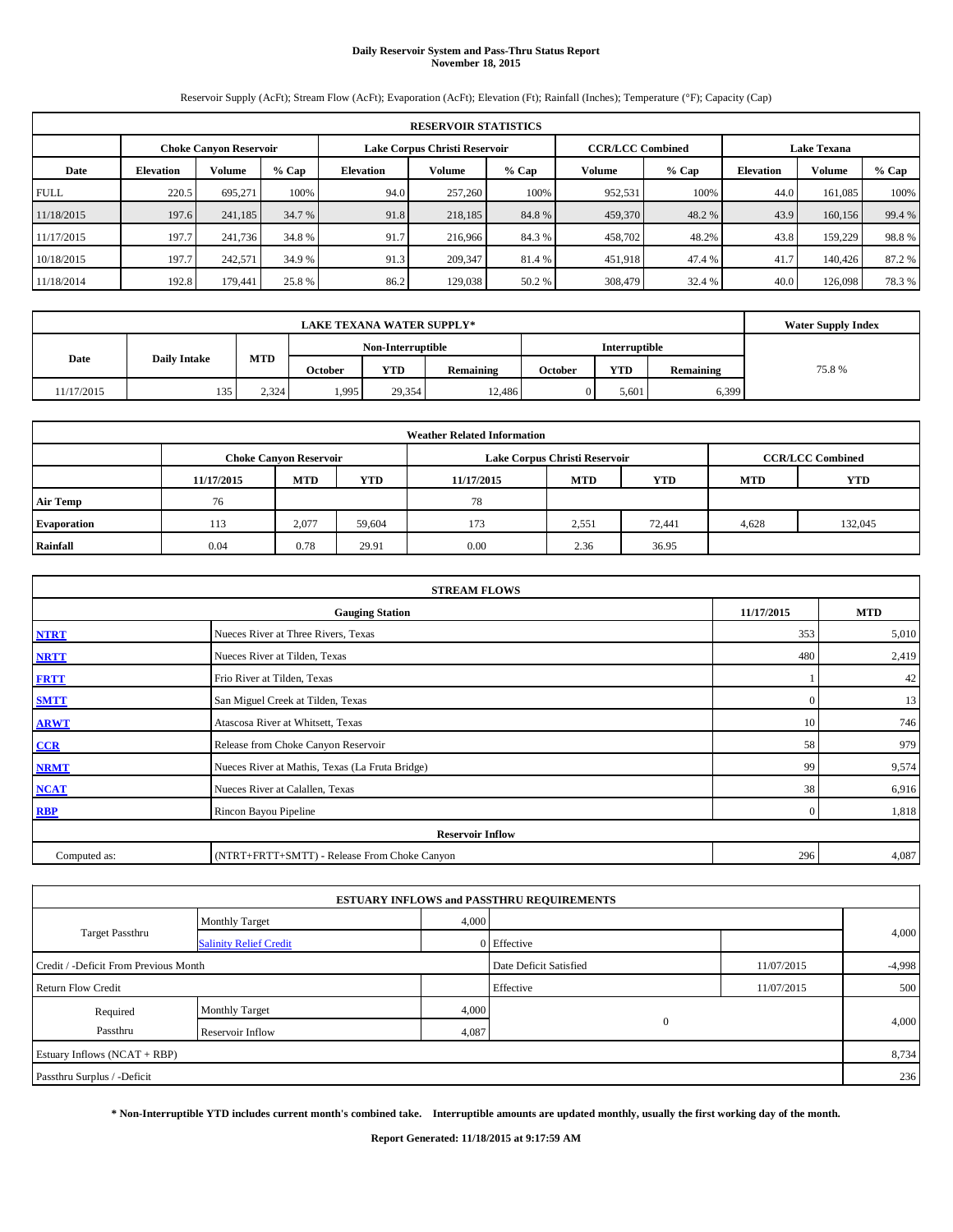# Daily Reservoir System and Pass-Thru Status Report
## November 18, 2015

Reservoir Supply (AcFt); Stream Flow (AcFt); Evaporation (AcFt); Elevation (Ft); Rainfall (Inches); Temperature (°F); Capacity (Cap)

| RESERVOIR STATISTICS | | | | | | | | | | | |
|---|---|---|---|---|---|---|---|---|---|---|---|
| | Choke Canyon Reservoir | | | Lake Corpus Christi Reservoir | | | CCR/LCC Combined | | Lake Texana | | |
| Date | Elevation | Volume | % Cap | Elevation | Volume | % Cap | Volume | % Cap | Elevation | Volume | % Cap |
| FULL | 220.5 | 695,271 | 100% | 94.0 | 257,260 | 100% | 952,531 | 100% | 44.0 | 161,085 | 100% |
| 11/18/2015 | 197.6 | 241,185 | 34.7 % | 91.8 | 218,185 | 84.8 % | 459,370 | 48.2 % | 43.9 | 160,156 | 99.4 % |
| 11/17/2015 | 197.7 | 241,736 | 34.8 % | 91.7 | 216,966 | 84.3 % | 458,702 | 48.2% | 43.8 | 159,229 | 98.8 % |
| 10/18/2015 | 197.7 | 242,571 | 34.9 % | 91.3 | 209,347 | 81.4 % | 451,918 | 47.4 % | 41.7 | 140,426 | 87.2 % |
| 11/18/2014 | 192.8 | 179,441 | 25.8 % | 86.2 | 129,038 | 50.2 % | 308,479 | 32.4 % | 40.0 | 126,098 | 78.3 % |

| LAKE TEXANA WATER SUPPLY* | | | | | | | | | Water Supply Index |
|---|---|---|---|---|---|---|---|---|---|
| Date | Daily Intake | MTD | Non-Interruptible | | | Interruptible | | | |
| | | | October | YTD | Remaining | October | YTD | Remaining | |
| 11/17/2015 | 135 | 2,324 | 1,995 | 29,354 | 12,486 | 0 | 5,601 | 6,399 | 75.8 % |

| Weather Related Information | | | | | | | | |
|---|---|---|---|---|---|---|---|---|
| | Choke Canyon Reservoir | | | Lake Corpus Christi Reservoir | | | CCR/LCC Combined | |
| | 11/17/2015 | MTD | YTD | 11/17/2015 | MTD | YTD | MTD | YTD |
| Air Temp | 76 | | | 78 | | | | |
| Evaporation | 113 | 2,077 | 59,604 | 173 | 2,551 | 72,441 | 4,628 | 132,045 |
| Rainfall | 0.04 | 0.78 | 29.91 | 0.00 | 2.36 | 36.95 | | |

| STREAM FLOWS | | | |
|---|---|---|---|
| | Gauging Station | 11/17/2015 | MTD |
| NTRT | Nueces River at Three Rivers, Texas | 353 | 5,010 |
| NRTT | Nueces River at Tilden, Texas | 480 | 2,419 |
| FRTT | Frio River at Tilden, Texas | 1 | 42 |
| SMTT | San Miguel Creek at Tilden, Texas | 0 | 13 |
| ARWT | Atascosa River at Whitsett, Texas | 10 | 746 |
| CCR | Release from Choke Canyon Reservoir | 58 | 979 |
| NRMT | Nueces River at Mathis, Texas (La Fruta Bridge) | 99 | 9,574 |
| NCAT | Nueces River at Calallen, Texas | 38 | 6,916 |
| RBP | Rincon Bayou Pipeline | 0 | 1,818 |
| Reservoir Inflow | | | |
| Computed as: | (NTRT+FRTT+SMTT) - Release From Choke Canyon | 296 | 4,087 |

| ESTUARY INFLOWS and PASSTHRU REQUIREMENTS | | | | | |
|---|---|---|---|---|---|
| Target Passthru | Monthly Target | 4,000 | | | 4,000 |
| | Salinity Relief Credit | 0 | Effective | | |
| Credit / -Deficit From Previous Month | | | Date Deficit Satisfied | 11/07/2015 | -4,998 |
| Return Flow Credit | | | Effective | 11/07/2015 | 500 |
| Required Passthru | Monthly Target | 4,000 | 0 | | 4,000 |
| | Reservoir Inflow | 4,087 | | | |
| Estuary Inflows (NCAT + RBP) | | | | | 8,734 |
| Passthru Surplus / -Deficit | | | | | 236 |

**\* Non-Interruptible YTD includes current month's combined take. Interruptible amounts are updated monthly, usually the first working day of the month.**

**Report Generated: 11/18/2015 at 9:17:59 AM**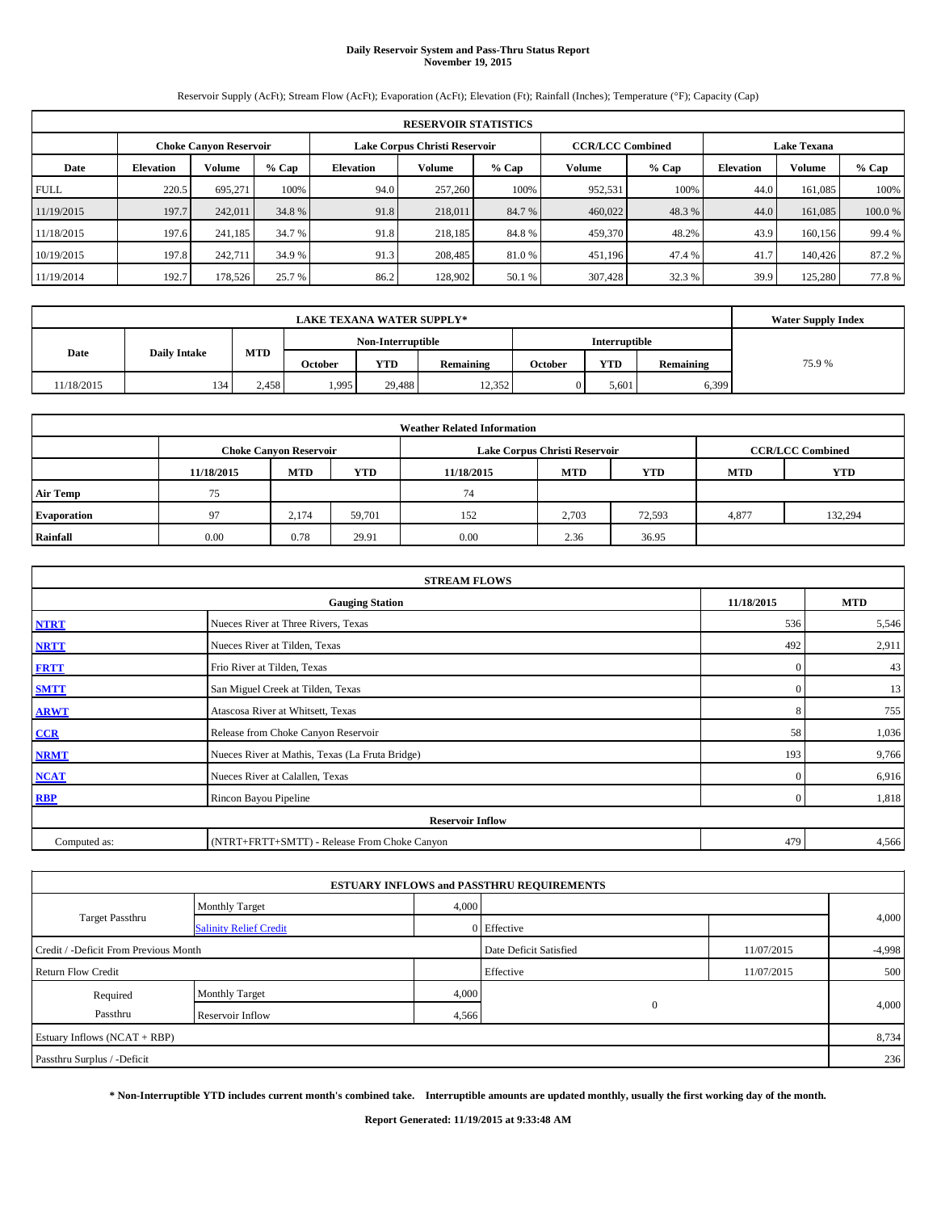# Daily Reservoir System and Pass-Thru Status Report
## November 19, 2015

Reservoir Supply (AcFt); Stream Flow (AcFt); Evaporation (AcFt); Elevation (Ft); Rainfall (Inches); Temperature (°F); Capacity (Cap)

| RESERVOIR STATISTICS | | | | | | | | | | | |
|---|---|---|---|---|---|---|---|---|---|---|---|
| | Choke Canyon Reservoir | | | Lake Corpus Christi Reservoir | | | CCR/LCC Combined | | Lake Texana | | |
| Date | Elevation | Volume | % Cap | Elevation | Volume | % Cap | Volume | % Cap | Elevation | Volume | % Cap |
| FULL | 220.5 | 695,271 | 100% | 94.0 | 257,260 | 100% | 952,531 | 100% | 44.0 | 161,085 | 100% |
| 11/19/2015 | 197.7 | 242,011 | 34.8 % | 91.8 | 218,011 | 84.7 % | 460,022 | 48.3 % | 44.0 | 161,085 | 100.0 % |
| 11/18/2015 | 197.6 | 241,185 | 34.7 % | 91.8 | 218,185 | 84.8 % | 459,370 | 48.2% | 43.9 | 160,156 | 99.4 % |
| 10/19/2015 | 197.8 | 242,711 | 34.9 % | 91.3 | 208,485 | 81.0 % | 451,196 | 47.4 % | 41.7 | 140,426 | 87.2 % |
| 11/19/2014 | 192.7 | 178,526 | 25.7 % | 86.2 | 128,902 | 50.1 % | 307,428 | 32.3 % | 39.9 | 125,280 | 77.8 % |

| LAKE TEXANA WATER SUPPLY* | | | | | | | | | Water Supply Index |
|---|---|---|---|---|---|---|---|---|---|
| Date | Daily Intake | MTD | Non-Interruptible | | | Interruptible | | | |
| | | | October | YTD | Remaining | October | YTD | Remaining | |
| 11/18/2015 | 134 | 2,458 | 1,995 | 29,488 | 12,352 | 0 | 5,601 | 6,399 | 75.9 % |

| Weather Related Information | | | | | | | | |
|---|---|---|---|---|---|---|---|---|
| | Choke Canyon Reservoir | | | Lake Corpus Christi Reservoir | | | CCR/LCC Combined | |
| | 11/18/2015 | MTD | YTD | 11/18/2015 | MTD | YTD | MTD | YTD |
| Air Temp | 75 | | | 74 | | | | |
| Evaporation | 97 | 2,174 | 59,701 | 152 | 2,703 | 72,593 | 4,877 | 132,294 |
| Rainfall | 0.00 | 0.78 | 29.91 | 0.00 | 2.36 | 36.95 | | |

| STREAM FLOWS | | | |
|---|---|---|---|
| | Gauging Station | 11/18/2015 | MTD |
| NTRT | Nueces River at Three Rivers, Texas | 536 | 5,546 |
| NRTT | Nueces River at Tilden, Texas | 492 | 2,911 |
| FRTT | Frio River at Tilden, Texas | 0 | 43 |
| SMTT | San Miguel Creek at Tilden, Texas | 0 | 13 |
| ARWT | Atascosa River at Whitsett, Texas | 8 | 755 |
| CCR | Release from Choke Canyon Reservoir | 58 | 1,036 |
| NRMT | Nueces River at Mathis, Texas (La Fruta Bridge) | 193 | 9,766 |
| NCAT | Nueces River at Calallen, Texas | 0 | 6,916 |
| RBP | Rincon Bayou Pipeline | 0 | 1,818 |
| Reservoir Inflow | | | |
| Computed as: | (NTRT+FRTT+SMTT) - Release From Choke Canyon | 479 | 4,566 |

| ESTUARY INFLOWS and PASSTHRU REQUIREMENTS | | | | | |
|---|---|---|---|---|---|
| Target Passthru | Monthly Target | 4,000 | | | 4,000 |
| | Salinity Relief Credit | 0 | Effective | | |
| Credit / -Deficit From Previous Month | | | Date Deficit Satisfied | 11/07/2015 | -4,998 |
| Return Flow Credit | | | Effective | 11/07/2015 | 500 |
| Required Passthru | Monthly Target | 4,000 | 0 | | 4,000 |
| | Reservoir Inflow | 4,566 | | | |
| Estuary Inflows (NCAT + RBP) | | | | | 8,734 |
| Passthru Surplus / -Deficit | | | | | 236 |

**\* Non-Interruptible YTD includes current month's combined take. Interruptible amounts are updated monthly, usually the first working day of the month.**

**Report Generated: 11/19/2015 at 9:33:48 AM**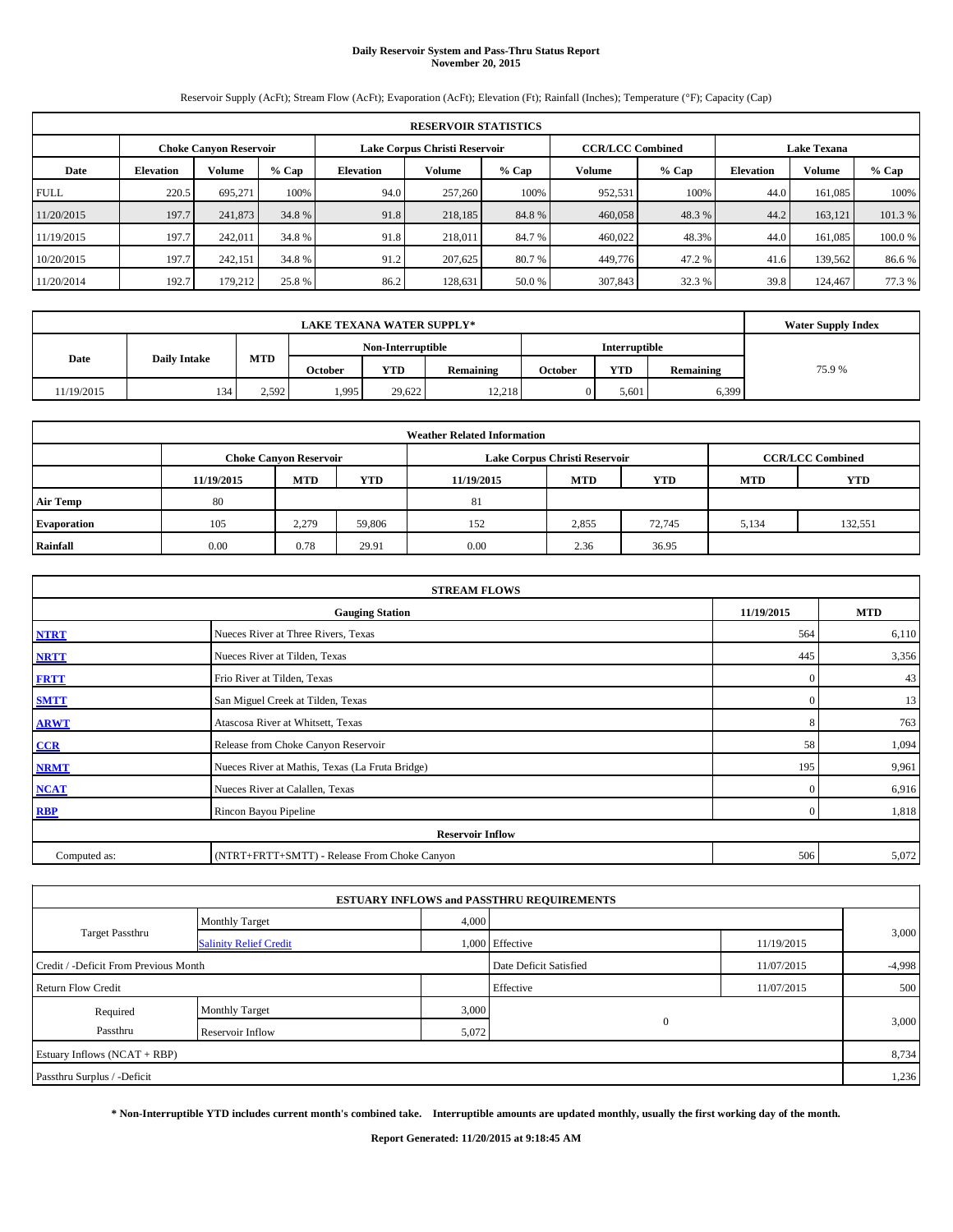# Daily Reservoir System and Pass-Thru Status Report
## November 20, 2015

Reservoir Supply (AcFt); Stream Flow (AcFt); Evaporation (AcFt); Elevation (Ft); Rainfall (Inches); Temperature (°F); Capacity (Cap)

| RESERVOIR STATISTICS | | | | | | | | | | | |
|---|---|---|---|---|---|---|---|---|---|---|---|
| | Choke Canyon Reservoir | | | Lake Corpus Christi Reservoir | | | CCR/LCC Combined | | Lake Texana | | |
| Date | Elevation | Volume | % Cap | Elevation | Volume | % Cap | Volume | % Cap | Elevation | Volume | % Cap |
| FULL | 220.5 | 695,271 | 100% | 94.0 | 257,260 | 100% | 952,531 | 100% | 44.0 | 161,085 | 100% |
| 11/20/2015 | 197.7 | 241,873 | 34.8 % | 91.8 | 218,185 | 84.8 % | 460,058 | 48.3 % | 44.2 | 163,121 | 101.3 % |
| 11/19/2015 | 197.7 | 242,011 | 34.8 % | 91.8 | 218,011 | 84.7 % | 460,022 | 48.3% | 44.0 | 161,085 | 100.0 % |
| 10/20/2015 | 197.7 | 242,151 | 34.8 % | 91.2 | 207,625 | 80.7 % | 449,776 | 47.2 % | 41.6 | 139,562 | 86.6 % |
| 11/20/2014 | 192.7 | 179,212 | 25.8 % | 86.2 | 128,631 | 50.0 % | 307,843 | 32.3 % | 39.8 | 124,467 | 77.3 % |

| LAKE TEXANA WATER SUPPLY* | | | | | | | | | Water Supply Index |
|---|---|---|---|---|---|---|---|---|---|
| Date | Daily Intake | MTD | Non-Interruptible | | | Interruptible | | | |
| | | | October | YTD | Remaining | October | YTD | Remaining | |
| 11/19/2015 | 134 | 2,592 | 1,995 | 29,622 | 12,218 | 0 | 5,601 | 6,399 | 75.9 % |

| Weather Related Information | | | | | | | | |
|---|---|---|---|---|---|---|---|---|
| | Choke Canyon Reservoir | | | Lake Corpus Christi Reservoir | | | CCR/LCC Combined | |
| | 11/19/2015 | MTD | YTD | 11/19/2015 | MTD | YTD | MTD | YTD |
| Air Temp | 80 | | | 81 | | | | |
| Evaporation | 105 | 2,279 | 59,806 | 152 | 2,855 | 72,745 | 5,134 | 132,551 |
| Rainfall | 0.00 | 0.78 | 29.91 | 0.00 | 2.36 | 36.95 | | |

| STREAM FLOWS | | | |
|---|---|---|---|
| | Gauging Station | 11/19/2015 | MTD |
| NTRT | Nueces River at Three Rivers, Texas | 564 | 6,110 |
| NRTT | Nueces River at Tilden, Texas | 445 | 3,356 |
| FRTT | Frio River at Tilden, Texas | 0 | 43 |
| SMTT | San Miguel Creek at Tilden, Texas | 0 | 13 |
| ARWT | Atascosa River at Whitsett, Texas | 8 | 763 |
| CCR | Release from Choke Canyon Reservoir | 58 | 1,094 |
| NRMT | Nueces River at Mathis, Texas (La Fruta Bridge) | 195 | 9,961 |
| NCAT | Nueces River at Calallen, Texas | 0 | 6,916 |
| RBP | Rincon Bayou Pipeline | 0 | 1,818 |
| Reservoir Inflow | | | |
| Computed as: | (NTRT+FRTT+SMTT) - Release From Choke Canyon | 506 | 5,072 |

| ESTUARY INFLOWS and PASSTHRU REQUIREMENTS | | | | | |
|---|---|---|---|---|---|
| Target Passthru | Monthly Target | 4,000 | | | 3,000 |
| | Salinity Relief Credit | 1,000 | Effective | 11/19/2015 | |
| Credit / -Deficit From Previous Month | | | Date Deficit Satisfied | 11/07/2015 | -4,998 |
| Return Flow Credit | | | Effective | 11/07/2015 | 500 |
| Required Passthru | Monthly Target | 3,000 | 0 | | 3,000 |
| | Reservoir Inflow | 5,072 | | | |
| Estuary Inflows (NCAT + RBP) | | | | | 8,734 |
| Passthru Surplus / -Deficit | | | | | 1,236 |

**\* Non-Interruptible YTD includes current month's combined take. Interruptible amounts are updated monthly, usually the first working day of the month.**

**Report Generated: 11/20/2015 at 9:18:45 AM**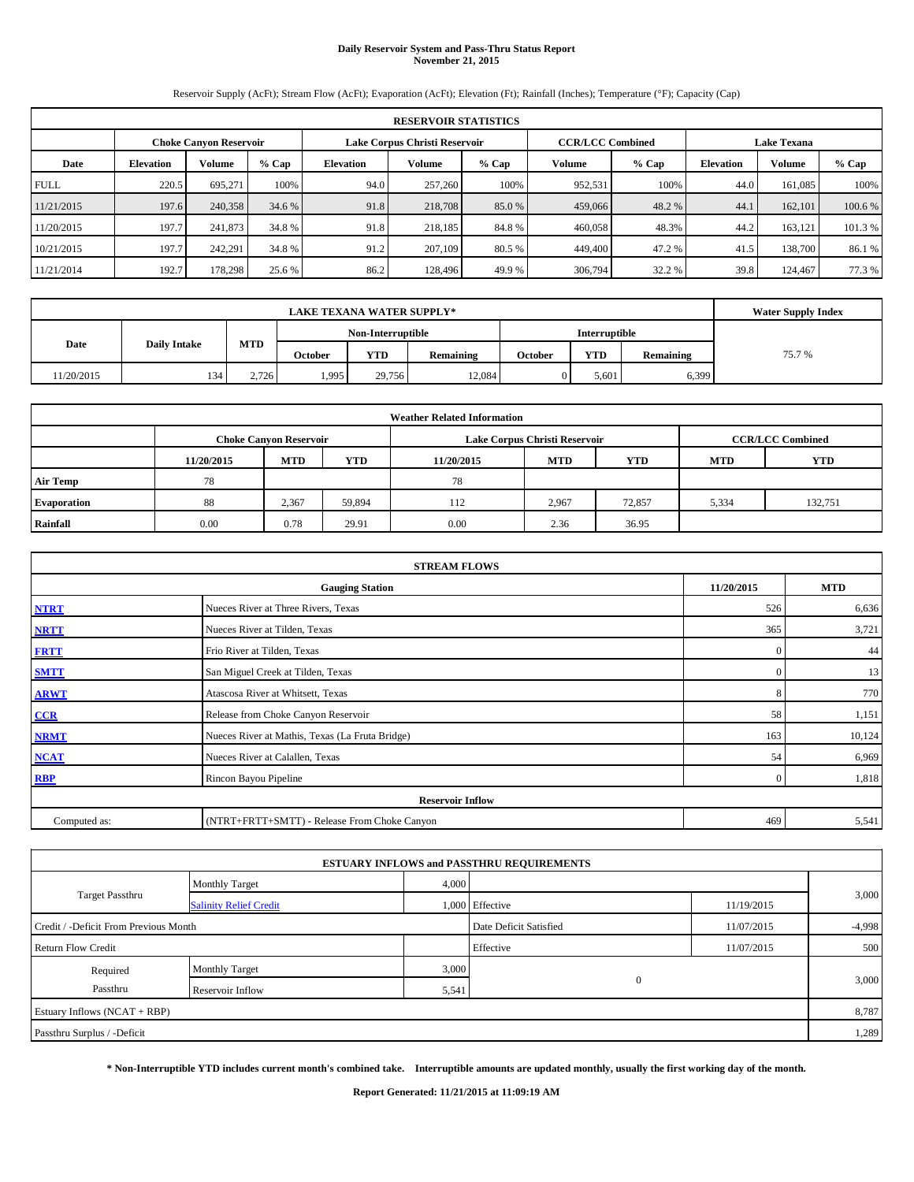# Daily Reservoir System and Pass-Thru Status Report
## November 21, 2015

Reservoir Supply (AcFt); Stream Flow (AcFt); Evaporation (AcFt); Elevation (Ft); Rainfall (Inches); Temperature (°F); Capacity (Cap)

| RESERVOIR STATISTICS | | | | | | | | | | | |
|---|---|---|---|---|---|---|---|---|---|---|---|
| | Choke Canyon Reservoir | | | Lake Corpus Christi Reservoir | | | CCR/LCC Combined | | Lake Texana | | |
| Date | Elevation | Volume | % Cap | Elevation | Volume | % Cap | Volume | % Cap | Elevation | Volume | % Cap |
| FULL | 220.5 | 695,271 | 100% | 94.0 | 257,260 | 100% | 952,531 | 100% | 44.0 | 161,085 | 100% |
| 11/21/2015 | 197.6 | 240,358 | 34.6 % | 91.8 | 218,708 | 85.0 % | 459,066 | 48.2 % | 44.1 | 162,101 | 100.6 % |
| 11/20/2015 | 197.7 | 241,873 | 34.8 % | 91.8 | 218,185 | 84.8 % | 460,058 | 48.3% | 44.2 | 163,121 | 101.3 % |
| 10/21/2015 | 197.7 | 242,291 | 34.8 % | 91.2 | 207,109 | 80.5 % | 449,400 | 47.2 % | 41.5 | 138,700 | 86.1 % |
| 11/21/2014 | 192.7 | 178,298 | 25.6 % | 86.2 | 128,496 | 49.9 % | 306,794 | 32.2 % | 39.8 | 124,467 | 77.3 % |

| LAKE TEXANA WATER SUPPLY* | | | | | | | | | Water Supply Index |
|---|---|---|---|---|---|---|---|---|---|
| Date | Daily Intake | MTD | Non-Interruptible | | | Interruptible | | | |
| | | | October | YTD | Remaining | October | YTD | Remaining | |
| 11/20/2015 | 134 | 2,726 | 1,995 | 29,756 | 12,084 | 0 | 5,601 | 6,399 | 75.7 % |

| Weather Related Information | | | | | | | | |
|---|---|---|---|---|---|---|---|---|
| | Choke Canyon Reservoir | | | Lake Corpus Christi Reservoir | | | CCR/LCC Combined | |
| | 11/20/2015 | MTD | YTD | 11/20/2015 | MTD | YTD | MTD | YTD |
| Air Temp | 78 | | | 78 | | | | |
| Evaporation | 88 | 2,367 | 59,894 | 112 | 2,967 | 72,857 | 5,334 | 132,751 |
| Rainfall | 0.00 | 0.78 | 29.91 | 0.00 | 2.36 | 36.95 | | |

| STREAM FLOWS | | | |
|---|---|---|---|
| | Gauging Station | 11/20/2015 | MTD |
| NTRT | Nueces River at Three Rivers, Texas | 526 | 6,636 |
| NRTT | Nueces River at Tilden, Texas | 365 | 3,721 |
| FRTT | Frio River at Tilden, Texas | 0 | 44 |
| SMTT | San Miguel Creek at Tilden, Texas | 0 | 13 |
| ARWT | Atascosa River at Whitsett, Texas | 8 | 770 |
| CCR | Release from Choke Canyon Reservoir | 58 | 1,151 |
| NRMT | Nueces River at Mathis, Texas (La Fruta Bridge) | 163 | 10,124 |
| NCAT | Nueces River at Calallen, Texas | 54 | 6,969 |
| RBP | Rincon Bayou Pipeline | 0 | 1,818 |
| | Reservoir Inflow | | |
| Computed as: | (NTRT+FRTT+SMTT) - Release From Choke Canyon | 469 | 5,541 |

| ESTUARY INFLOWS and PASSTHRU REQUIREMENTS | | | | | |
|---|---|---|---|---|---|
| Target Passthru | Monthly Target | 4,000 | | | 3,000 |
| | Salinity Relief Credit | 1,000 | Effective | 11/19/2015 | |
| Credit / -Deficit From Previous Month | | | Date Deficit Satisfied | 11/07/2015 | -4,998 |
| Return Flow Credit | | | Effective | 11/07/2015 | 500 |
| Required Passthru | Monthly Target | 3,000 | 0 | | 3,000 |
| | Reservoir Inflow | 5,541 | | | |
| Estuary Inflows (NCAT + RBP) | | | | | 8,787 |
| Passthru Surplus / -Deficit | | | | | 1,289 |

**\* Non-Interruptible YTD includes current month's combined take. Interruptible amounts are updated monthly, usually the first working day of the month.**

**Report Generated: 11/21/2015 at 11:09:19 AM**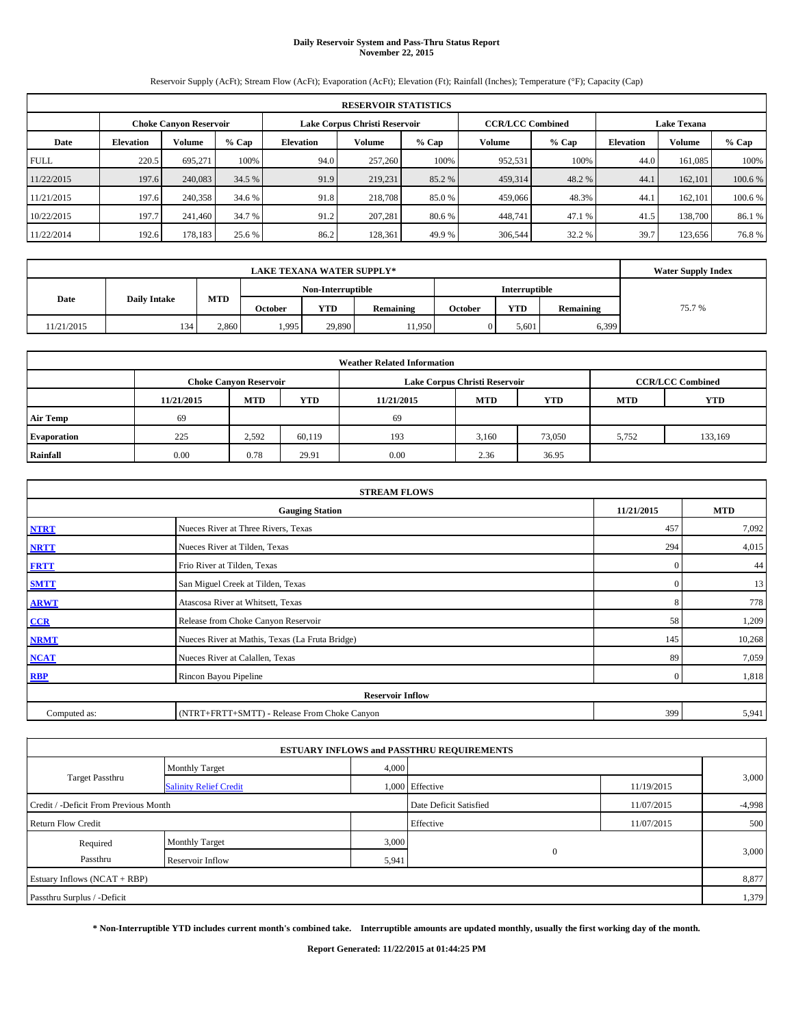# Daily Reservoir System and Pass-Thru Status Report
## November 22, 2015

Reservoir Supply (AcFt); Stream Flow (AcFt); Evaporation (AcFt); Elevation (Ft); Rainfall (Inches); Temperature (°F); Capacity (Cap)

| RESERVOIR STATISTICS | | | | | | | | | | | |
|---|---|---|---|---|---|---|---|---|---|---|---|
| | Choke Canyon Reservoir | | | Lake Corpus Christi Reservoir | | | CCR/LCC Combined | | Lake Texana | | |
| Date | Elevation | Volume | % Cap | Elevation | Volume | % Cap | Volume | % Cap | Elevation | Volume | % Cap |
| FULL | 220.5 | 695,271 | 100% | 94.0 | 257,260 | 100% | 952,531 | 100% | 44.0 | 161,085 | 100% |
| 11/22/2015 | 197.6 | 240,083 | 34.5 % | 91.9 | 219,231 | 85.2 % | 459,314 | 48.2 % | 44.1 | 162,101 | 100.6 % |
| 11/21/2015 | 197.6 | 240,358 | 34.6 % | 91.8 | 218,708 | 85.0 % | 459,066 | 48.3% | 44.1 | 162,101 | 100.6 % |
| 10/22/2015 | 197.7 | 241,460 | 34.7 % | 91.2 | 207,281 | 80.6 % | 448,741 | 47.1 % | 41.5 | 138,700 | 86.1 % |
| 11/22/2014 | 192.6 | 178,183 | 25.6 % | 86.2 | 128,361 | 49.9 % | 306,544 | 32.2 % | 39.7 | 123,656 | 76.8 % |

| LAKE TEXANA WATER SUPPLY* | | | | | | | | | Water Supply Index |
|---|---|---|---|---|---|---|---|---|---|
| Date | Daily Intake | MTD | Non-Interruptible | | | Interruptible | | | |
| | | | October | YTD | Remaining | October | YTD | Remaining | |
| 11/21/2015 | 134 | 2,860 | 1,995 | 29,890 | 11,950 | 0 | 5,601 | 6,399 | 75.7 % |

| Weather Related Information | | | | | | | |
|---|---|---|---|---|---|---|---|
| | Choke Canyon Reservoir | | | Lake Corpus Christi Reservoir | | | CCR/LCC Combined | |
| | 11/21/2015 | MTD | YTD | 11/21/2015 | MTD | YTD | MTD | YTD |
| Air Temp | 69 | | | 69 | | | | |
| Evaporation | 225 | 2,592 | 60,119 | 193 | 3,160 | 73,050 | 5,752 | 133,169 |
| Rainfall | 0.00 | 0.78 | 29.91 | 0.00 | 2.36 | 36.95 | | |

| STREAM FLOWS | | | |
|---|---|---|---|
| | Gauging Station | 11/21/2015 | MTD |
| NTRT | Nueces River at Three Rivers, Texas | 457 | 7,092 |
| NRTT | Nueces River at Tilden, Texas | 294 | 4,015 |
| FRTT | Frio River at Tilden, Texas | 0 | 44 |
| SMTT | San Miguel Creek at Tilden, Texas | 0 | 13 |
| ARWT | Atascosa River at Whitsett, Texas | 8 | 778 |
| CCR | Release from Choke Canyon Reservoir | 58 | 1,209 |
| NRMT | Nueces River at Mathis, Texas (La Fruta Bridge) | 145 | 10,268 |
| NCAT | Nueces River at Calallen, Texas | 89 | 7,059 |
| RBP | Rincon Bayou Pipeline | 0 | 1,818 |
| Reservoir Inflow | | | |
| Computed as: | (NTRT+FRTT+SMTT) - Release From Choke Canyon | 399 | 5,941 |

| ESTUARY INFLOWS and PASSTHRU REQUIREMENTS | | | | | |
|---|---|---|---|---|---|
| Target Passthru | Monthly Target | 4,000 | | | 3,000 |
| | Salinity Relief Credit | 1,000 | Effective | 11/19/2015 | |
| Credit / -Deficit From Previous Month | | | Date Deficit Satisfied | 11/07/2015 | -4,998 |
| Return Flow Credit | | | Effective | 11/07/2015 | 500 |
| Required Passthru | Monthly Target | 3,000 | 0 | | 3,000 |
| | Reservoir Inflow | 5,941 | | | |
| Estuary Inflows (NCAT + RBP) | | | | | 8,877 |
| Passthru Surplus / -Deficit | | | | | 1,379 |

**\* Non-Interruptible YTD includes current month's combined take. Interruptible amounts are updated monthly, usually the first working day of the month.**

**Report Generated: 11/22/2015 at 01:44:25 PM**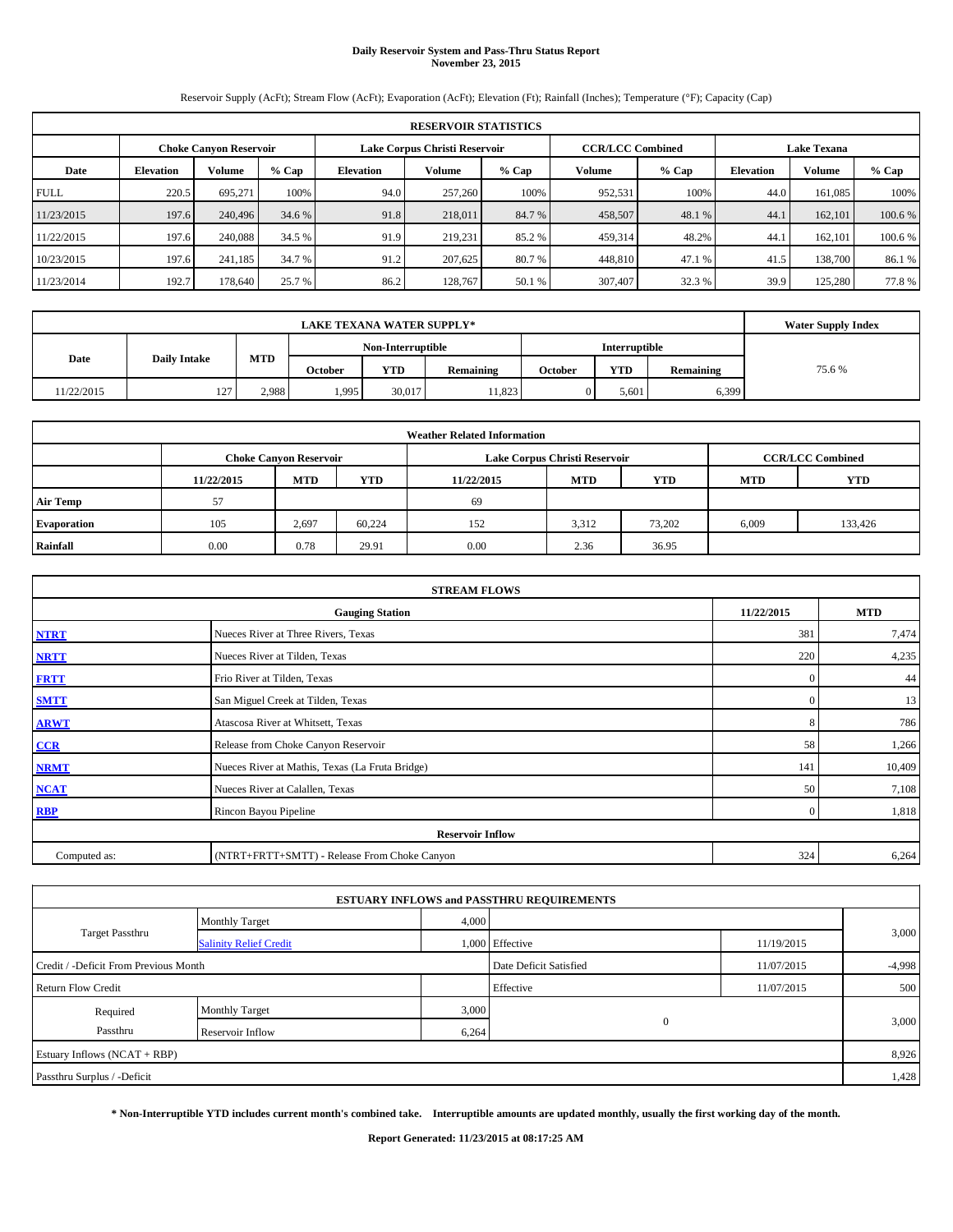# Daily Reservoir System and Pass-Thru Status Report
## November 23, 2015

Reservoir Supply (AcFt); Stream Flow (AcFt); Evaporation (AcFt); Elevation (Ft); Rainfall (Inches); Temperature (°F); Capacity (Cap)

| RESERVOIR STATISTICS | | | | | | | | | | | |
|---|---|---|---|---|---|---|---|---|---|---|---|
| | Choke Canyon Reservoir | | | Lake Corpus Christi Reservoir | | | CCR/LCC Combined | | Lake Texana | | |
| Date | Elevation | Volume | % Cap | Elevation | Volume | % Cap | Volume | % Cap | Elevation | Volume | % Cap |
| FULL | 220.5 | 695,271 | 100% | 94.0 | 257,260 | 100% | 952,531 | 100% | 44.0 | 161,085 | 100% |
| 11/23/2015 | 197.6 | 240,496 | 34.6 % | 91.8 | 218,011 | 84.7 % | 458,507 | 48.1 % | 44.1 | 162,101 | 100.6 % |
| 11/22/2015 | 197.6 | 240,088 | 34.5 % | 91.9 | 219,231 | 85.2 % | 459,314 | 48.2% | 44.1 | 162,101 | 100.6 % |
| 10/23/2015 | 197.6 | 241,185 | 34.7 % | 91.2 | 207,625 | 80.7 % | 448,810 | 47.1 % | 41.5 | 138,700 | 86.1 % |
| 11/23/2014 | 192.7 | 178,640 | 25.7 % | 86.2 | 128,767 | 50.1 % | 307,407 | 32.3 % | 39.9 | 125,280 | 77.8 % |

| LAKE TEXANA WATER SUPPLY* | | | | | | | | | Water Supply Index |
|---|---|---|---|---|---|---|---|---|---|
| Date | Daily Intake | MTD | Non-Interruptible | | | Interruptible | | | 75.6 % |
| | | | October | YTD | Remaining | October | YTD | Remaining | |
| 11/22/2015 | 127 | 2,988 | 1,995 | 30,017 | 11,823 | 0 | 5,601 | 6,399 | |

| Weather Related Information | | | | | | | | |
|---|---|---|---|---|---|---|---|---|
| | Choke Canyon Reservoir | | | Lake Corpus Christi Reservoir | | | CCR/LCC Combined | |
| | 11/22/2015 | MTD | YTD | 11/22/2015 | MTD | YTD | MTD | YTD |
| Air Temp | 57 | | | 69 | | | | |
| Evaporation | 105 | 2,697 | 60,224 | 152 | 3,312 | 73,202 | 6,009 | 133,426 |
| Rainfall | 0.00 | 0.78 | 29.91 | 0.00 | 2.36 | 36.95 | | |

| STREAM FLOWS | | | |
|---|---|---|---|
| | Gauging Station | 11/22/2015 | MTD |
| NTRT | Nueces River at Three Rivers, Texas | 381 | 7,474 |
| NRTT | Nueces River at Tilden, Texas | 220 | 4,235 |
| FRTT | Frio River at Tilden, Texas | 0 | 44 |
| SMTT | San Miguel Creek at Tilden, Texas | 0 | 13 |
| ARWT | Atascosa River at Whitsett, Texas | 8 | 786 |
| CCR | Release from Choke Canyon Reservoir | 58 | 1,266 |
| NRMT | Nueces River at Mathis, Texas (La Fruta Bridge) | 141 | 10,409 |
| NCAT | Nueces River at Calallen, Texas | 50 | 7,108 |
| RBP | Rincon Bayou Pipeline | 0 | 1,818 |
| Reservoir Inflow | | | |
| Computed as: | (NTRT+FRTT+SMTT) - Release From Choke Canyon | 324 | 6,264 |

| ESTUARY INFLOWS and PASSTHRU REQUIREMENTS | | | | | |
|---|---|---|---|---|---|
| Target Passthru | Monthly Target | 4,000 | | | 3,000 |
| | Salinity Relief Credit | 1,000 | Effective | 11/19/2015 | |
| Credit / -Deficit From Previous Month | | | Date Deficit Satisfied | 11/07/2015 | -4,998 |
| Return Flow Credit | | | Effective | 11/07/2015 | 500 |
| Required Passthru | Monthly Target | 3,000 | 0 | | 3,000 |
| | Reservoir Inflow | 6,264 | | | |
| Estuary Inflows (NCAT + RBP) | | | | | 8,926 |
| Passthru Surplus / -Deficit | | | | | 1,428 |

**\* Non-Interruptible YTD includes current month's combined take. Interruptible amounts are updated monthly, usually the first working day of the month.**

**Report Generated: 11/23/2015 at 08:17:25 AM**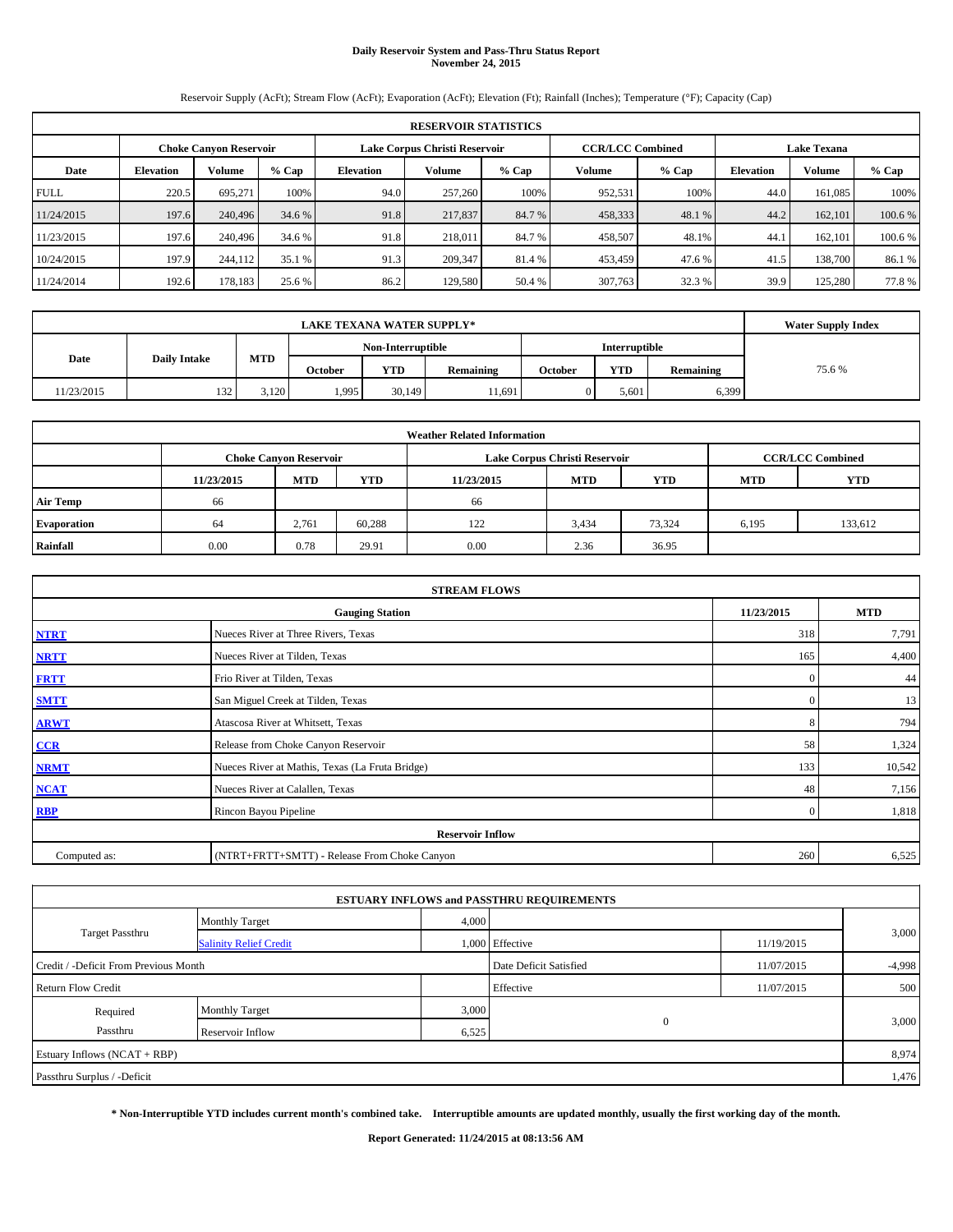# Daily Reservoir System and Pass-Thru Status Report
## November 24, 2015

Reservoir Supply (AcFt); Stream Flow (AcFt); Evaporation (AcFt); Elevation (Ft); Rainfall (Inches); Temperature (°F); Capacity (Cap)

| RESERVOIR STATISTICS | | | | | | | | | | | |
|---|---|---|---|---|---|---|---|---|---|---|---|
| | Choke Canyon Reservoir | | | Lake Corpus Christi Reservoir | | | CCR/LCC Combined | | Lake Texana | | |
| Date | Elevation | Volume | % Cap | Elevation | Volume | % Cap | Volume | % Cap | Elevation | Volume | % Cap |
| FULL | 220.5 | 695,271 | 100% | 94.0 | 257,260 | 100% | 952,531 | 100% | 44.0 | 161,085 | 100% |
| 11/24/2015 | 197.6 | 240,496 | 34.6 % | 91.8 | 217,837 | 84.7 % | 458,333 | 48.1 % | 44.2 | 162,101 | 100.6 % |
| 11/23/2015 | 197.6 | 240,496 | 34.6 % | 91.8 | 218,011 | 84.7 % | 458,507 | 48.1% | 44.1 | 162,101 | 100.6 % |
| 10/24/2015 | 197.9 | 244,112 | 35.1 % | 91.3 | 209,347 | 81.4 % | 453,459 | 47.6 % | 41.5 | 138,700 | 86.1 % |
| 11/24/2014 | 192.6 | 178,183 | 25.6 % | 86.2 | 129,580 | 50.4 % | 307,763 | 32.3 % | 39.9 | 125,280 | 77.8 % |

| LAKE TEXANA WATER SUPPLY* | | | | | | | | | Water Supply Index |
|---|---|---|---|---|---|---|---|---|---|
| Date | Daily Intake | MTD | Non-Interruptible | | | Interruptible | | | |
| | | | October | YTD | Remaining | October | YTD | Remaining | |
| 11/23/2015 | 132 | 3,120 | 1,995 | 30,149 | 11,691 | 0 | 5,601 | 6,399 | 75.6 % |

| Weather Related Information | | | | | | | |
|---|---|---|---|---|---|---|---|
| | Choke Canyon Reservoir | | | Lake Corpus Christi Reservoir | | | CCR/LCC Combined | |
| | 11/23/2015 | MTD | YTD | 11/23/2015 | MTD | YTD | MTD | YTD |
| Air Temp | 66 | | | 66 | | | | |
| Evaporation | 64 | 2,761 | 60,288 | 122 | 3,434 | 73,324 | 6,195 | 133,612 |
| Rainfall | 0.00 | 0.78 | 29.91 | 0.00 | 2.36 | 36.95 | | |

| STREAM FLOWS | | | |
|---|---|---|---|
| | Gauging Station | 11/23/2015 | MTD |
| NTRT | Nueces River at Three Rivers, Texas | 318 | 7,791 |
| NRTT | Nueces River at Tilden, Texas | 165 | 4,400 |
| FRTT | Frio River at Tilden, Texas | 0 | 44 |
| SMTT | San Miguel Creek at Tilden, Texas | 0 | 13 |
| ARWT | Atascosa River at Whitsett, Texas | 8 | 794 |
| CCR | Release from Choke Canyon Reservoir | 58 | 1,324 |
| NRMT | Nueces River at Mathis, Texas (La Fruta Bridge) | 133 | 10,542 |
| NCAT | Nueces River at Calallen, Texas | 48 | 7,156 |
| RBP | Rincon Bayou Pipeline | 0 | 1,818 |
| Reservoir Inflow | | | |
| Computed as: | (NTRT+FRTT+SMTT) - Release From Choke Canyon | 260 | 6,525 |

| ESTUARY INFLOWS and PASSTHRU REQUIREMENTS | | | | | |
|---|---|---|---|---|---|
| Target Passthru | Monthly Target | 4,000 | | | 3,000 |
| | Salinity Relief Credit | 1,000 | Effective | 11/19/2015 | |
| Credit / -Deficit From Previous Month | | | Date Deficit Satisfied | 11/07/2015 | -4,998 |
| Return Flow Credit | | | Effective | 11/07/2015 | 500 |
| Required Passthru | Monthly Target | 3,000 | 0 | | 3,000 |
| | Reservoir Inflow | 6,525 | | | |
| Estuary Inflows (NCAT + RBP) | | | | | 8,974 |
| Passthru Surplus / -Deficit | | | | | 1,476 |

**\* Non-Interruptible YTD includes current month's combined take. Interruptible amounts are updated monthly, usually the first working day of the month.**

**Report Generated: 11/24/2015 at 08:13:56 AM**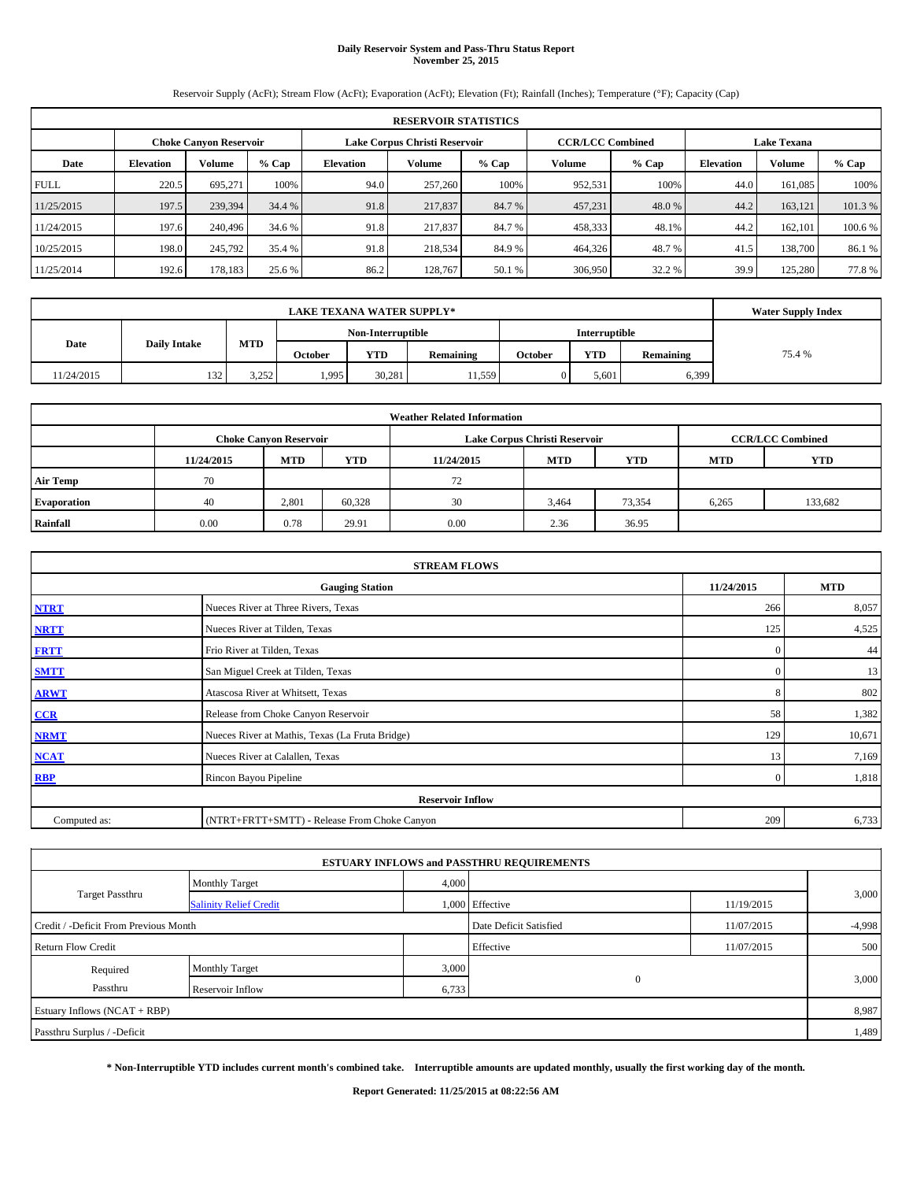# Daily Reservoir System and Pass-Thru Status Report
## November 25, 2015

Reservoir Supply (AcFt); Stream Flow (AcFt); Evaporation (AcFt); Elevation (Ft); Rainfall (Inches); Temperature (°F); Capacity (Cap)

| RESERVOIR STATISTICS | | | | | | | | | | | |
|---|---|---|---|---|---|---|---|---|---|---|---|
| | Choke Canyon Reservoir | | | Lake Corpus Christi Reservoir | | | CCR/LCC Combined | | Lake Texana | | |
| Date | Elevation | Volume | % Cap | Elevation | Volume | % Cap | Volume | % Cap | Elevation | Volume | % Cap |
| FULL | 220.5 | 695,271 | 100% | 94.0 | 257,260 | 100% | 952,531 | 100% | 44.0 | 161,085 | 100% |
| 11/25/2015 | 197.5 | 239,394 | 34.4 % | 91.8 | 217,837 | 84.7 % | 457,231 | 48.0 % | 44.2 | 163,121 | 101.3 % |
| 11/24/2015 | 197.6 | 240,496 | 34.6 % | 91.8 | 217,837 | 84.7 % | 458,333 | 48.1% | 44.2 | 162,101 | 100.6 % |
| 10/25/2015 | 198.0 | 245,792 | 35.4 % | 91.8 | 218,534 | 84.9 % | 464,326 | 48.7 % | 41.5 | 138,700 | 86.1 % |
| 11/25/2014 | 192.6 | 178,183 | 25.6 % | 86.2 | 128,767 | 50.1 % | 306,950 | 32.2 % | 39.9 | 125,280 | 77.8 % |

| LAKE TEXANA WATER SUPPLY* | | | | | | | | | Water Supply Index |
|---|---|---|---|---|---|---|---|---|---|
| Date | Daily Intake | MTD | Non-Interruptible | | | Interruptible | | | |
| | | | October | YTD | Remaining | October | YTD | Remaining | |
| 11/24/2015 | 132 | 3,252 | 1,995 | 30,281 | 11,559 | 0 | 5,601 | 6,399 | 75.4 % |

| Weather Related Information | | | | | | | | |
|---|---|---|---|---|---|---|---|---|
| | Choke Canyon Reservoir | | | Lake Corpus Christi Reservoir | | | CCR/LCC Combined | |
| | 11/24/2015 | MTD | YTD | 11/24/2015 | MTD | YTD | MTD | YTD |
| Air Temp | 70 | | | 72 | | | | |
| Evaporation | 40 | 2,801 | 60,328 | 30 | 3,464 | 73,354 | 6,265 | 133,682 |
| Rainfall | 0.00 | 0.78 | 29.91 | 0.00 | 2.36 | 36.95 | | |

| STREAM FLOWS | | | |
|---|---|---|---|
| | Gauging Station | 11/24/2015 | MTD |
| NTRT | Nueces River at Three Rivers, Texas | 266 | 8,057 |
| NRTT | Nueces River at Tilden, Texas | 125 | 4,525 |
| FRTT | Frio River at Tilden, Texas | 0 | 44 |
| SMTT | San Miguel Creek at Tilden, Texas | 0 | 13 |
| ARWT | Atascosa River at Whitsett, Texas | 8 | 802 |
| CCR | Release from Choke Canyon Reservoir | 58 | 1,382 |
| NRMT | Nueces River at Mathis, Texas (La Fruta Bridge) | 129 | 10,671 |
| NCAT | Nueces River at Calallen, Texas | 13 | 7,169 |
| RBP | Rincon Bayou Pipeline | 0 | 1,818 |
| Reservoir Inflow | | | |
| Computed as: | (NTRT+FRTT+SMTT) - Release From Choke Canyon | 209 | 6,733 |

| ESTUARY INFLOWS and PASSTHRU REQUIREMENTS | | | | | |
|---|---|---|---|---|---|
| Target Passthru | Monthly Target | 4,000 | | | 3,000 |
| | Salinity Relief Credit | 1,000 | Effective | 11/19/2015 | |
| Credit / -Deficit From Previous Month | | | Date Deficit Satisfied | 11/07/2015 | -4,998 |
| Return Flow Credit | | | Effective | 11/07/2015 | 500 |
| Required Passthru | Monthly Target | 3,000 | 0 | | 3,000 |
| | Reservoir Inflow | 6,733 | | | |
| Estuary Inflows (NCAT + RBP) | | | | | 8,987 |
| Passthru Surplus / -Deficit | | | | | 1,489 |

**\* Non-Interruptible YTD includes current month's combined take. Interruptible amounts are updated monthly, usually the first working day of the month.**

**Report Generated: 11/25/2015 at 08:22:56 AM**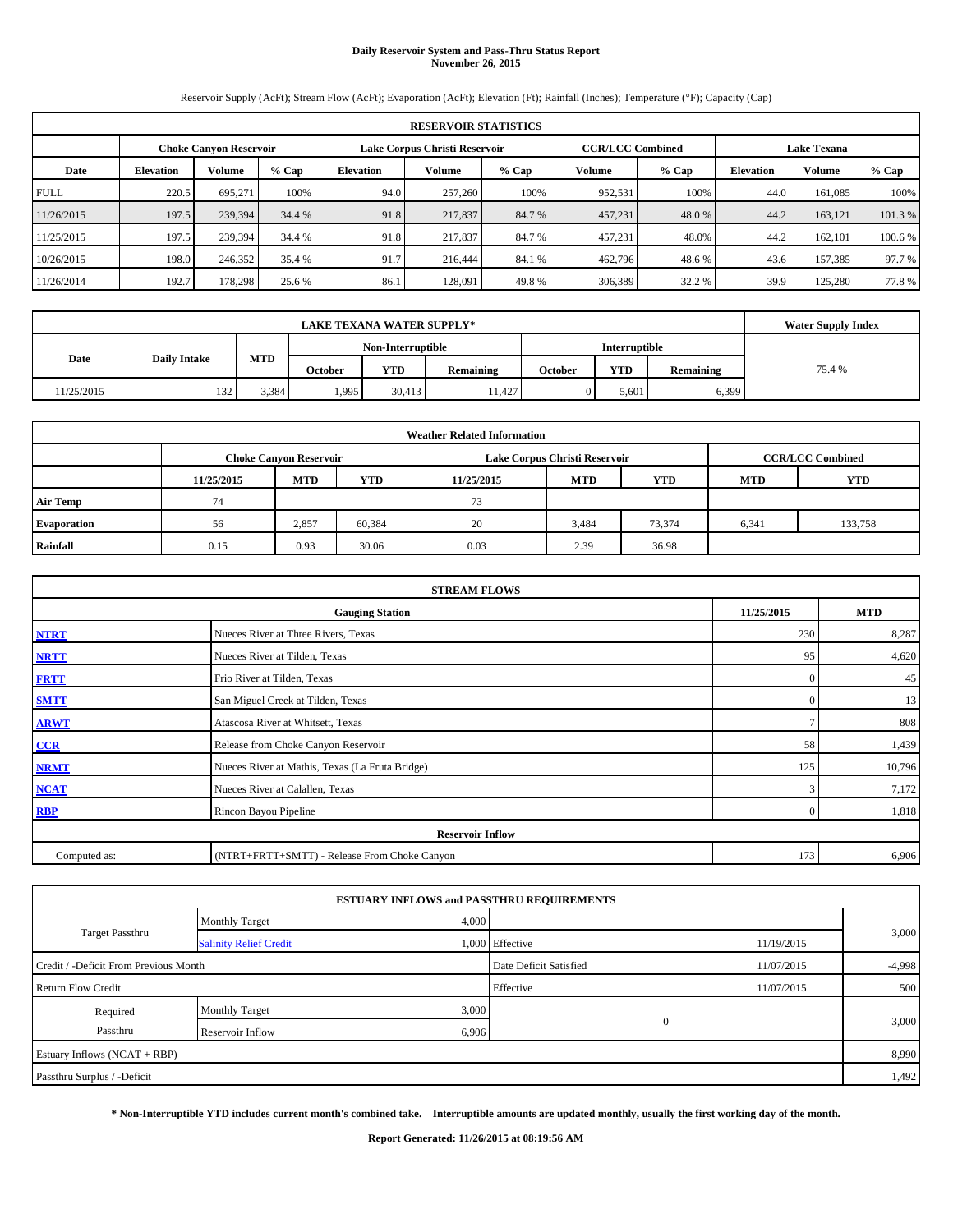# Daily Reservoir System and Pass-Thru Status Report
## November 26, 2015

Reservoir Supply (AcFt); Stream Flow (AcFt); Evaporation (AcFt); Elevation (Ft); Rainfall (Inches); Temperature (°F); Capacity (Cap)

| RESERVOIR STATISTICS | | | | | | | | | | | |
|---|---|---|---|---|---|---|---|---|---|---|---|
| | Choke Canyon Reservoir | | | Lake Corpus Christi Reservoir | | | CCR/LCC Combined | | Lake Texana | | |
| Date | Elevation | Volume | % Cap | Elevation | Volume | % Cap | Volume | % Cap | Elevation | Volume | % Cap |
| FULL | 220.5 | 695,271 | 100% | 94.0 | 257,260 | 100% | 952,531 | 100% | 44.0 | 161,085 | 100% |
| 11/26/2015 | 197.5 | 239,394 | 34.4 % | 91.8 | 217,837 | 84.7 % | 457,231 | 48.0 % | 44.2 | 163,121 | 101.3 % |
| 11/25/2015 | 197.5 | 239,394 | 34.4 % | 91.8 | 217,837 | 84.7 % | 457,231 | 48.0% | 44.2 | 162,101 | 100.6 % |
| 10/26/2015 | 198.0 | 246,352 | 35.4 % | 91.7 | 216,444 | 84.1 % | 462,796 | 48.6 % | 43.6 | 157,385 | 97.7 % |
| 11/26/2014 | 192.7 | 178,298 | 25.6 % | 86.1 | 128,091 | 49.8 % | 306,389 | 32.2 % | 39.9 | 125,280 | 77.8 % |

| LAKE TEXANA WATER SUPPLY* | | | | | | | | | Water Supply Index |
|---|---|---|---|---|---|---|---|---|---|
| Date | Daily Intake | MTD | Non-Interruptible | | | Interruptible | | | |
| | | | October | YTD | Remaining | October | YTD | Remaining | |
| 11/25/2015 | 132 | 3,384 | 1,995 | 30,413 | 11,427 | 0 | 5,601 | 6,399 | 75.4 % |

| Weather Related Information | | | | | | | | |
|---|---|---|---|---|---|---|---|---|
| | Choke Canyon Reservoir | | | Lake Corpus Christi Reservoir | | | CCR/LCC Combined | |
| | 11/25/2015 | MTD | YTD | 11/25/2015 | MTD | YTD | MTD | YTD |
| Air Temp | 74 | | | 73 | | | | |
| Evaporation | 56 | 2,857 | 60,384 | 20 | 3,484 | 73,374 | 6,341 | 133,758 |
| Rainfall | 0.15 | 0.93 | 30.06 | 0.03 | 2.39 | 36.98 | | |

| STREAM FLOWS | | | |
|---|---|---|---|
| | Gauging Station | 11/25/2015 | MTD |
| NTRT | Nueces River at Three Rivers, Texas | 230 | 8,287 |
| NRTT | Nueces River at Tilden, Texas | 95 | 4,620 |
| FRTT | Frio River at Tilden, Texas | 0 | 45 |
| SMTT | San Miguel Creek at Tilden, Texas | 0 | 13 |
| ARWT | Atascosa River at Whitsett, Texas | 7 | 808 |
| CCR | Release from Choke Canyon Reservoir | 58 | 1,439 |
| NRMT | Nueces River at Mathis, Texas (La Fruta Bridge) | 125 | 10,796 |
| NCAT | Nueces River at Calallen, Texas | 3 | 7,172 |
| RBP | Rincon Bayou Pipeline | 0 | 1,818 |
| Reservoir Inflow | | | |
| Computed as: | (NTRT+FRTT+SMTT) - Release From Choke Canyon | 173 | 6,906 |

| ESTUARY INFLOWS and PASSTHRU REQUIREMENTS | | | | | |
|---|---|---|---|---|---|
| Target Passthru | Monthly Target | 4,000 | | | 3,000 |
| | Salinity Relief Credit | 1,000 | Effective | 11/19/2015 | |
| Credit / -Deficit From Previous Month | | | Date Deficit Satisfied | 11/07/2015 | -4,998 |
| Return Flow Credit | | | Effective | 11/07/2015 | 500 |
| Required Passthru | Monthly Target | 3,000 | 0 | | 3,000 |
| | Reservoir Inflow | 6,906 | | | |
| Estuary Inflows (NCAT + RBP) | | | | | 8,990 |
| Passthru Surplus / -Deficit | | | | | 1,492 |

**\* Non-Interruptible YTD includes current month's combined take. Interruptible amounts are updated monthly, usually the first working day of the month.**

**Report Generated: 11/26/2015 at 08:19:56 AM**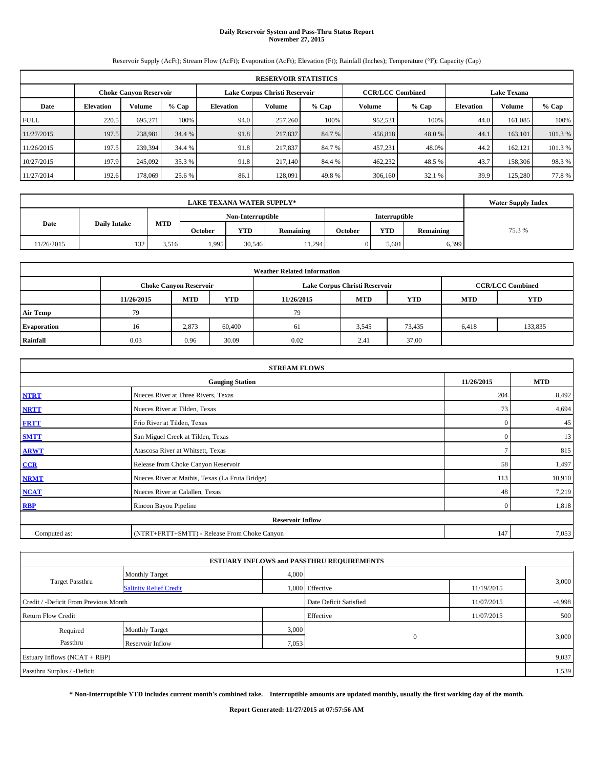# Daily Reservoir System and Pass-Thru Status Report
## November 27, 2015

Reservoir Supply (AcFt); Stream Flow (AcFt); Evaporation (AcFt); Elevation (Ft); Rainfall (Inches); Temperature (°F); Capacity (Cap)

| RESERVOIR STATISTICS | | | | | | | | | | | |
|---|---|---|---|---|---|---|---|---|---|---|---|
| | Choke Canyon Reservoir | | | Lake Corpus Christi Reservoir | | | CCR/LCC Combined | | Lake Texana | | |
| Date | Elevation | Volume | % Cap | Elevation | Volume | % Cap | Volume | % Cap | Elevation | Volume | % Cap |
| FULL | 220.5 | 695,271 | 100% | 94.0 | 257,260 | 100% | 952,531 | 100% | 44.0 | 161,085 | 100% |
| 11/27/2015 | 197.5 | 238,981 | 34.4 % | 91.8 | 217,837 | 84.7 % | 456,818 | 48.0 % | 44.1 | 163,101 | 101.3 % |
| 11/26/2015 | 197.5 | 239,394 | 34.4 % | 91.8 | 217,837 | 84.7 % | 457,231 | 48.0% | 44.2 | 162,121 | 101.3 % |
| 10/27/2015 | 197.9 | 245,092 | 35.3 % | 91.8 | 217,140 | 84.4 % | 462,232 | 48.5 % | 43.7 | 158,306 | 98.3 % |
| 11/27/2014 | 192.6 | 178,069 | 25.6 % | 86.1 | 128,091 | 49.8 % | 306,160 | 32.1 % | 39.9 | 125,280 | 77.8 % |

| LAKE TEXANA WATER SUPPLY* | | | | | | | | | Water Supply Index |
|---|---|---|---|---|---|---|---|---|---|
| Date | Daily Intake | MTD | Non-Interruptible | | | Interruptible | | | |
| | | | October | YTD | Remaining | October | YTD | Remaining | |
| 11/26/2015 | 132 | 3,516 | 1,995 | 30,546 | 11,294 | 0 | 5,601 | 6,399 | 75.3 % |

| Weather Related Information | | | | | | | | |
|---|---|---|---|---|---|---|---|---|
| | Choke Canyon Reservoir | | | Lake Corpus Christi Reservoir | | | CCR/LCC Combined | |
| | 11/26/2015 | MTD | YTD | 11/26/2015 | MTD | YTD | MTD | YTD |
| Air Temp | 79 | | | 79 | | | | |
| Evaporation | 16 | 2,873 | 60,400 | 61 | 3,545 | 73,435 | 6,418 | 133,835 |
| Rainfall | 0.03 | 0.96 | 30.09 | 0.02 | 2.41 | 37.00 | | |

| STREAM FLOWS | | | |
|---|---|---|---|
| | Gauging Station | 11/26/2015 | MTD |
| NTRT | Nueces River at Three Rivers, Texas | 204 | 8,492 |
| NRTT | Nueces River at Tilden, Texas | 73 | 4,694 |
| FRTT | Frio River at Tilden, Texas | 0 | 45 |
| SMTT | San Miguel Creek at Tilden, Texas | 0 | 13 |
| ARWT | Atascosa River at Whitsett, Texas | 7 | 815 |
| CCR | Release from Choke Canyon Reservoir | 58 | 1,497 |
| NRMT | Nueces River at Mathis, Texas (La Fruta Bridge) | 113 | 10,910 |
| NCAT | Nueces River at Calallen, Texas | 48 | 7,219 |
| RBP | Rincon Bayou Pipeline | 0 | 1,818 |
| Reservoir Inflow | | | |
| Computed as: | (NTRT+FRTT+SMTT) - Release From Choke Canyon | 147 | 7,053 |

| ESTUARY INFLOWS and PASSTHRU REQUIREMENTS | | | | | |
|---|---|---|---|---|---|
| Target Passthru | Monthly Target | 4,000 | | | 3,000 |
| | Salinity Relief Credit | 1,000 | Effective | 11/19/2015 | |
| Credit / -Deficit From Previous Month | | | Date Deficit Satisfied | 11/07/2015 | -4,998 |
| Return Flow Credit | | | Effective | 11/07/2015 | 500 |
| Required Passthru | Monthly Target | 3,000 | 0 | | 3,000 |
| | Reservoir Inflow | 7,053 | | | |
| Estuary Inflows (NCAT + RBP) | | | | | 9,037 |
| Passthru Surplus / -Deficit | | | | | 1,539 |

**\* Non-Interruptible YTD includes current month's combined take. Interruptible amounts are updated monthly, usually the first working day of the month.**

**Report Generated: 11/27/2015 at 07:57:56 AM**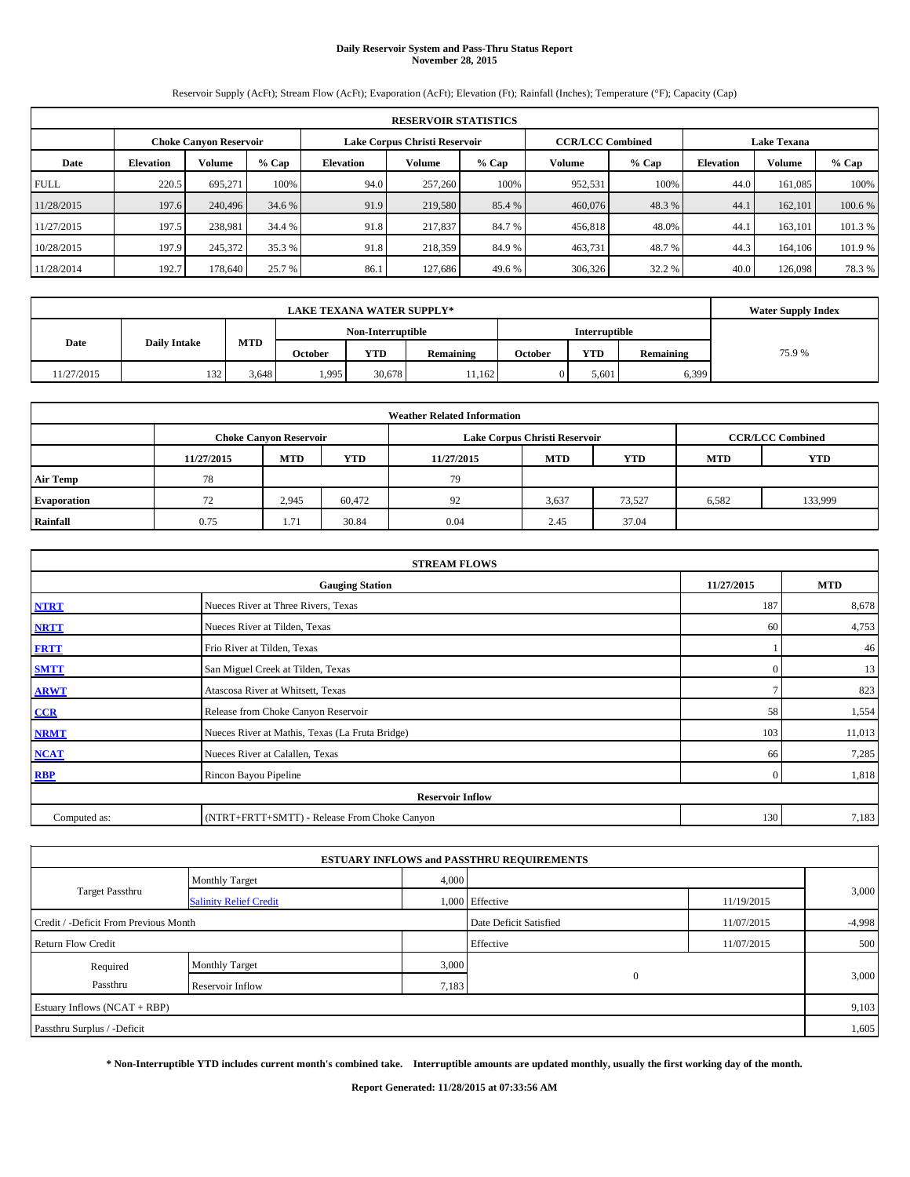# Daily Reservoir System and Pass-Thru Status Report
## November 28, 2015

Reservoir Supply (AcFt); Stream Flow (AcFt); Evaporation (AcFt); Elevation (Ft); Rainfall (Inches); Temperature (°F); Capacity (Cap)

| RESERVOIR STATISTICS | | | | | | | | | | | |
|---|---|---|---|---|---|---|---|---|---|---|---|
| | Choke Canyon Reservoir | | | Lake Corpus Christi Reservoir | | | CCR/LCC Combined | | Lake Texana | | |
| Date | Elevation | Volume | % Cap | Elevation | Volume | % Cap | Volume | % Cap | Elevation | Volume | % Cap |
| FULL | 220.5 | 695,271 | 100% | 94.0 | 257,260 | 100% | 952,531 | 100% | 44.0 | 161,085 | 100% |
| 11/28/2015 | 197.6 | 240,496 | 34.6 % | 91.9 | 219,580 | 85.4 % | 460,076 | 48.3 % | 44.1 | 162,101 | 100.6 % |
| 11/27/2015 | 197.5 | 238,981 | 34.4 % | 91.8 | 217,837 | 84.7 % | 456,818 | 48.0% | 44.1 | 163,101 | 101.3 % |
| 10/28/2015 | 197.9 | 245,372 | 35.3 % | 91.8 | 218,359 | 84.9 % | 463,731 | 48.7 % | 44.3 | 164,106 | 101.9 % |
| 11/28/2014 | 192.7 | 178,640 | 25.7 % | 86.1 | 127,686 | 49.6 % | 306,326 | 32.2 % | 40.0 | 126,098 | 78.3 % |

| LAKE TEXANA WATER SUPPLY* | | | | | | | | | Water Supply Index |
|---|---|---|---|---|---|---|---|---|---|
| Date | Daily Intake | MTD | Non-Interruptible | | | Interruptible | | | |
| | | | October | YTD | Remaining | October | YTD | Remaining | |
| 11/27/2015 | 132 | 3,648 | 1,995 | 30,678 | 11,162 | 0 | 5,601 | 6,399 | 75.9 % |

| Weather Related Information | | | | | | | | |
|---|---|---|---|---|---|---|---|---|
| | Choke Canyon Reservoir | | | Lake Corpus Christi Reservoir | | | CCR/LCC Combined | |
| | 11/27/2015 | MTD | YTD | 11/27/2015 | MTD | YTD | MTD | YTD |
| Air Temp | 78 | | | 79 | | | | |
| Evaporation | 72 | 2,945 | 60,472 | 92 | 3,637 | 73,527 | 6,582 | 133,999 |
| Rainfall | 0.75 | 1.71 | 30.84 | 0.04 | 2.45 | 37.04 | | |

| STREAM FLOWS | | | |
|---|---|---|---|
| | Gauging Station | 11/27/2015 | MTD |
| NTRT | Nueces River at Three Rivers, Texas | 187 | 8,678 |
| NRTT | Nueces River at Tilden, Texas | 60 | 4,753 |
| FRTT | Frio River at Tilden, Texas | 1 | 46 |
| SMTT | San Miguel Creek at Tilden, Texas | 0 | 13 |
| ARWT | Atascosa River at Whitsett, Texas | 7 | 823 |
| CCR | Release from Choke Canyon Reservoir | 58 | 1,554 |
| NRMT | Nueces River at Mathis, Texas (La Fruta Bridge) | 103 | 11,013 |
| NCAT | Nueces River at Calallen, Texas | 66 | 7,285 |
| RBP | Rincon Bayou Pipeline | 0 | 1,818 |
| Reservoir Inflow | | | |
| Computed as: | (NTRT+FRTT+SMTT) - Release From Choke Canyon | 130 | 7,183 |

| ESTUARY INFLOWS and PASSTHRU REQUIREMENTS | | | | | |
|---|---|---|---|---|---|
| Target Passthru | Monthly Target | 4,000 | | | 3,000 |
| | Salinity Relief Credit | 1,000 | Effective | 11/19/2015 | |
| Credit / -Deficit From Previous Month | | | Date Deficit Satisfied | 11/07/2015 | -4,998 |
| Return Flow Credit | | | Effective | 11/07/2015 | 500 |
| Required Passthru | Monthly Target | 3,000 | 0 | | 3,000 |
| | Reservoir Inflow | 7,183 | | | |
| Estuary Inflows (NCAT + RBP) | | | | | 9,103 |
| Passthru Surplus / -Deficit | | | | | 1,605 |

**\* Non-Interruptible YTD includes current month's combined take. Interruptible amounts are updated monthly, usually the first working day of the month.**

**Report Generated: 11/28/2015 at 07:33:56 AM**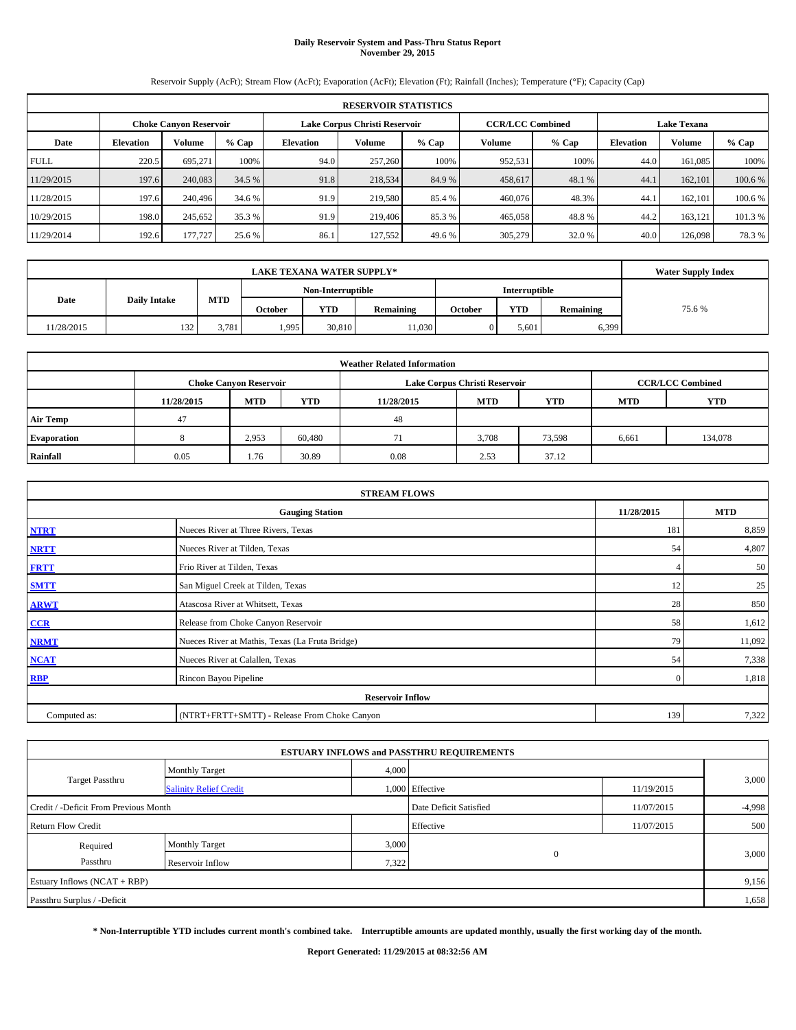# Daily Reservoir System and Pass-Thru Status Report
**November 29, 2015**

Reservoir Supply (AcFt); Stream Flow (AcFt); Evaporation (AcFt); Elevation (Ft); Rainfall (Inches); Temperature (°F); Capacity (Cap)

| RESERVOIR STATISTICS | | | | | | | | | | | |
|---|---|---|---|---|---|---|---|---|---|---|---|
| | Choke Canyon Reservoir | | | Lake Corpus Christi Reservoir | | | CCR/LCC Combined | | Lake Texana | | |
| Date | Elevation | Volume | % Cap | Elevation | Volume | % Cap | Volume | % Cap | Elevation | Volume | % Cap |
| FULL | 220.5 | 695,271 | 100% | 94.0 | 257,260 | 100% | 952,531 | 100% | 44.0 | 161,085 | 100% |
| 11/29/2015 | 197.6 | 240,083 | 34.5 % | 91.8 | 218,534 | 84.9 % | 458,617 | 48.1 % | 44.1 | 162,101 | 100.6 % |
| 11/28/2015 | 197.6 | 240,496 | 34.6 % | 91.9 | 219,580 | 85.4 % | 460,076 | 48.3% | 44.1 | 162,101 | 100.6 % |
| 10/29/2015 | 198.0 | 245,652 | 35.3 % | 91.9 | 219,406 | 85.3 % | 465,058 | 48.8 % | 44.2 | 163,121 | 101.3 % |
| 11/29/2014 | 192.6 | 177,727 | 25.6 % | 86.1 | 127,552 | 49.6 % | 305,279 | 32.0 % | 40.0 | 126,098 | 78.3 % |

| LAKE TEXANA WATER SUPPLY* | | | | | | | | | Water Supply Index |
|---|---|---|---|---|---|---|---|---|---|
| Date | Daily Intake | MTD | Non-Interruptible | | | Interruptible | | | |
| | | | October | YTD | Remaining | October | YTD | Remaining | |
| 11/28/2015 | 132 | 3,781 | 1,995 | 30,810 | 11,030 | 0 | 5,601 | 6,399 | 75.6 % |

| Weather Related Information | | | | | | | |
|---|---|---|---|---|---|---|---|
| | Choke Canyon Reservoir | | | Lake Corpus Christi Reservoir | | | CCR/LCC Combined | |
| | 11/28/2015 | MTD | YTD | 11/28/2015 | MTD | YTD | MTD | YTD |
| Air Temp | 47 | | | 48 | | | | |
| Evaporation | 8 | 2,953 | 60,480 | 71 | 3,708 | 73,598 | 6,661 | 134,078 |
| Rainfall | 0.05 | 1.76 | 30.89 | 0.08 | 2.53 | 37.12 | | |

| STREAM FLOWS | | | |
|---|---|---|---|
| | Gauging Station | 11/28/2015 | MTD |
| NTRT | Nueces River at Three Rivers, Texas | 181 | 8,859 |
| NRTT | Nueces River at Tilden, Texas | 54 | 4,807 |
| FRTT | Frio River at Tilden, Texas | 4 | 50 |
| SMTT | San Miguel Creek at Tilden, Texas | 12 | 25 |
| ARWT | Atascosa River at Whitsett, Texas | 28 | 850 |
| CCR | Release from Choke Canyon Reservoir | 58 | 1,612 |
| NRMT | Nueces River at Mathis, Texas (La Fruta Bridge) | 79 | 11,092 |
| NCAT | Nueces River at Calallen, Texas | 54 | 7,338 |
| RBP | Rincon Bayou Pipeline | 0 | 1,818 |
| | Reservoir Inflow | | |
| Computed as: | (NTRT+FRTT+SMTT) - Release From Choke Canyon | 139 | 7,322 |

| ESTUARY INFLOWS and PASSTHRU REQUIREMENTS | | | | | |
|---|---|---|---|---|---|
| Target Passthru | Monthly Target | 4,000 | | | 3,000 |
| | Salinity Relief Credit | 1,000 | Effective | 11/19/2015 | |
| Credit / -Deficit From Previous Month | | | Date Deficit Satisfied | 11/07/2015 | -4,998 |
| Return Flow Credit | | | Effective | 11/07/2015 | 500 |
| Required Passthru | Monthly Target | 3,000 | 0 | | 3,000 |
| | Reservoir Inflow | 7,322 | | | |
| Estuary Inflows (NCAT + RBP) | | | | | 9,156 |
| Passthru Surplus / -Deficit | | | | | 1,658 |

**\* Non-Interruptible YTD includes current month's combined take. Interruptible amounts are updated monthly, usually the first working day of the month.**

**Report Generated: 11/29/2015 at 08:32:56 AM**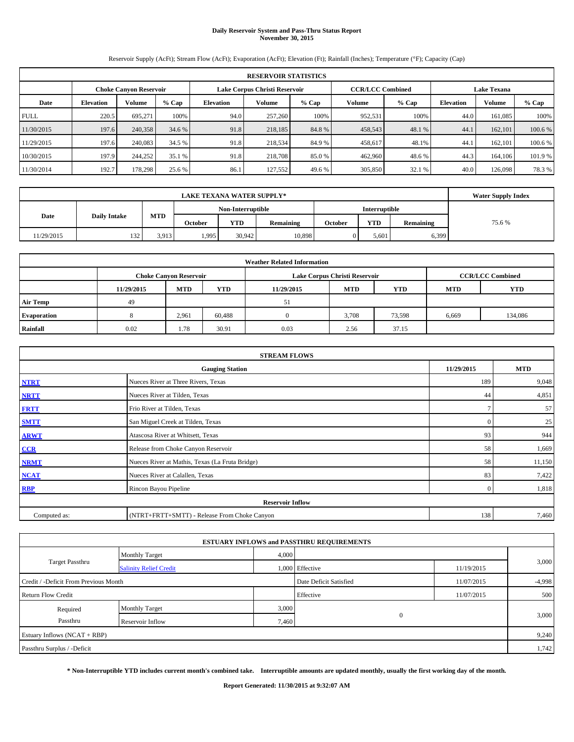# Daily Reservoir System and Pass-Thru Status Report
## November 30, 2015

Reservoir Supply (AcFt); Stream Flow (AcFt); Evaporation (AcFt); Elevation (Ft); Rainfall (Inches); Temperature (°F); Capacity (Cap)

| RESERVOIR STATISTICS | | | | | | | | | | | |
|---|---|---|---|---|---|---|---|---|---|---|---|
| | Choke Canyon Reservoir | | | Lake Corpus Christi Reservoir | | | CCR/LCC Combined | | Lake Texana | | |
| Date | Elevation | Volume | % Cap | Elevation | Volume | % Cap | Volume | % Cap | Elevation | Volume | % Cap |
| FULL | 220.5 | 695,271 | 100% | 94.0 | 257,260 | 100% | 952,531 | 100% | 44.0 | 161,085 | 100% |
| 11/30/2015 | 197.6 | 240,358 | 34.6 % | 91.8 | 218,185 | 84.8 % | 458,543 | 48.1 % | 44.1 | 162,101 | 100.6 % |
| 11/29/2015 | 197.6 | 240,083 | 34.5 % | 91.8 | 218,534 | 84.9 % | 458,617 | 48.1% | 44.1 | 162,101 | 100.6 % |
| 10/30/2015 | 197.9 | 244,252 | 35.1 % | 91.8 | 218,708 | 85.0 % | 462,960 | 48.6 % | 44.3 | 164,106 | 101.9 % |
| 11/30/2014 | 192.7 | 178,298 | 25.6 % | 86.1 | 127,552 | 49.6 % | 305,850 | 32.1 % | 40.0 | 126,098 | 78.3 % |

| LAKE TEXANA WATER SUPPLY* | | | | | | | | | Water Supply Index |
|---|---|---|---|---|---|---|---|---|---|
| Date | Daily Intake | MTD | Non-Interruptible | | | Interruptible | | | |
| | | | October | YTD | Remaining | October | YTD | Remaining | |
| 11/29/2015 | 132 | 3,913 | 1,995 | 30,942 | 10,898 | 0 | 5,601 | 6,399 | 75.6 % |

| Weather Related Information | | | | | | | | |
|---|---|---|---|---|---|---|---|---|
| | Choke Canyon Reservoir | | | Lake Corpus Christi Reservoir | | | CCR/LCC Combined | |
| | 11/29/2015 | MTD | YTD | 11/29/2015 | MTD | YTD | MTD | YTD |
| Air Temp | 49 | | | 51 | | | | |
| Evaporation | 8 | 2,961 | 60,488 | 0 | 3,708 | 73,598 | 6,669 | 134,086 |
| Rainfall | 0.02 | 1.78 | 30.91 | 0.03 | 2.56 | 37.15 | | |

| STREAM FLOWS | | | |
|---|---|---|---|
| | Gauging Station | 11/29/2015 | MTD |
| NTRT | Nueces River at Three Rivers, Texas | 189 | 9,048 |
| NRTT | Nueces River at Tilden, Texas | 44 | 4,851 |
| FRTT | Frio River at Tilden, Texas | 7 | 57 |
| SMTT | San Miguel Creek at Tilden, Texas | 0 | 25 |
| ARWT | Atascosa River at Whitsett, Texas | 93 | 944 |
| CCR | Release from Choke Canyon Reservoir | 58 | 1,669 |
| NRMT | Nueces River at Mathis, Texas (La Fruta Bridge) | 58 | 11,150 |
| NCAT | Nueces River at Calallen, Texas | 83 | 7,422 |
| RBP | Rincon Bayou Pipeline | 0 | 1,818 |
| **Reservoir Inflow** | | | |
| Computed as: | (NTRT+FRTT+SMTT) - Release From Choke Canyon | 138 | 7,460 |

| ESTUARY INFLOWS and PASSTHRU REQUIREMENTS | | | | | |
|---|---|---|---|---|---|
| Target Passthru | Monthly Target | 4,000 | | | 3,000 |
| | Salinity Relief Credit | 1,000 | Effective | 11/19/2015 | |
| Credit / -Deficit From Previous Month | | | Date Deficit Satisfied | 11/07/2015 | -4,998 |
| Return Flow Credit | | | Effective | 11/07/2015 | 500 |
| Required Passthru | Monthly Target | 3,000 | 0 | | 3,000 |
| | Reservoir Inflow | 7,460 | | | |
| Estuary Inflows (NCAT + RBP) | | | | | 9,240 |
| Passthru Surplus / -Deficit | | | | | 1,742 |

**\* Non-Interruptible YTD includes current month's combined take. Interruptible amounts are updated monthly, usually the first working day of the month.**

**Report Generated: 11/30/2015 at 9:32:07 AM**